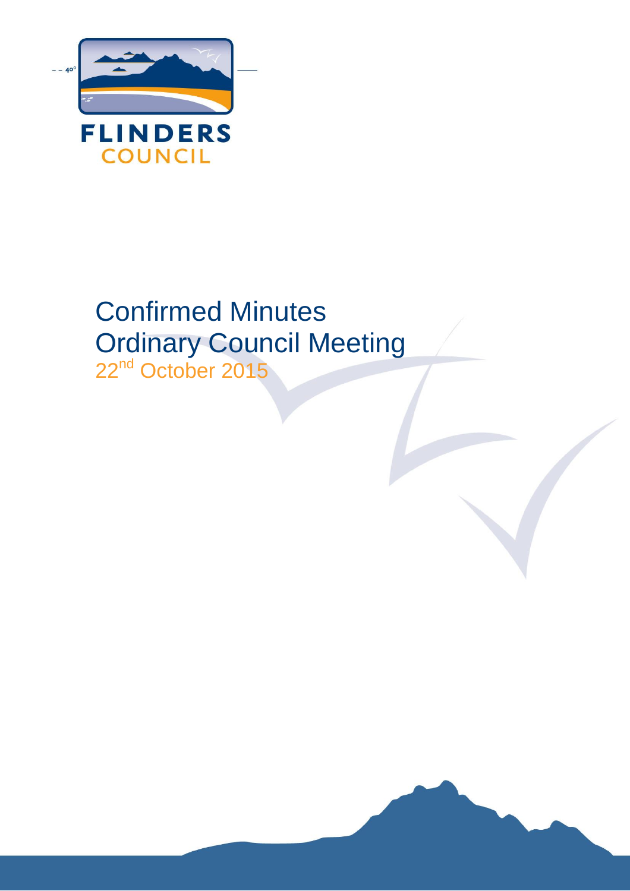FLINDERS
COUNCIL

# Confirmed Minutes
# Ordinary Council Meeting

22nd October 2015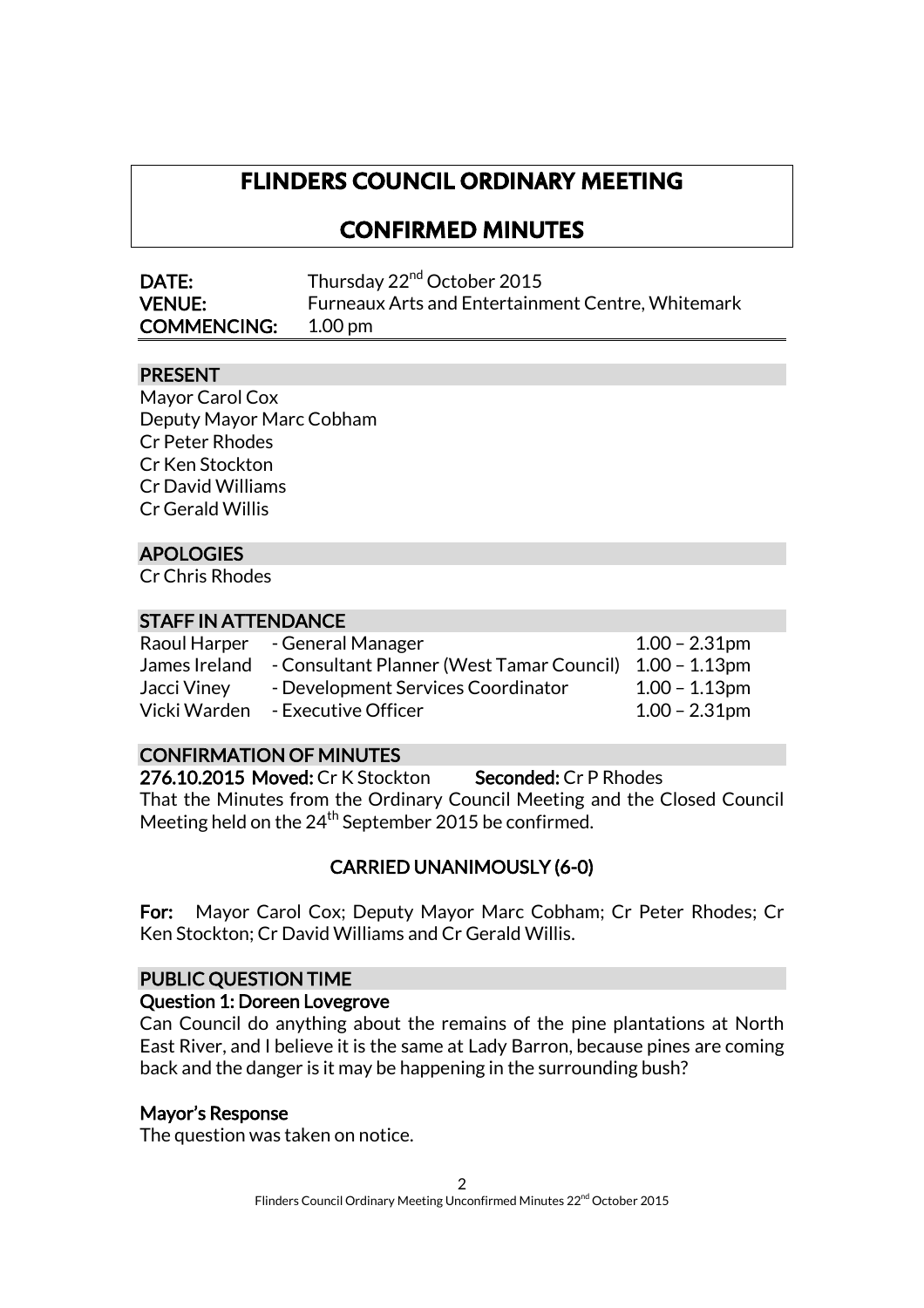# FLINDERS COUNCIL ORDINARY MEETING

# CONFIRMED MINUTES

**DATE:** Thursday 22nd October 2015
**VENUE:** Furneaux Arts and Entertainment Centre, Whitemark
**COMMENCING:** 1.00 pm

## PRESENT

Mayor Carol Cox
Deputy Mayor Marc Cobham
Cr Peter Rhodes
Cr Ken Stockton
Cr David Williams
Cr Gerald Willis

## APOLOGIES

Cr Chris Rhodes

## STAFF IN ATTENDANCE

| | | |
|---|---|---|
| Raoul Harper | - General Manager | 1.00 – 2.31pm |
| James Ireland | - Consultant Planner (West Tamar Council) | 1.00 – 1.13pm |
| Jacci Viney | - Development Services Coordinator | 1.00 – 1.13pm |
| Vicki Warden | - Executive Officer | 1.00 – 2.31pm |

## CONFIRMATION OF MINUTES

**276.10.2015 Moved:** Cr K Stockton **Seconded:** Cr P Rhodes

That the Minutes from the Ordinary Council Meeting and the Closed Council Meeting held on the 24th September 2015 be confirmed.

**CARRIED UNANIMOUSLY (6-0)**

**For:** Mayor Carol Cox; Deputy Mayor Marc Cobham; Cr Peter Rhodes; Cr Ken Stockton; Cr David Williams and Cr Gerald Willis.

## PUBLIC QUESTION TIME

### Question 1: Doreen Lovegrove

Can Council do anything about the remains of the pine plantations at North East River, and I believe it is the same at Lady Barron, because pines are coming back and the danger is it may be happening in the surrounding bush?

### Mayor's Response

The question was taken on notice.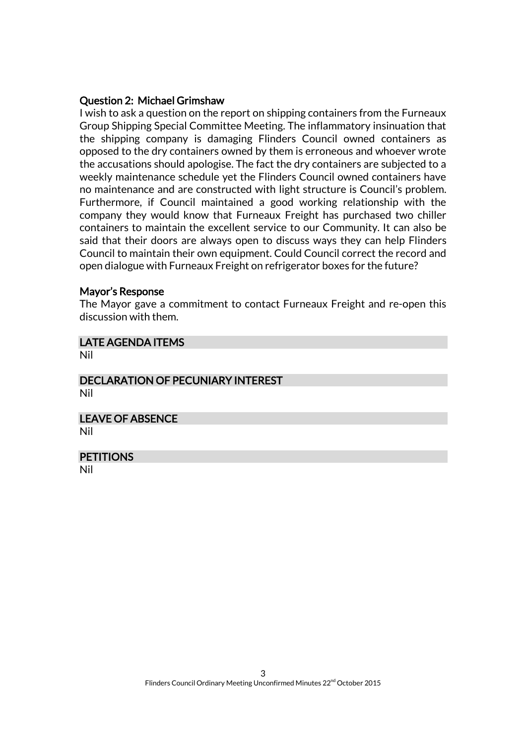### Question 2: Michael Grimshaw

I wish to ask a question on the report on shipping containers from the Furneaux Group Shipping Special Committee Meeting. The inflammatory insinuation that the shipping company is damaging Flinders Council owned containers as opposed to the dry containers owned by them is erroneous and whoever wrote the accusations should apologise. The fact the dry containers are subjected to a weekly maintenance schedule yet the Flinders Council owned containers have no maintenance and are constructed with light structure is Council's problem. Furthermore, if Council maintained a good working relationship with the company they would know that Furneaux Freight has purchased two chiller containers to maintain the excellent service to our Community. It can also be said that their doors are always open to discuss ways they can help Flinders Council to maintain their own equipment. Could Council correct the record and open dialogue with Furneaux Freight on refrigerator boxes for the future?

### Mayor's Response

The Mayor gave a commitment to contact Furneaux Freight and re-open this discussion with them.

## LATE AGENDA ITEMS

Nil

## DECLARATION OF PECUNIARY INTEREST

Nil

## LEAVE OF ABSENCE

Nil

## PETITIONS

Nil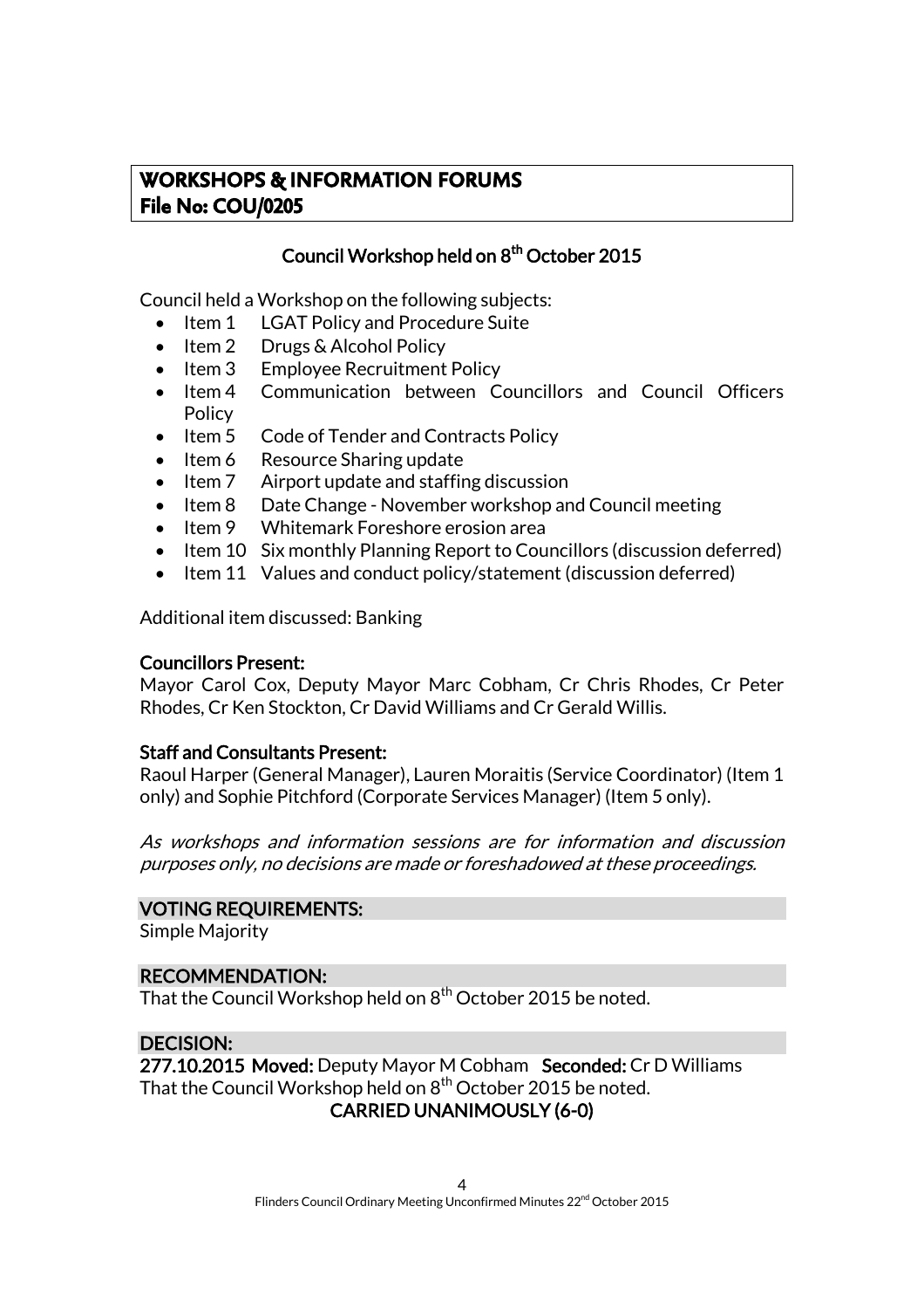## WORKSHOPS & INFORMATION FORUMS
## File No: COU/0205

### Council Workshop held on 8th October 2015

Council held a Workshop on the following subjects:

- Item 1 LGAT Policy and Procedure Suite
- Item 2 Drugs & Alcohol Policy
- Item 3 Employee Recruitment Policy
- Item 4 Communication between Councillors and Council Officers Policy
- Item 5 Code of Tender and Contracts Policy
- Item 6 Resource Sharing update
- Item 7 Airport update and staffing discussion
- Item 8 Date Change - November workshop and Council meeting
- Item 9 Whitemark Foreshore erosion area
- Item 10 Six monthly Planning Report to Councillors (discussion deferred)
- Item 11 Values and conduct policy/statement (discussion deferred)

Additional item discussed: Banking

**Councillors Present:**
Mayor Carol Cox, Deputy Mayor Marc Cobham, Cr Chris Rhodes, Cr Peter Rhodes, Cr Ken Stockton, Cr David Williams and Cr Gerald Willis.

**Staff and Consultants Present:**
Raoul Harper (General Manager), Lauren Moraitis (Service Coordinator) (Item 1 only) and Sophie Pitchford (Corporate Services Manager) (Item 5 only).

*As workshops and information sessions are for information and discussion purposes only, no decisions are made or foreshadowed at these proceedings.*

**VOTING REQUIREMENTS:**
Simple Majority

**RECOMMENDATION:**
That the Council Workshop held on 8th October 2015 be noted.

**DECISION:**
**277.10.2015 Moved:** Deputy Mayor M Cobham **Seconded:** Cr D Williams
That the Council Workshop held on 8th October 2015 be noted.

**CARRIED UNANIMOUSLY (6-0)**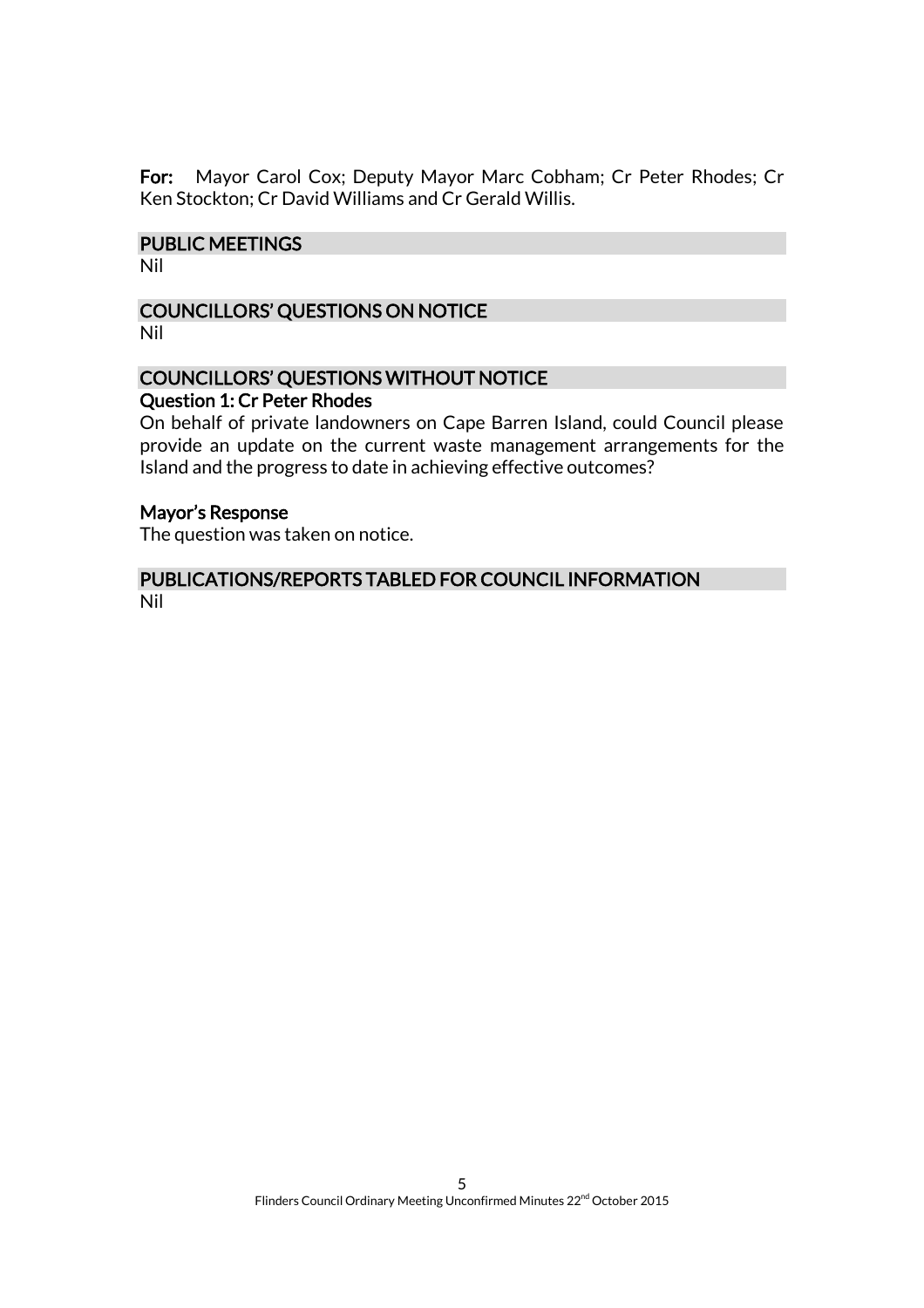**For:** Mayor Carol Cox; Deputy Mayor Marc Cobham; Cr Peter Rhodes; Cr Ken Stockton; Cr David Williams and Cr Gerald Willis.

## PUBLIC MEETINGS

Nil

## COUNCILLORS' QUESTIONS ON NOTICE

Nil

## COUNCILLORS' QUESTIONS WITHOUT NOTICE

### Question 1: Cr Peter Rhodes

On behalf of private landowners on Cape Barren Island, could Council please provide an update on the current waste management arrangements for the Island and the progress to date in achieving effective outcomes?

### Mayor's Response

The question was taken on notice.

## PUBLICATIONS/REPORTS TABLED FOR COUNCIL INFORMATION

Nil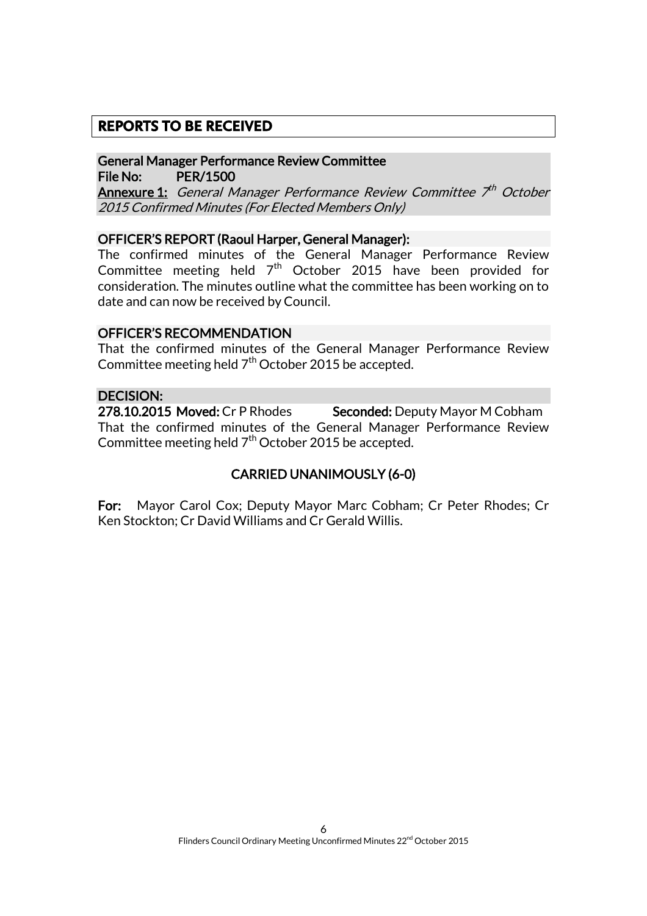## REPORTS TO BE RECEIVED

**General Manager Performance Review Committee**
**File No: PER/1500**
**Annexure 1:** *General Manager Performance Review Committee 7th October 2015 Confirmed Minutes (For Elected Members Only)*

**OFFICER'S REPORT (Raoul Harper, General Manager):**

The confirmed minutes of the General Manager Performance Review Committee meeting held 7th October 2015 have been provided for consideration. The minutes outline what the committee has been working on to date and can now be received by Council.

**OFFICER'S RECOMMENDATION**

That the confirmed minutes of the General Manager Performance Review Committee meeting held 7th October 2015 be accepted.

**DECISION:**

**278.10.2015 Moved:** Cr P Rhodes **Seconded:** Deputy Mayor M Cobham

That the confirmed minutes of the General Manager Performance Review Committee meeting held 7th October 2015 be accepted.

**CARRIED UNANIMOUSLY (6-0)**

**For:** Mayor Carol Cox; Deputy Mayor Marc Cobham; Cr Peter Rhodes; Cr Ken Stockton; Cr David Williams and Cr Gerald Willis.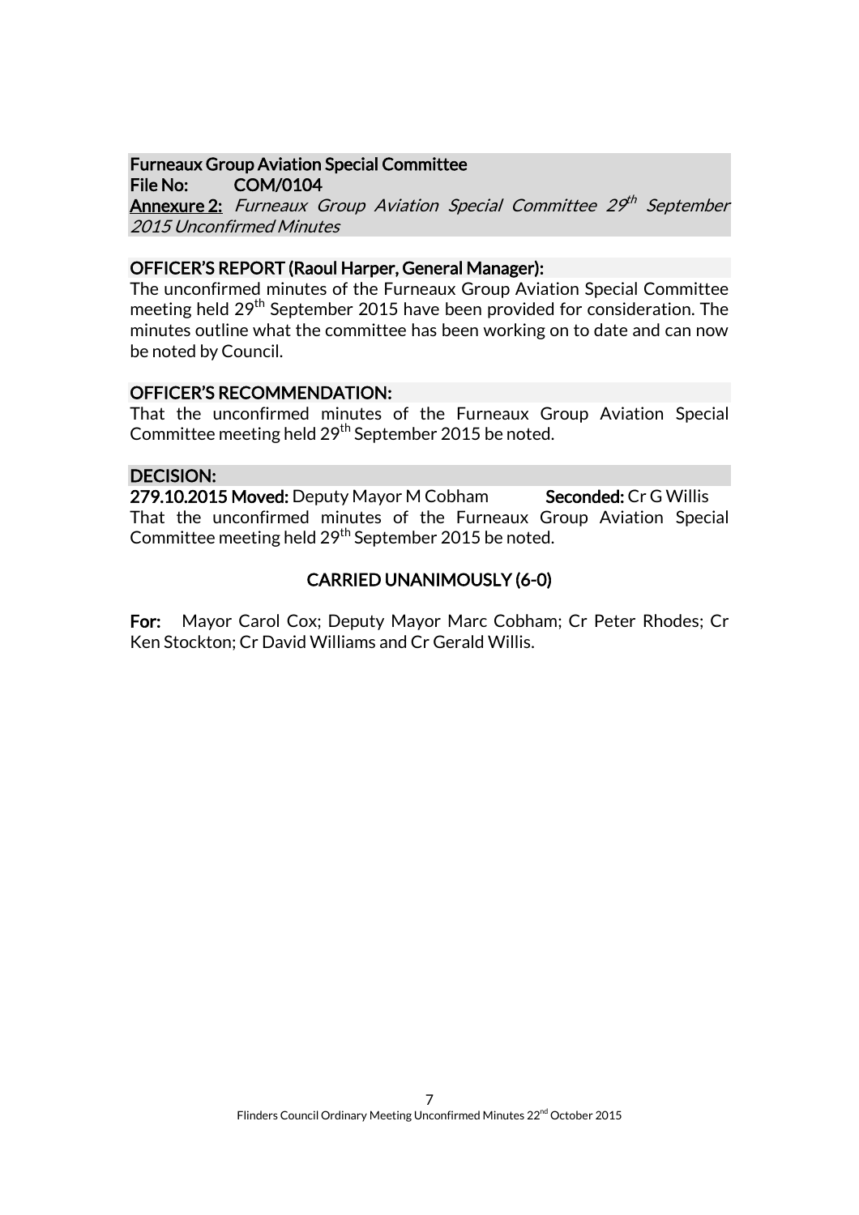**Furneaux Group Aviation Special Committee**
**File No: COM/0104**
**Annexure 2:** *Furneaux Group Aviation Special Committee 29th September 2015 Unconfirmed Minutes*

**OFFICER'S REPORT (Raoul Harper, General Manager):**

The unconfirmed minutes of the Furneaux Group Aviation Special Committee meeting held 29th September 2015 have been provided for consideration. The minutes outline what the committee has been working on to date and can now be noted by Council.

**OFFICER'S RECOMMENDATION:**

That the unconfirmed minutes of the Furneaux Group Aviation Special Committee meeting held 29th September 2015 be noted.

**DECISION:**

**279.10.2015 Moved:** Deputy Mayor M Cobham **Seconded:** Cr G Willis

That the unconfirmed minutes of the Furneaux Group Aviation Special Committee meeting held 29th September 2015 be noted.

**CARRIED UNANIMOUSLY (6-0)**

**For:** Mayor Carol Cox; Deputy Mayor Marc Cobham; Cr Peter Rhodes; Cr Ken Stockton; Cr David Williams and Cr Gerald Willis.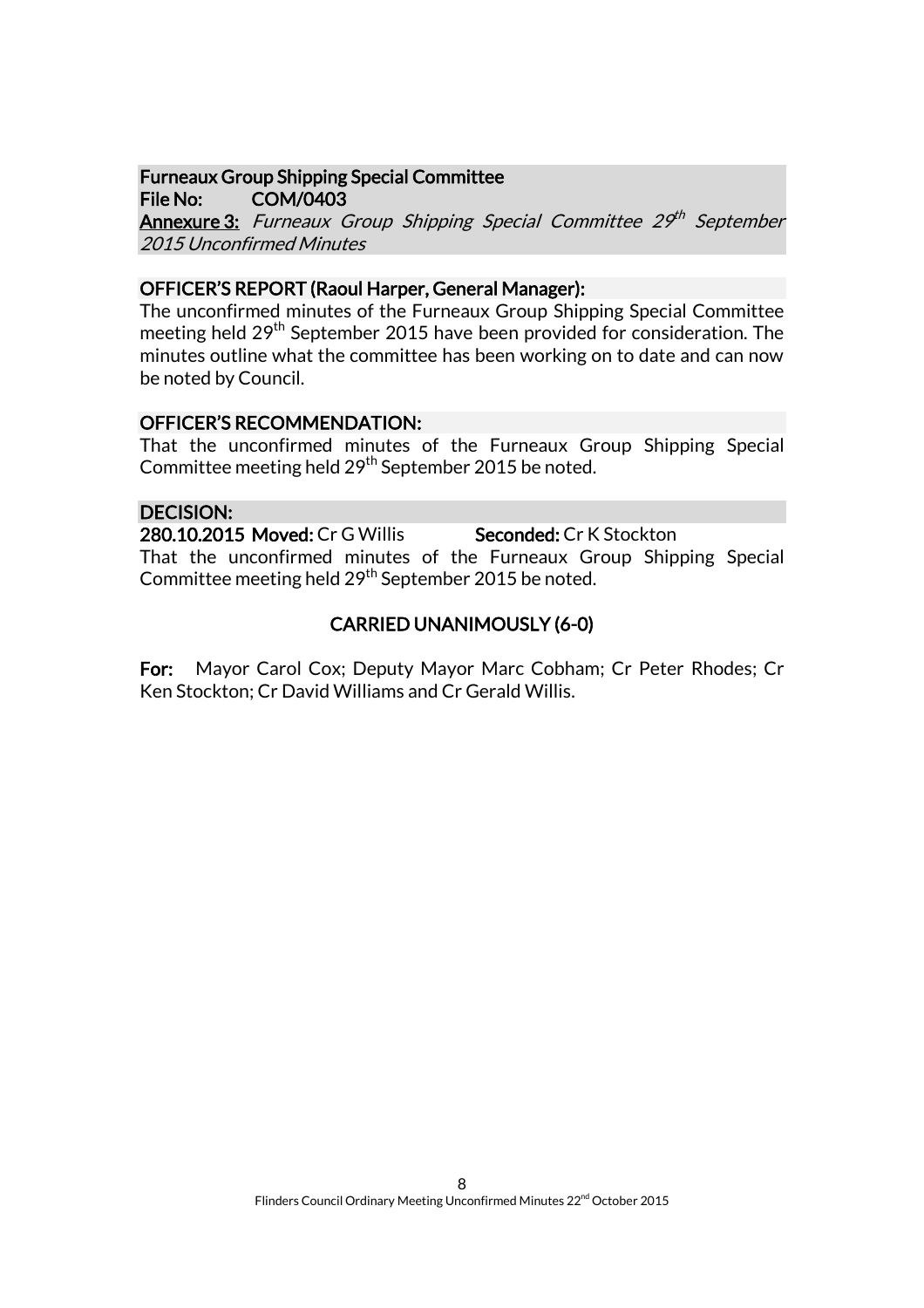**Furneaux Group Shipping Special Committee**
**File No:** **COM/0403**
**Annexure 3:** *Furneaux Group Shipping Special Committee 29th September 2015 Unconfirmed Minutes*

**OFFICER'S REPORT (Raoul Harper, General Manager):**

The unconfirmed minutes of the Furneaux Group Shipping Special Committee meeting held 29th September 2015 have been provided for consideration. The minutes outline what the committee has been working on to date and can now be noted by Council.

**OFFICER'S RECOMMENDATION:**

That the unconfirmed minutes of the Furneaux Group Shipping Special Committee meeting held 29th September 2015 be noted.

**DECISION:**

**280.10.2015 Moved:** Cr G Willis **Seconded:** Cr K Stockton

That the unconfirmed minutes of the Furneaux Group Shipping Special Committee meeting held 29th September 2015 be noted.

**CARRIED UNANIMOUSLY (6-0)**

**For:** Mayor Carol Cox; Deputy Mayor Marc Cobham; Cr Peter Rhodes; Cr Ken Stockton; Cr David Williams and Cr Gerald Willis.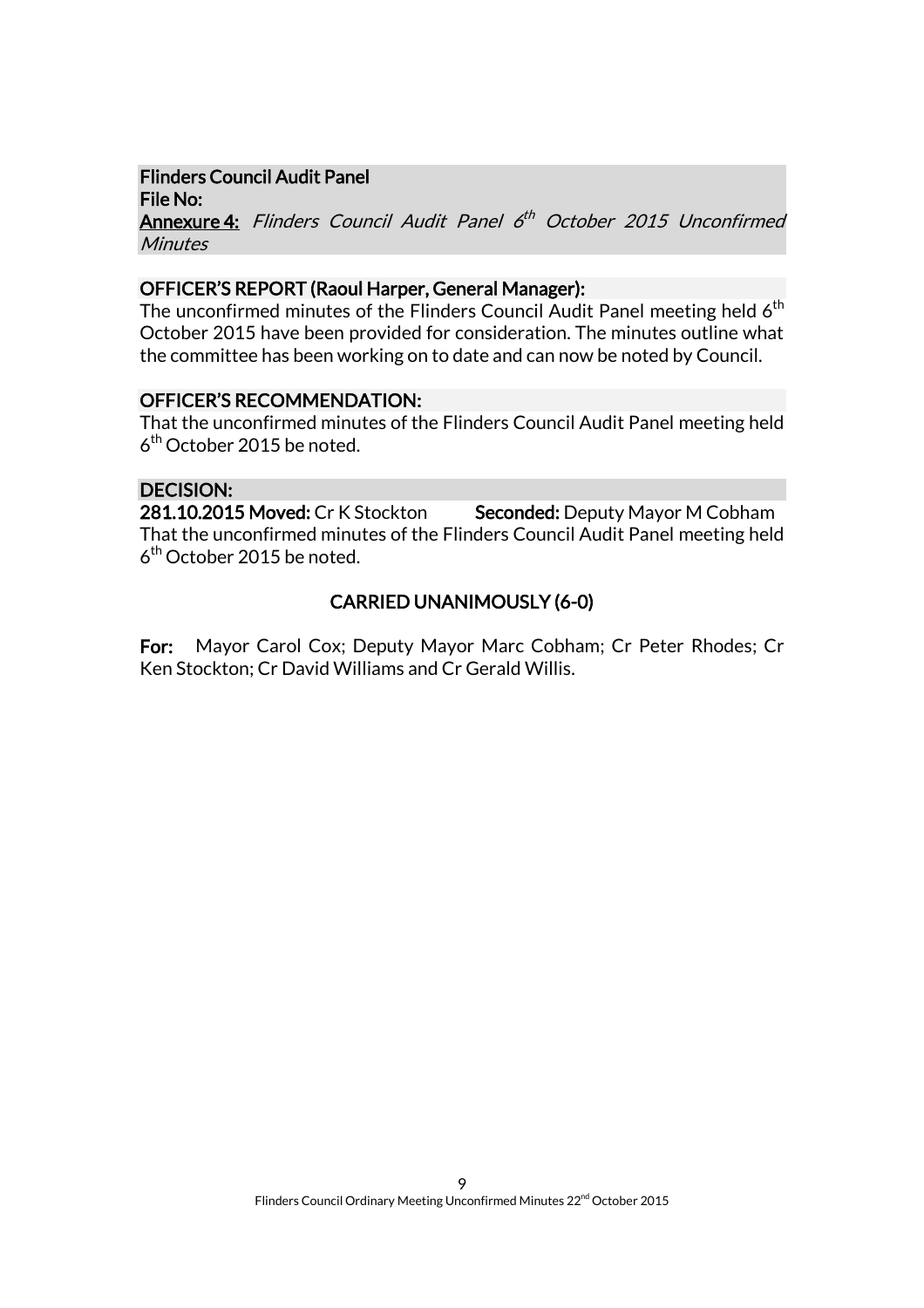**Flinders Council Audit Panel**
**File No:**
**Annexure 4:** *Flinders Council Audit Panel 6th October 2015 Unconfirmed Minutes*

**OFFICER'S REPORT (Raoul Harper, General Manager):**
The unconfirmed minutes of the Flinders Council Audit Panel meeting held 6th October 2015 have been provided for consideration. The minutes outline what the committee has been working on to date and can now be noted by Council.

**OFFICER'S RECOMMENDATION:**
That the unconfirmed minutes of the Flinders Council Audit Panel meeting held 6th October 2015 be noted.

**DECISION:**
**281.10.2015 Moved:** Cr K Stockton **Seconded:** Deputy Mayor M Cobham
That the unconfirmed minutes of the Flinders Council Audit Panel meeting held 6th October 2015 be noted.

**CARRIED UNANIMOUSLY (6-0)**

**For:** Mayor Carol Cox; Deputy Mayor Marc Cobham; Cr Peter Rhodes; Cr Ken Stockton; Cr David Williams and Cr Gerald Willis.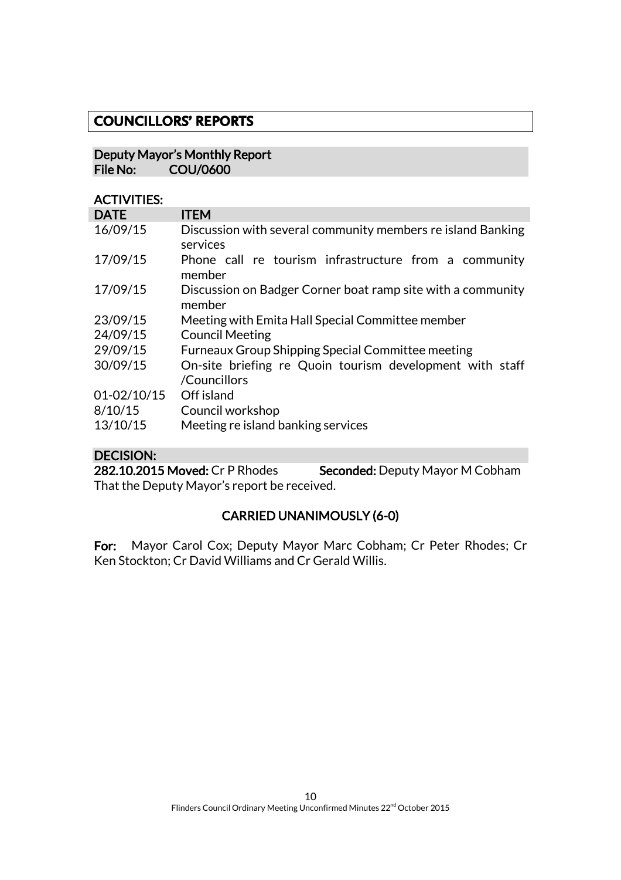# COUNCILLORS' REPORTS

## Deputy Mayor's Monthly Report
**File No: COU/0600**

**ACTIVITIES:**

| DATE | ITEM |
|---|---|
| 16/09/15 | Discussion with several community members re island Banking services |
| 17/09/15 | Phone call re tourism infrastructure from a community member |
| 17/09/15 | Discussion on Badger Corner boat ramp site with a community member |
| 23/09/15 | Meeting with Emita Hall Special Committee member |
| 24/09/15 | Council Meeting |
| 29/09/15 | Furneaux Group Shipping Special Committee meeting |
| 30/09/15 | On-site briefing re Quoin tourism development with staff /Councillors |
| 01-02/10/15 | Off island |
| 8/10/15 | Council workshop |
| 13/10/15 | Meeting re island banking services |

**DECISION:**

**282.10.2015 Moved:** Cr P Rhodes **Seconded:** Deputy Mayor M Cobham

That the Deputy Mayor's report be received.

**CARRIED UNANIMOUSLY (6-0)**

**For:** Mayor Carol Cox; Deputy Mayor Marc Cobham; Cr Peter Rhodes; Cr Ken Stockton; Cr David Williams and Cr Gerald Willis.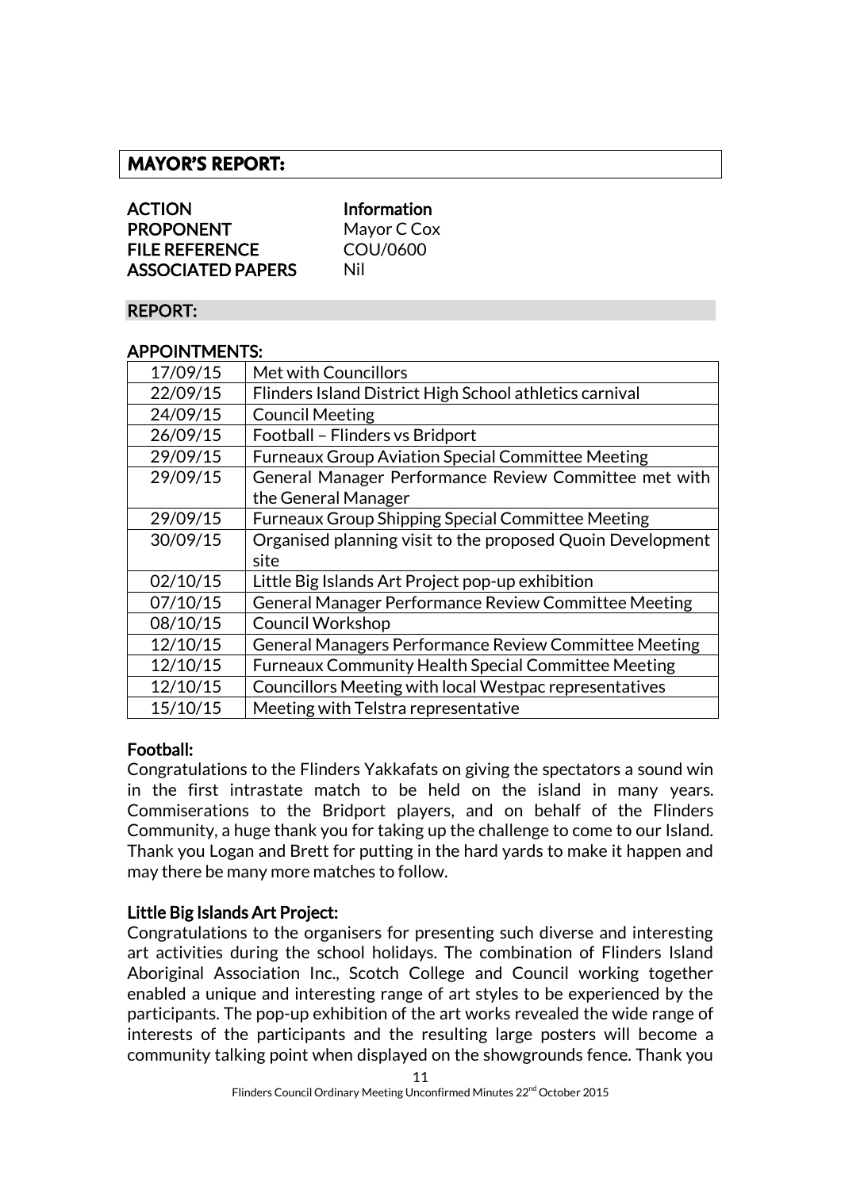## MAYOR'S REPORT:

**ACTION** **Information**
**PROPONENT** Mayor C Cox
**FILE REFERENCE** COU/0600
**ASSOCIATED PAPERS** Nil

### REPORT:

### APPOINTMENTS:

| | |
|---|---|
| 17/09/15 | Met with Councillors |
| 22/09/15 | Flinders Island District High School athletics carnival |
| 24/09/15 | Council Meeting |
| 26/09/15 | Football – Flinders vs Bridport |
| 29/09/15 | Furneaux Group Aviation Special Committee Meeting |
| 29/09/15 | General Manager Performance Review Committee met with the General Manager |
| 29/09/15 | Furneaux Group Shipping Special Committee Meeting |
| 30/09/15 | Organised planning visit to the proposed Quoin Development site |
| 02/10/15 | Little Big Islands Art Project pop-up exhibition |
| 07/10/15 | General Manager Performance Review Committee Meeting |
| 08/10/15 | Council Workshop |
| 12/10/15 | General Managers Performance Review Committee Meeting |
| 12/10/15 | Furneaux Community Health Special Committee Meeting |
| 12/10/15 | Councillors Meeting with local Westpac representatives |
| 15/10/15 | Meeting with Telstra representative |

**Football:**
Congratulations to the Flinders Yakkafats on giving the spectators a sound win in the first intrastate match to be held on the island in many years. Commiserations to the Bridport players, and on behalf of the Flinders Community, a huge thank you for taking up the challenge to come to our Island. Thank you Logan and Brett for putting in the hard yards to make it happen and may there be many more matches to follow.

**Little Big Islands Art Project:**
Congratulations to the organisers for presenting such diverse and interesting art activities during the school holidays. The combination of Flinders Island Aboriginal Association Inc., Scotch College and Council working together enabled a unique and interesting range of art styles to be experienced by the participants. The pop-up exhibition of the art works revealed the wide range of interests of the participants and the resulting large posters will become a community talking point when displayed on the showgrounds fence. Thank you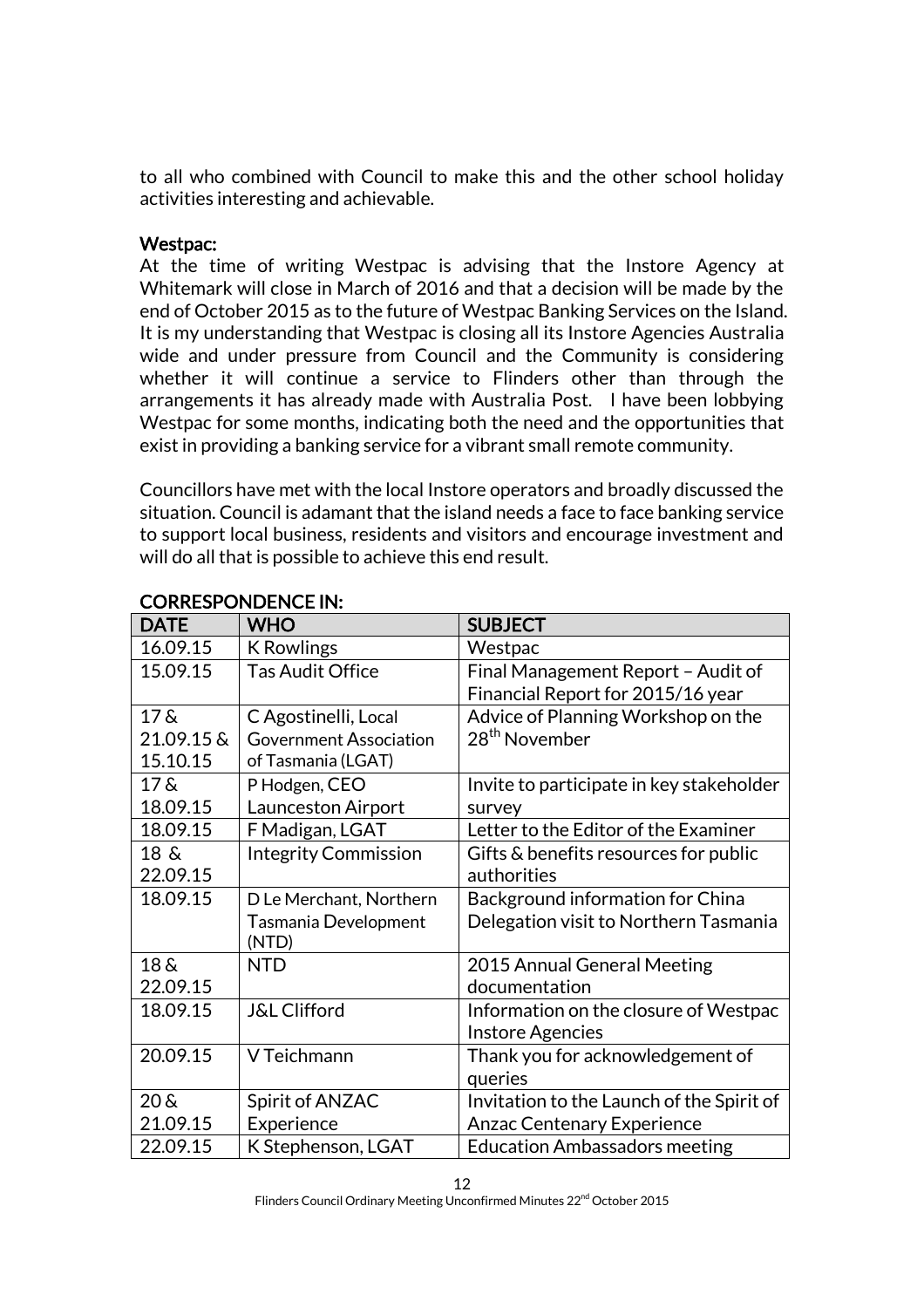to all who combined with Council to make this and the other school holiday activities interesting and achievable.

**Westpac:**

At the time of writing Westpac is advising that the Instore Agency at Whitemark will close in March of 2016 and that a decision will be made by the end of October 2015 as to the future of Westpac Banking Services on the Island. It is my understanding that Westpac is closing all its Instore Agencies Australia wide and under pressure from Council and the Community is considering whether it will continue a service to Flinders other than through the arrangements it has already made with Australia Post. I have been lobbying Westpac for some months, indicating both the need and the opportunities that exist in providing a banking service for a vibrant small remote community.

Councillors have met with the local Instore operators and broadly discussed the situation. Council is adamant that the island needs a face to face banking service to support local business, residents and visitors and encourage investment and will do all that is possible to achieve this end result.

**CORRESPONDENCE IN:**

| DATE | WHO | SUBJECT |
|---|---|---|
| 16.09.15 | K Rowlings | Westpac |
| 15.09.15 | Tas Audit Office | Final Management Report – Audit of Financial Report for 2015/16 year |
| 17 & 21.09.15 & 15.10.15 | C Agostinelli, Local Government Association of Tasmania (LGAT) | Advice of Planning Workshop on the 28th November |
| 17 & 18.09.15 | P Hodgen, CEO Launceston Airport | Invite to participate in key stakeholder survey |
| 18.09.15 | F Madigan, LGAT | Letter to the Editor of the Examiner |
| 18 & 22.09.15 | Integrity Commission | Gifts & benefits resources for public authorities |
| 18.09.15 | D Le Merchant, Northern Tasmania Development (NTD) | Background information for China Delegation visit to Northern Tasmania |
| 18 & 22.09.15 | NTD | 2015 Annual General Meeting documentation |
| 18.09.15 | J&L Clifford | Information on the closure of Westpac Instore Agencies |
| 20.09.15 | V Teichmann | Thank you for acknowledgement of queries |
| 20 & 21.09.15 | Spirit of ANZAC Experience | Invitation to the Launch of the Spirit of Anzac Centenary Experience |
| 22.09.15 | K Stephenson, LGAT | Education Ambassadors meeting |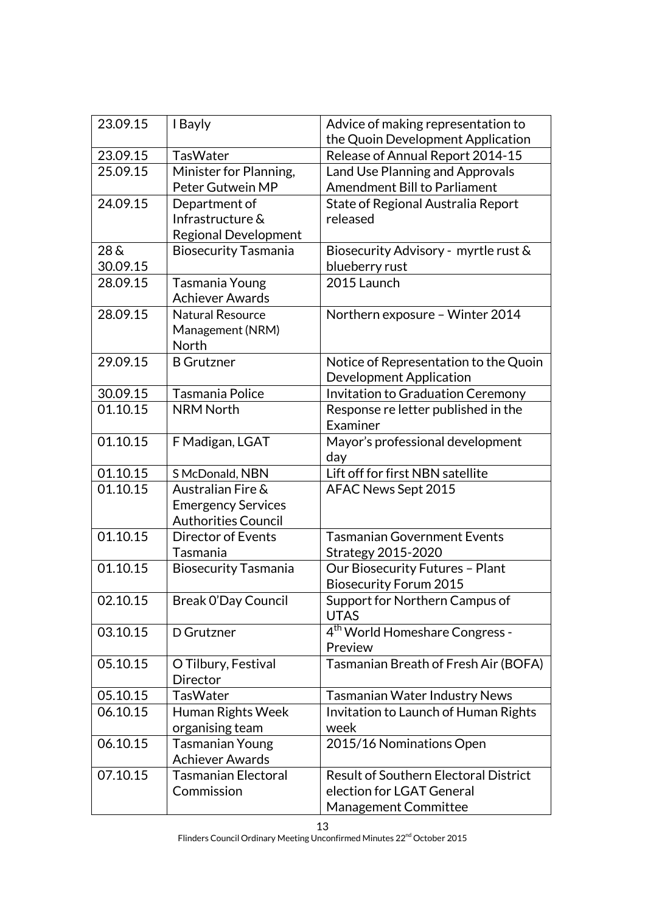| 23.09.15 | I Bayly | Advice of making representation to the Quoin Development Application |
|---|---|---|
| 23.09.15 | TasWater | Release of Annual Report 2014-15 |
| 25.09.15 | Minister for Planning, Peter Gutwein MP | Land Use Planning and Approvals Amendment Bill to Parliament |
| 24.09.15 | Department of Infrastructure & Regional Development | State of Regional Australia Report released |
| 28 & 30.09.15 | Biosecurity Tasmania | Biosecurity Advisory - myrtle rust & blueberry rust |
| 28.09.15 | Tasmania Young Achiever Awards | 2015 Launch |
| 28.09.15 | Natural Resource Management (NRM) North | Northern exposure – Winter 2014 |
| 29.09.15 | B Grutzner | Notice of Representation to the Quoin Development Application |
| 30.09.15 | Tasmania Police | Invitation to Graduation Ceremony |
| 01.10.15 | NRM North | Response re letter published in the Examiner |
| 01.10.15 | F Madigan, LGAT | Mayor's professional development day |
| 01.10.15 | S McDonald, NBN | Lift off for first NBN satellite |
| 01.10.15 | Australian Fire & Emergency Services Authorities Council | AFAC News Sept 2015 |
| 01.10.15 | Director of Events Tasmania | Tasmanian Government Events Strategy 2015-2020 |
| 01.10.15 | Biosecurity Tasmania | Our Biosecurity Futures – Plant Biosecurity Forum 2015 |
| 02.10.15 | Break 0'Day Council | Support for Northern Campus of UTAS |
| 03.10.15 | D Grutzner | 4th World Homeshare Congress - Preview |
| 05.10.15 | O Tilbury, Festival Director | Tasmanian Breath of Fresh Air (BOFA) |
| 05.10.15 | TasWater | Tasmanian Water Industry News |
| 06.10.15 | Human Rights Week organising team | Invitation to Launch of Human Rights week |
| 06.10.15 | Tasmanian Young Achiever Awards | 2015/16 Nominations Open |
| 07.10.15 | Tasmanian Electoral Commission | Result of Southern Electoral District election for LGAT General Management Committee |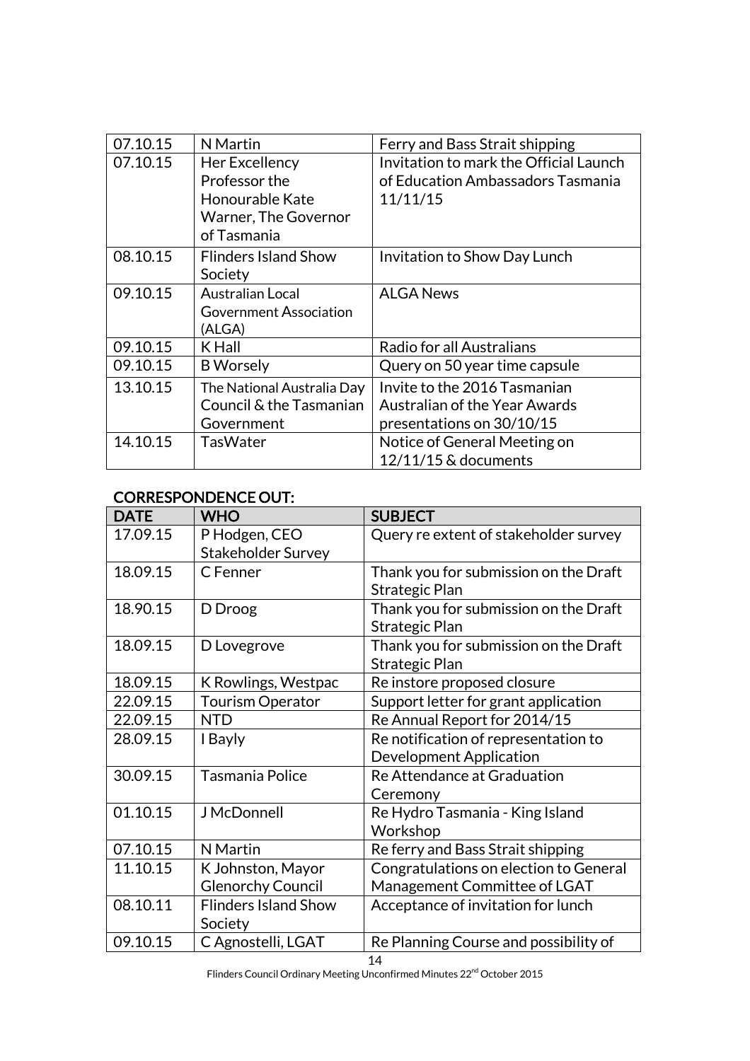| 07.10.15 | N Martin | Ferry and Bass Strait shipping |
|---|---|---|
| 07.10.15 | Her Excellency Professor the Honourable Kate Warner, The Governor of Tasmania | Invitation to mark the Official Launch of Education Ambassadors Tasmania 11/11/15 |
| 08.10.15 | Flinders Island Show Society | Invitation to Show Day Lunch |
| 09.10.15 | Australian Local Government Association (ALGA) | ALGA News |
| 09.10.15 | K Hall | Radio for all Australians |
| 09.10.15 | B Worsely | Query on 50 year time capsule |
| 13.10.15 | The National Australia Day Council & the Tasmanian Government | Invite to the 2016 Tasmanian Australian of the Year Awards presentations on 30/10/15 |
| 14.10.15 | TasWater | Notice of General Meeting on 12/11/15 & documents |

## CORRESPONDENCE OUT:

| DATE | WHO | SUBJECT |
|---|---|---|
| 17.09.15 | P Hodgen, CEO Stakeholder Survey | Query re extent of stakeholder survey |
| 18.09.15 | C Fenner | Thank you for submission on the Draft Strategic Plan |
| 18.90.15 | D Droog | Thank you for submission on the Draft Strategic Plan |
| 18.09.15 | D Lovegrove | Thank you for submission on the Draft Strategic Plan |
| 18.09.15 | K Rowlings, Westpac | Re instore proposed closure |
| 22.09.15 | Tourism Operator | Support letter for grant application |
| 22.09.15 | NTD | Re Annual Report for 2014/15 |
| 28.09.15 | I Bayly | Re notification of representation to Development Application |
| 30.09.15 | Tasmania Police | Re Attendance at Graduation Ceremony |
| 01.10.15 | J McDonnell | Re Hydro Tasmania - King Island Workshop |
| 07.10.15 | N Martin | Re ferry and Bass Strait shipping |
| 11.10.15 | K Johnston, Mayor Glenorchy Council | Congratulations on election to General Management Committee of LGAT |
| 08.10.11 | Flinders Island Show Society | Acceptance of invitation for lunch |
| 09.10.15 | C Agnostelli, LGAT | Re Planning Course and possibility of |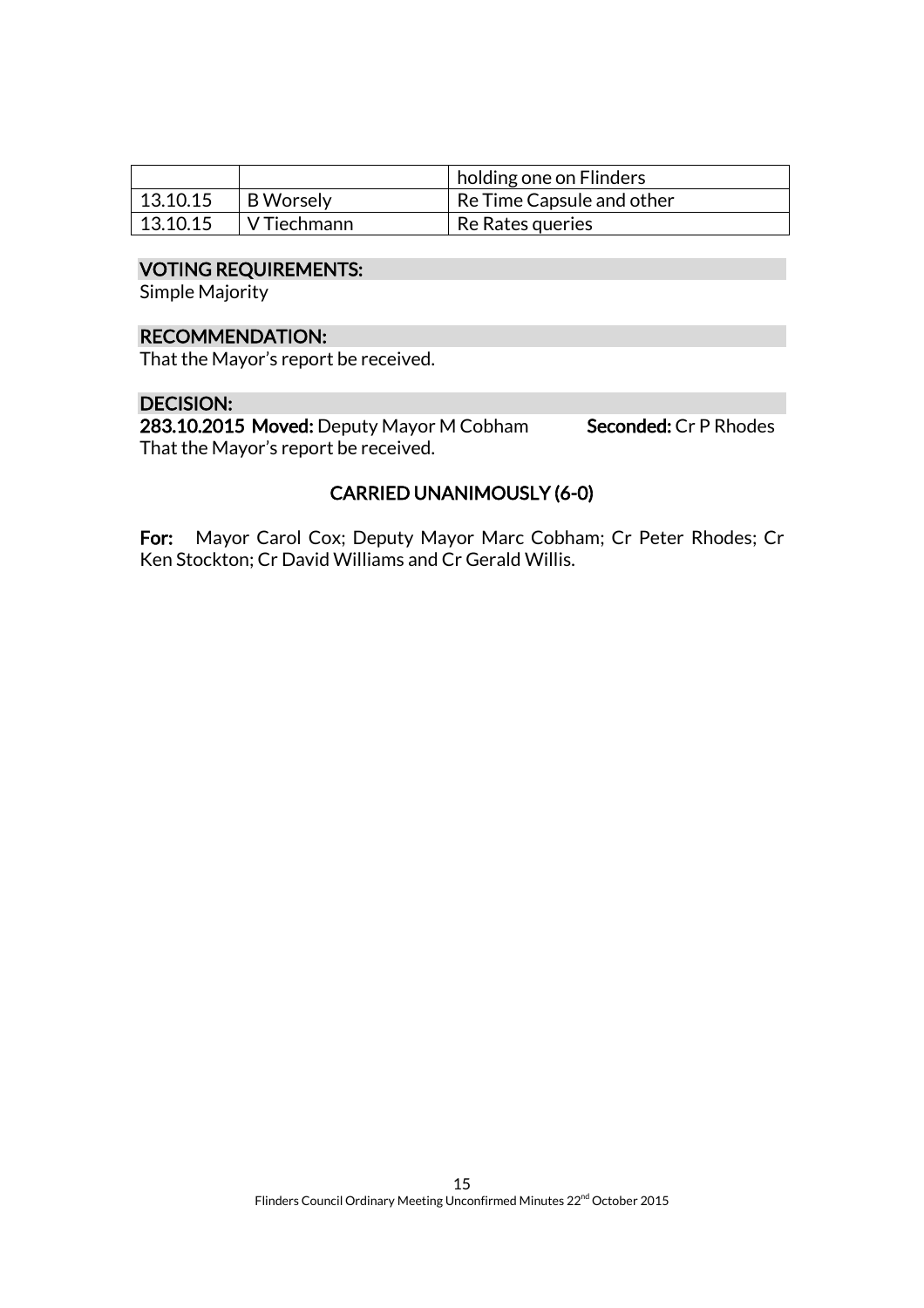| | | holding one on Flinders |
|---|---|---|
| 13.10.15 | B Worsely | Re Time Capsule and other |
| 13.10.15 | V Tiechmann | Re Rates queries |

## VOTING REQUIREMENTS:

Simple Majority

## RECOMMENDATION:

That the Mayor's report be received.

## DECISION:

**283.10.2015 Moved:** Deputy Mayor M Cobham **Seconded:** Cr P Rhodes

That the Mayor's report be received.

**CARRIED UNANIMOUSLY (6-0)**

**For:** Mayor Carol Cox; Deputy Mayor Marc Cobham; Cr Peter Rhodes; Cr Ken Stockton; Cr David Williams and Cr Gerald Willis.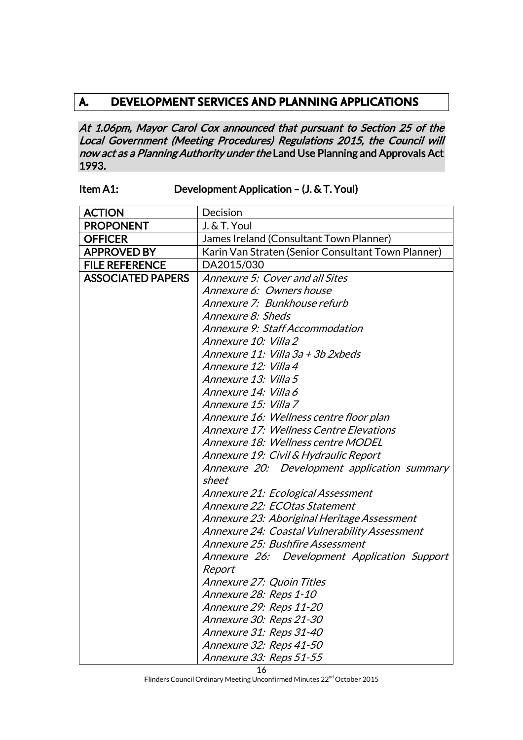## A. DEVELOPMENT SERVICES AND PLANNING APPLICATIONS

***At 1.06pm, Mayor Carol Cox announced that pursuant to Section 25 of the Local Government (Meeting Procedures) Regulations 2015, the Council will now act as a Planning Authority under the* Land Use Planning and Approvals Act 1993.**

**Item A1: Development Application – (J. & T. Youl)**

| **ACTION** | Decision |
|---|---|
| **PROPONENT** | J. & T. Youl |
| **OFFICER** | James Ireland (Consultant Town Planner) |
| **APPROVED BY** | Karin Van Straten (Senior Consultant Town Planner) |
| **FILE REFERENCE** | DA2015/030 |
| **ASSOCIATED PAPERS** | *Annexure 5: Cover and all Sites*<br>*Annexure 6: Owners house*<br>*Annexure 7: Bunkhouse refurb*<br>*Annexure 8: Sheds*<br>*Annexure 9: Staff Accommodation*<br>*Annexure 10: Villa 2*<br>*Annexure 11: Villa 3a + 3b 2xbeds*<br>*Annexure 12: Villa 4*<br>*Annexure 13: Villa 5*<br>*Annexure 14: Villa 6*<br>*Annexure 15: Villa 7*<br>*Annexure 16: Wellness centre floor plan*<br>*Annexure 17: Wellness Centre Elevations*<br>*Annexure 18: Wellness centre MODEL*<br>*Annexure 19: Civil & Hydraulic Report*<br>*Annexure 20: Development application summary sheet*<br>*Annexure 21: Ecological Assessment*<br>*Annexure 22: ECOtas Statement*<br>*Annexure 23: Aboriginal Heritage Assessment*<br>*Annexure 24: Coastal Vulnerability Assessment*<br>*Annexure 25: Bushfire Assessment*<br>*Annexure 26: Development Application Support Report*<br>*Annexure 27: Quoin Titles*<br>*Annexure 28: Reps 1-10*<br>*Annexure 29: Reps 11-20*<br>*Annexure 30: Reps 21-30*<br>*Annexure 31: Reps 31-40*<br>*Annexure 32: Reps 41-50*<br>*Annexure 33: Reps 51-55* |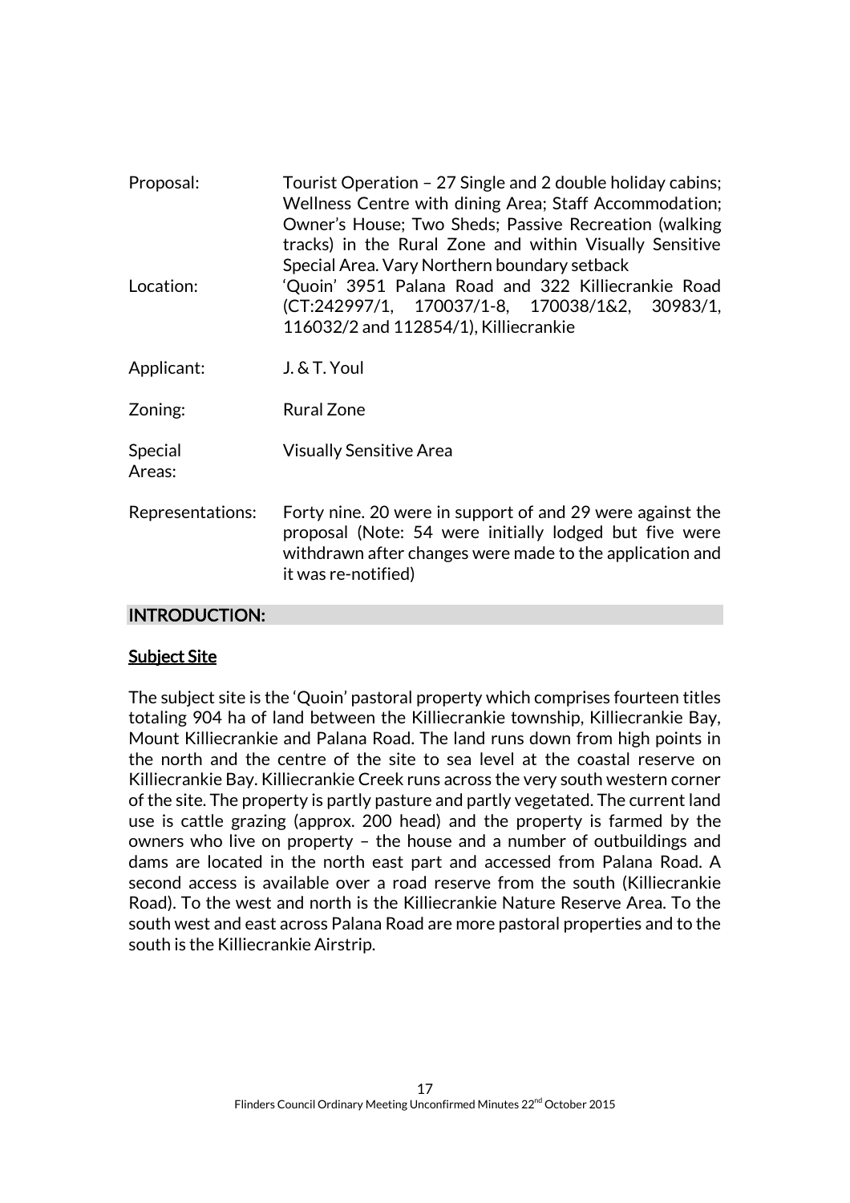| | |
|---|---|
| Proposal: | Tourist Operation – 27 Single and 2 double holiday cabins; Wellness Centre with dining Area; Staff Accommodation; Owner's House; Two Sheds; Passive Recreation (walking tracks) in the Rural Zone and within Visually Sensitive Special Area. Vary Northern boundary setback |
| Location: | 'Quoin' 3951 Palana Road and 322 Killiecrankie Road (CT:242997/1, 170037/1-8, 170038/1&2, 30983/1, 116032/2 and 112854/1), Killiecrankie |
| Applicant: | J. & T. Youl |
| Zoning: | Rural Zone |
| Special Areas: | Visually Sensitive Area |
| Representations: | Forty nine. 20 were in support of and 29 were against the proposal (Note: 54 were initially lodged but five were withdrawn after changes were made to the application and it was re-notified) |

## INTRODUCTION:

### Subject Site

The subject site is the 'Quoin' pastoral property which comprises fourteen titles totaling 904 ha of land between the Killiecrankie township, Killiecrankie Bay, Mount Killiecrankie and Palana Road. The land runs down from high points in the north and the centre of the site to sea level at the coastal reserve on Killiecrankie Bay. Killiecrankie Creek runs across the very south western corner of the site. The property is partly pasture and partly vegetated. The current land use is cattle grazing (approx. 200 head) and the property is farmed by the owners who live on property – the house and a number of outbuildings and dams are located in the north east part and accessed from Palana Road. A second access is available over a road reserve from the south (Killiecrankie Road). To the west and north is the Killiecrankie Nature Reserve Area. To the south west and east across Palana Road are more pastoral properties and to the south is the Killiecrankie Airstrip.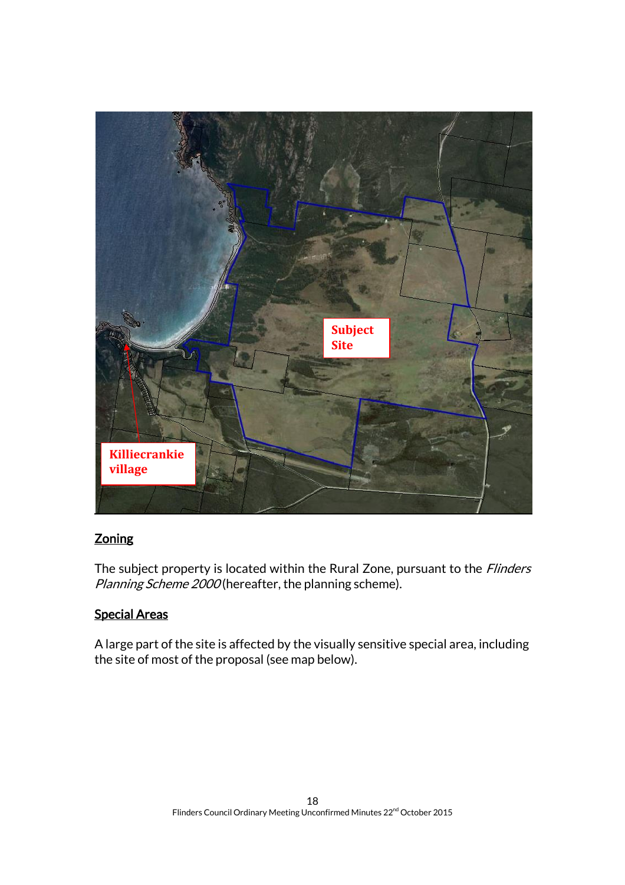Subject Site

Killiecrankie village

## Zoning

The subject property is located within the Rural Zone, pursuant to the *Flinders Planning Scheme 2000* (hereafter, the planning scheme).

## Special Areas

A large part of the site is affected by the visually sensitive special area, including the site of most of the proposal (see map below).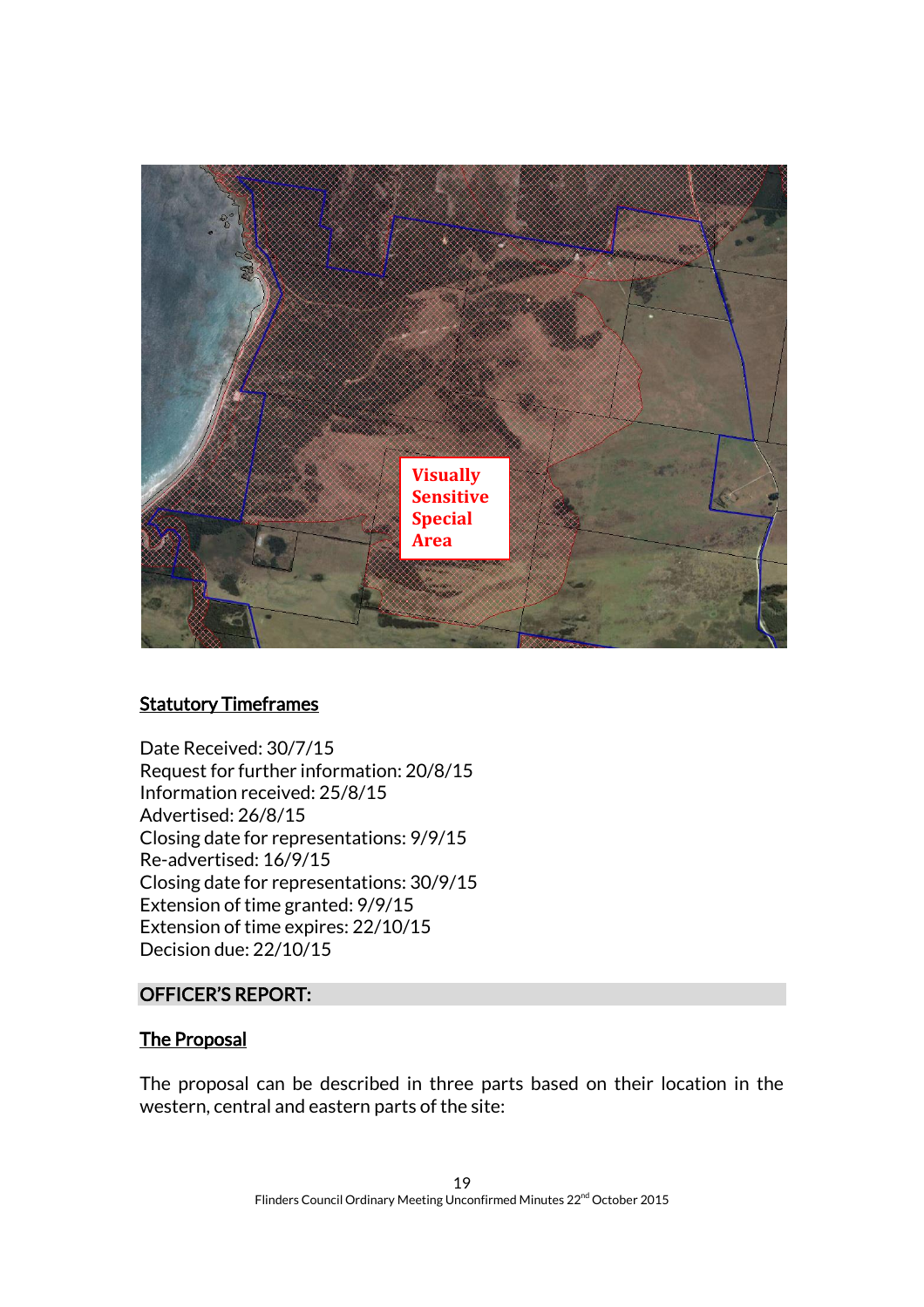## Statutory Timeframes

Date Received: 30/7/15
Request for further information: 20/8/15
Information received: 25/8/15
Advertised: 26/8/15
Closing date for representations: 9/9/15
Re-advertised: 16/9/15
Closing date for representations: 30/9/15
Extension of time granted: 9/9/15
Extension of time expires: 22/10/15
Decision due: 22/10/15

## OFFICER'S REPORT:

### The Proposal

The proposal can be described in three parts based on their location in the western, central and eastern parts of the site: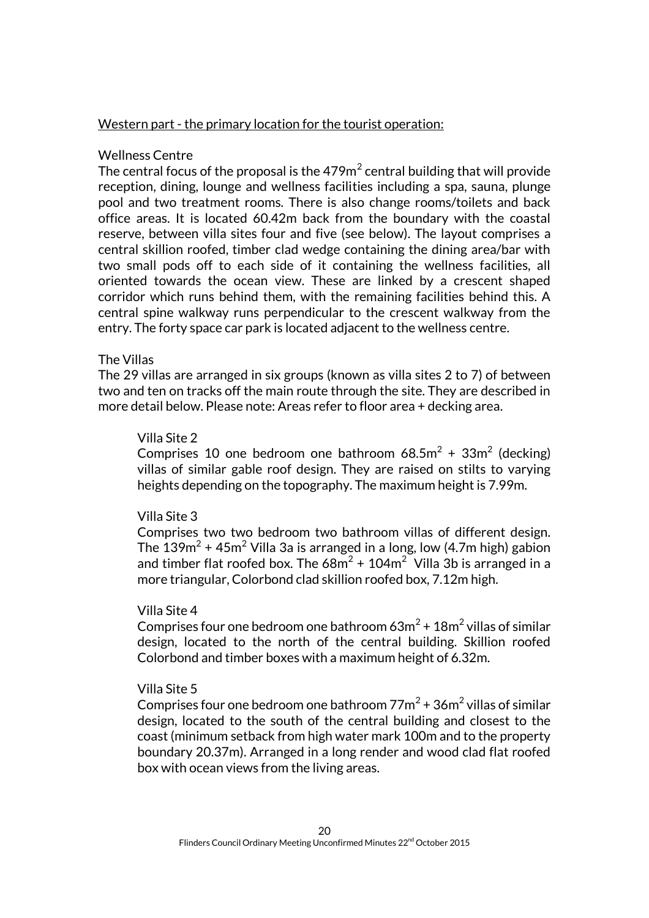Western part - the primary location for the tourist operation:

Wellness Centre

The central focus of the proposal is the 479m$^2$ central building that will provide reception, dining, lounge and wellness facilities including a spa, sauna, plunge pool and two treatment rooms. There is also change rooms/toilets and back office areas. It is located 60.42m back from the boundary with the coastal reserve, between villa sites four and five (see below). The layout comprises a central skillion roofed, timber clad wedge containing the dining area/bar with two small pods off to each side of it containing the wellness facilities, all oriented towards the ocean view. These are linked by a crescent shaped corridor which runs behind them, with the remaining facilities behind this. A central spine walkway runs perpendicular to the crescent walkway from the entry. The forty space car park is located adjacent to the wellness centre.

The Villas

The 29 villas are arranged in six groups (known as villa sites 2 to 7) of between two and ten on tracks off the main route through the site. They are described in more detail below. Please note: Areas refer to floor area + decking area.

Villa Site 2

Comprises 10 one bedroom one bathroom 68.5m$^2$ + 33m$^2$ (decking) villas of similar gable roof design. They are raised on stilts to varying heights depending on the topography. The maximum height is 7.99m.

Villa Site 3

Comprises two two bedroom two bathroom villas of different design. The 139m$^2$ + 45m$^2$ Villa 3a is arranged in a long, low (4.7m high) gabion and timber flat roofed box. The 68m$^2$ + 104m$^2$ Villa 3b is arranged in a more triangular, Colorbond clad skillion roofed box, 7.12m high.

Villa Site 4

Comprises four one bedroom one bathroom 63m$^2$ + 18m$^2$ villas of similar design, located to the north of the central building. Skillion roofed Colorbond and timber boxes with a maximum height of 6.32m.

Villa Site 5

Comprises four one bedroom one bathroom 77m$^2$ + 36m$^2$ villas of similar design, located to the south of the central building and closest to the coast (minimum setback from high water mark 100m and to the property boundary 20.37m). Arranged in a long render and wood clad flat roofed box with ocean views from the living areas.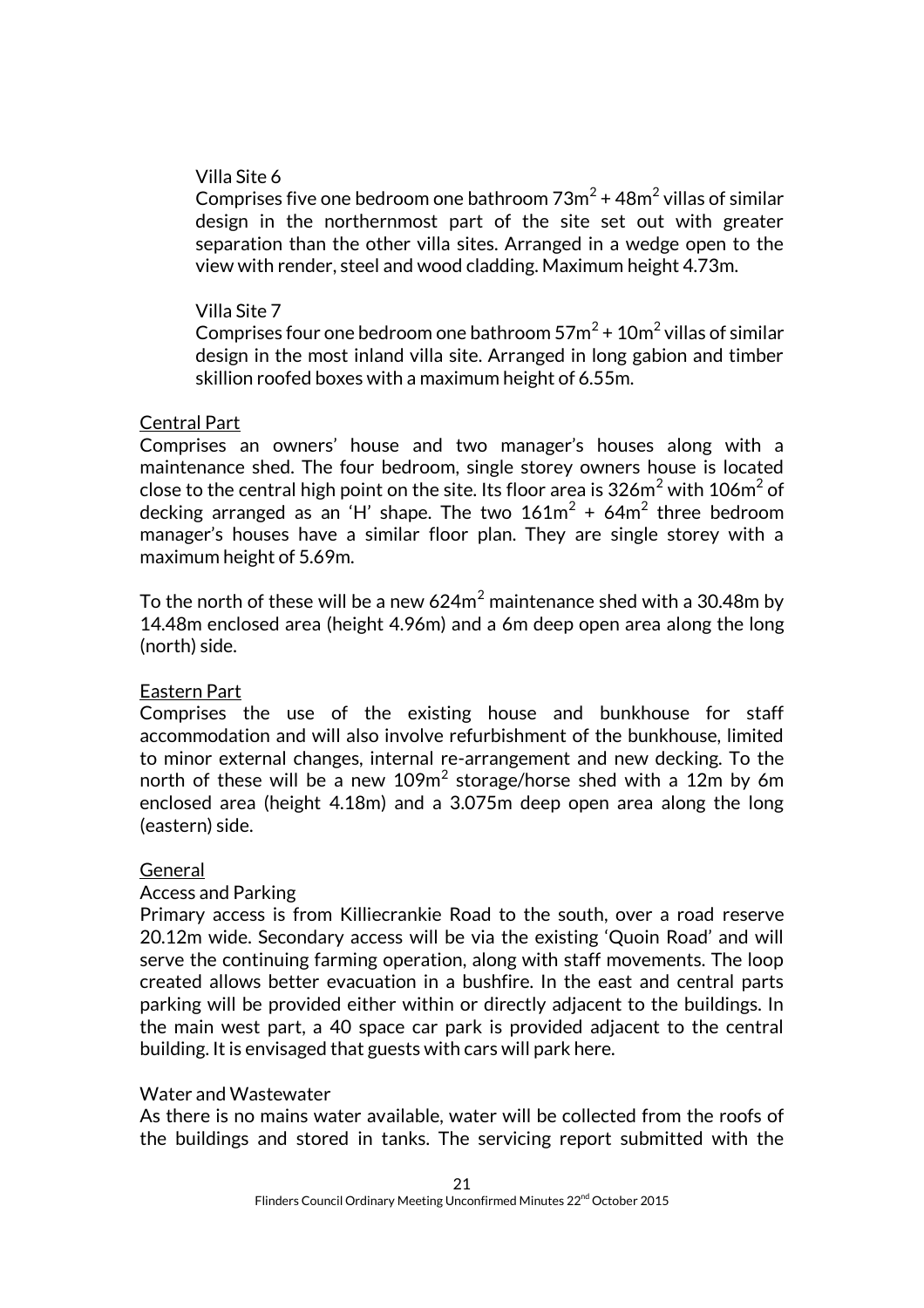Villa Site 6

Comprises five one bedroom one bathroom $73m^2$ + $48m^2$ villas of similar design in the northernmost part of the site set out with greater separation than the other villa sites. Arranged in a wedge open to the view with render, steel and wood cladding. Maximum height 4.73m.

Villa Site 7

Comprises four one bedroom one bathroom $57m^2$ + $10m^2$ villas of similar design in the most inland villa site. Arranged in long gabion and timber skillion roofed boxes with a maximum height of 6.55m.

Central Part

Comprises an owners' house and two manager's houses along with a maintenance shed. The four bedroom, single storey owners house is located close to the central high point on the site. Its floor area is $326m^2$ with $106m^2$ of decking arranged as an 'H' shape. The two $161m^2$ + $64m^2$ three bedroom manager's houses have a similar floor plan. They are single storey with a maximum height of 5.69m.

To the north of these will be a new $624m^2$ maintenance shed with a 30.48m by 14.48m enclosed area (height 4.96m) and a 6m deep open area along the long (north) side.

Eastern Part

Comprises the use of the existing house and bunkhouse for staff accommodation and will also involve refurbishment of the bunkhouse, limited to minor external changes, internal re-arrangement and new decking. To the north of these will be a new $109m^2$ storage/horse shed with a 12m by 6m enclosed area (height 4.18m) and a 3.075m deep open area along the long (eastern) side.

General

Access and Parking

Primary access is from Killiecrankie Road to the south, over a road reserve 20.12m wide. Secondary access will be via the existing 'Quoin Road' and will serve the continuing farming operation, along with staff movements. The loop created allows better evacuation in a bushfire. In the east and central parts parking will be provided either within or directly adjacent to the buildings. In the main west part, a 40 space car park is provided adjacent to the central building. It is envisaged that guests with cars will park here.

Water and Wastewater

As there is no mains water available, water will be collected from the roofs of the buildings and stored in tanks. The servicing report submitted with the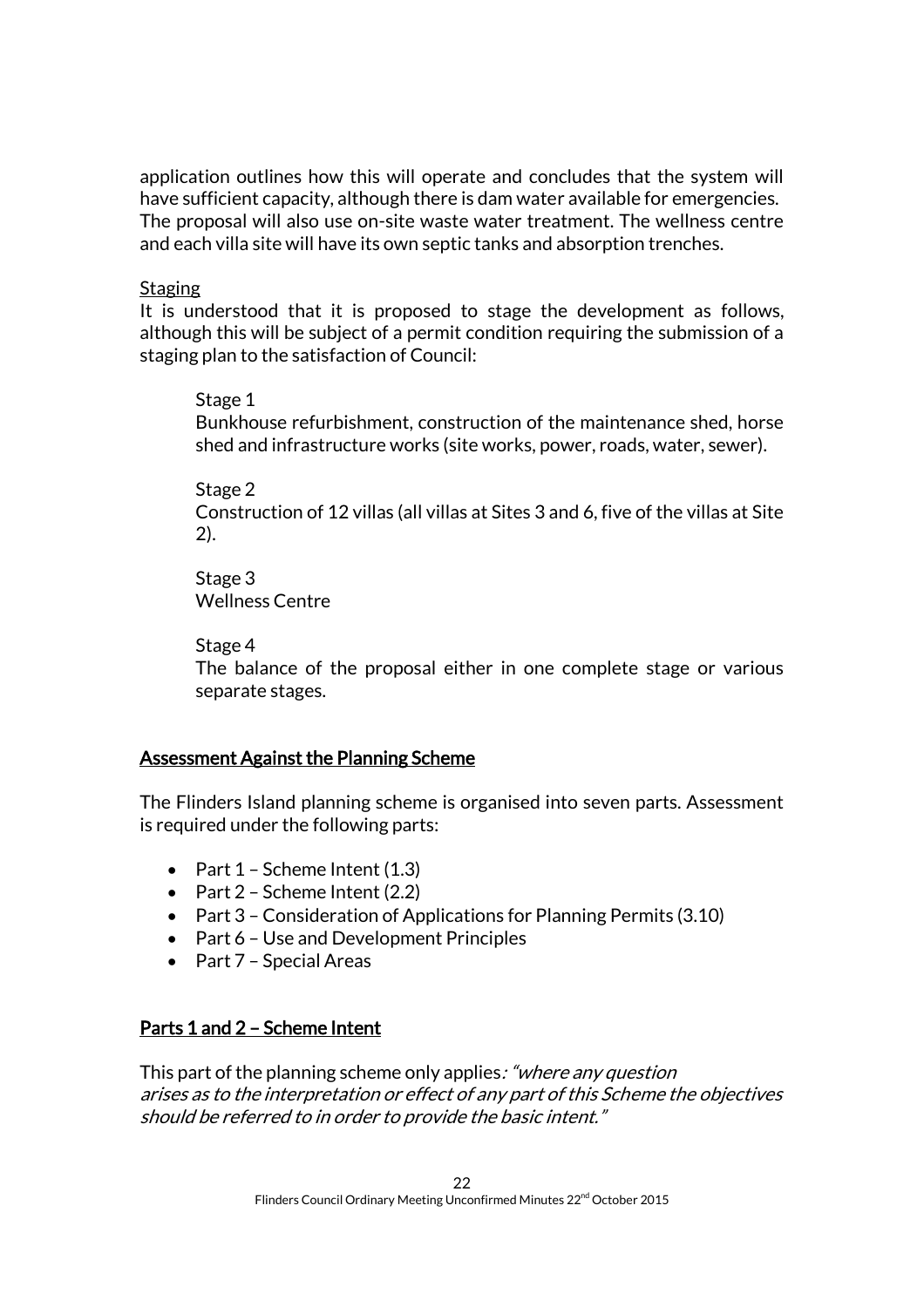application outlines how this will operate and concludes that the system will have sufficient capacity, although there is dam water available for emergencies. The proposal will also use on-site waste water treatment. The wellness centre and each villa site will have its own septic tanks and absorption trenches.

Staging

It is understood that it is proposed to stage the development as follows, although this will be subject of a permit condition requiring the submission of a staging plan to the satisfaction of Council:

> Stage 1
> Bunkhouse refurbishment, construction of the maintenance shed, horse shed and infrastructure works (site works, power, roads, water, sewer).
>
> Stage 2
> Construction of 12 villas (all villas at Sites 3 and 6, five of the villas at Site 2).
>
> Stage 3
> Wellness Centre
>
> Stage 4
> The balance of the proposal either in one complete stage or various separate stages.

## Assessment Against the Planning Scheme

The Flinders Island planning scheme is organised into seven parts. Assessment is required under the following parts:

- Part 1 – Scheme Intent (1.3)
- Part 2 – Scheme Intent (2.2)
- Part 3 – Consideration of Applications for Planning Permits (3.10)
- Part 6 – Use and Development Principles
- Part 7 – Special Areas

## Parts 1 and 2 – Scheme Intent

This part of the planning scheme only applies*: "where any question arises as to the interpretation or effect of any part of this Scheme the objectives should be referred to in order to provide the basic intent."*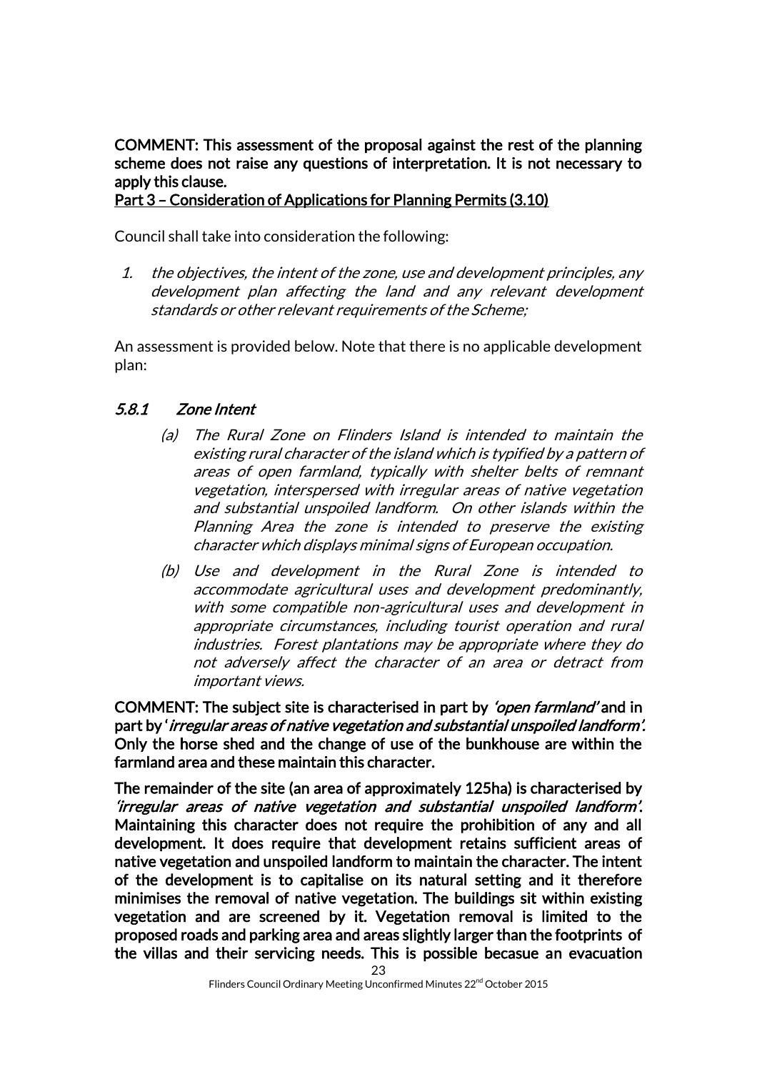**COMMENT: This assessment of the proposal against the rest of the planning scheme does not raise any questions of interpretation. It is not necessary to apply this clause.**

**Part 3 – Consideration of Applications for Planning Permits (3.10)**

Council shall take into consideration the following:

1. *the objectives, the intent of the zone, use and development principles, any development plan affecting the land and any relevant development standards or other relevant requirements of the Scheme;*

An assessment is provided below. Note that there is no applicable development plan:

### *5.8.1 Zone Intent*

(a) *The Rural Zone on Flinders Island is intended to maintain the existing rural character of the island which is typified by a pattern of areas of open farmland, typically with shelter belts of remnant vegetation, interspersed with irregular areas of native vegetation and substantial unspoiled landform. On other islands within the Planning Area the zone is intended to preserve the existing character which displays minimal signs of European occupation.*

(b) *Use and development in the Rural Zone is intended to accommodate agricultural uses and development predominantly, with some compatible non-agricultural uses and development in appropriate circumstances, including tourist operation and rural industries. Forest plantations may be appropriate where they do not adversely affect the character of an area or detract from important views.*

**COMMENT: The subject site is characterised in part by *'open farmland'* and in part by *'irregular areas of native vegetation and substantial unspoiled landform'*. Only the horse shed and the change of use of the bunkhouse are within the farmland area and these maintain this character.**

**The remainder of the site (an area of approximately 125ha) is characterised by *'irregular areas of native vegetation and substantial unspoiled landform'*. Maintaining this character does not require the prohibition of any and all development. It does require that development retains sufficient areas of native vegetation and unspoiled landform to maintain the character. The intent of the development is to capitalise on its natural setting and it therefore minimises the removal of native vegetation. The buildings sit within existing vegetation and are screened by it. Vegetation removal is limited to the proposed roads and parking area and areas slightly larger than the footprints of the villas and their servicing needs. This is possible becasue an evacuation**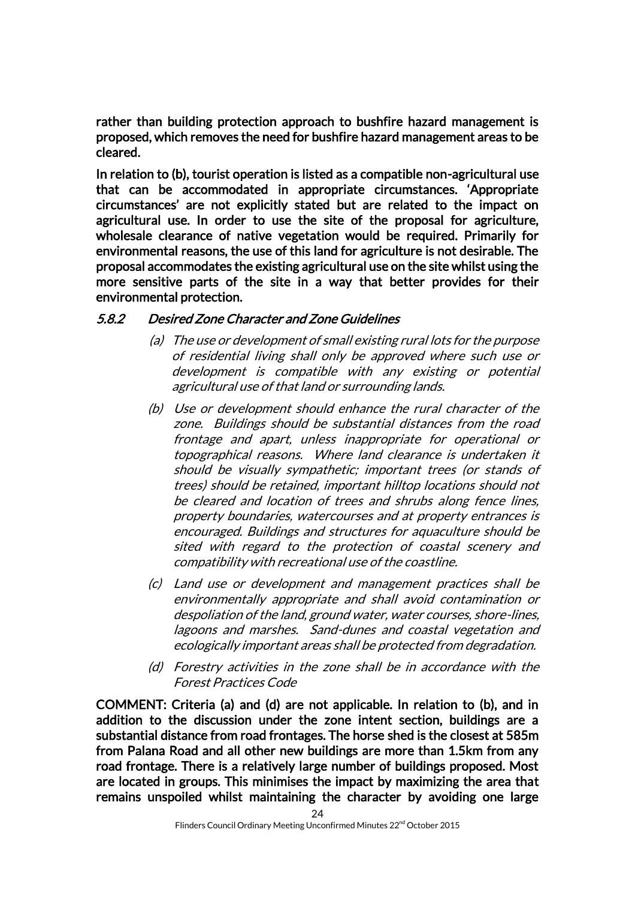**rather than building protection approach to bushfire hazard management is proposed, which removes the need for bushfire hazard management areas to be cleared.**

**In relation to (b), tourist operation is listed as a compatible non-agricultural use that can be accommodated in appropriate circumstances. 'Appropriate circumstances' are not explicitly stated but are related to the impact on agricultural use. In order to use the site of the proposal for agriculture, wholesale clearance of native vegetation would be required. Primarily for environmental reasons, the use of this land for agriculture is not desirable. The proposal accommodates the existing agricultural use on the site whilst using the more sensitive parts of the site in a way that better provides for their environmental protection.**

### *5.8.2 Desired Zone Character and Zone Guidelines*

*(a) The use or development of small existing rural lots for the purpose of residential living shall only be approved where such use or development is compatible with any existing or potential agricultural use of that land or surrounding lands.*

*(b) Use or development should enhance the rural character of the zone. Buildings should be substantial distances from the road frontage and apart, unless inappropriate for operational or topographical reasons. Where land clearance is undertaken it should be visually sympathetic; important trees (or stands of trees) should be retained, important hilltop locations should not be cleared and location of trees and shrubs along fence lines, property boundaries, watercourses and at property entrances is encouraged. Buildings and structures for aquaculture should be sited with regard to the protection of coastal scenery and compatibility with recreational use of the coastline.*

*(c) Land use or development and management practices shall be environmentally appropriate and shall avoid contamination or despoliation of the land, ground water, water courses, shore-lines, lagoons and marshes. Sand-dunes and coastal vegetation and ecologically important areas shall be protected from degradation.*

*(d) Forestry activities in the zone shall be in accordance with the Forest Practices Code*

**COMMENT: Criteria (a) and (d) are not applicable. In relation to (b), and in addition to the discussion under the zone intent section, buildings are a substantial distance from road frontages. The horse shed is the closest at 585m from Palana Road and all other new buildings are more than 1.5km from any road frontage. There is a relatively large number of buildings proposed. Most are located in groups. This minimises the impact by maximizing the area that remains unspoiled whilst maintaining the character by avoiding one large**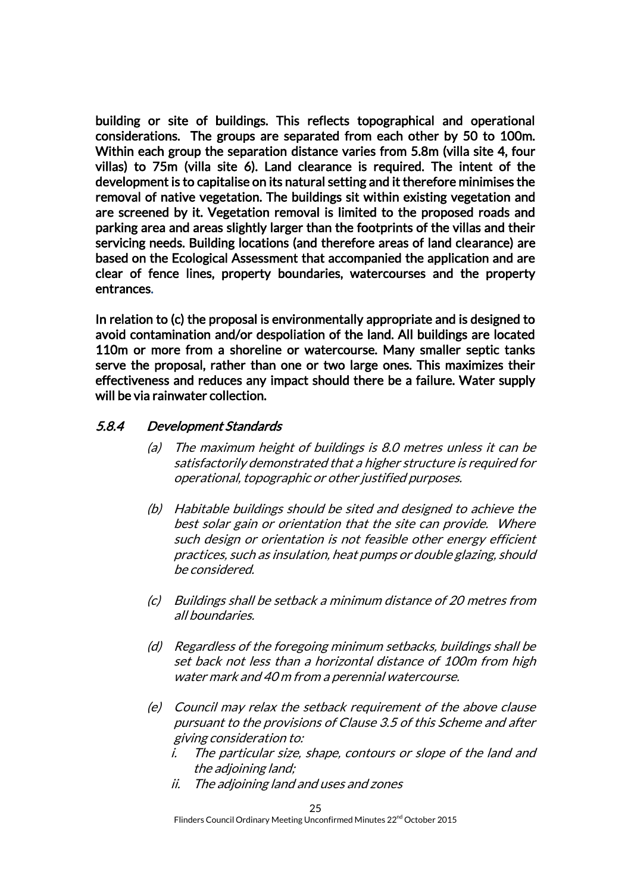**building or site of buildings. This reflects topographical and operational considerations. The groups are separated from each other by 50 to 100m. Within each group the separation distance varies from 5.8m (villa site 4, four villas) to 75m (villa site 6). Land clearance is required. The intent of the development is to capitalise on its natural setting and it therefore minimises the removal of native vegetation. The buildings sit within existing vegetation and are screened by it. Vegetation removal is limited to the proposed roads and parking area and areas slightly larger than the footprints of the villas and their servicing needs. Building locations (and therefore areas of land clearance) are based on the Ecological Assessment that accompanied the application and are clear of fence lines, property boundaries, watercourses and the property entrances.**

**In relation to (c) the proposal is environmentally appropriate and is designed to avoid contamination and/or despoliation of the land. All buildings are located 110m or more from a shoreline or watercourse. Many smaller septic tanks serve the proposal, rather than one or two large ones. This maximizes their effectiveness and reduces any impact should there be a failure. Water supply will be via rainwater collection.**

### *5.8.4 Development Standards*

*(a) The maximum height of buildings is 8.0 metres unless it can be satisfactorily demonstrated that a higher structure is required for operational, topographic or other justified purposes.*

*(b) Habitable buildings should be sited and designed to achieve the best solar gain or orientation that the site can provide. Where such design or orientation is not feasible other energy efficient practices, such as insulation, heat pumps or double glazing, should be considered.*

*(c) Buildings shall be setback a minimum distance of 20 metres from all boundaries.*

*(d) Regardless of the foregoing minimum setbacks, buildings shall be set back not less than a horizontal distance of 100m from high water mark and 40 m from a perennial watercourse.*

*(e) Council may relax the setback requirement of the above clause pursuant to the provisions of Clause 3.5 of this Scheme and after giving consideration to:*

*i. The particular size, shape, contours or slope of the land and the adjoining land;*

*ii. The adjoining land and uses and zones*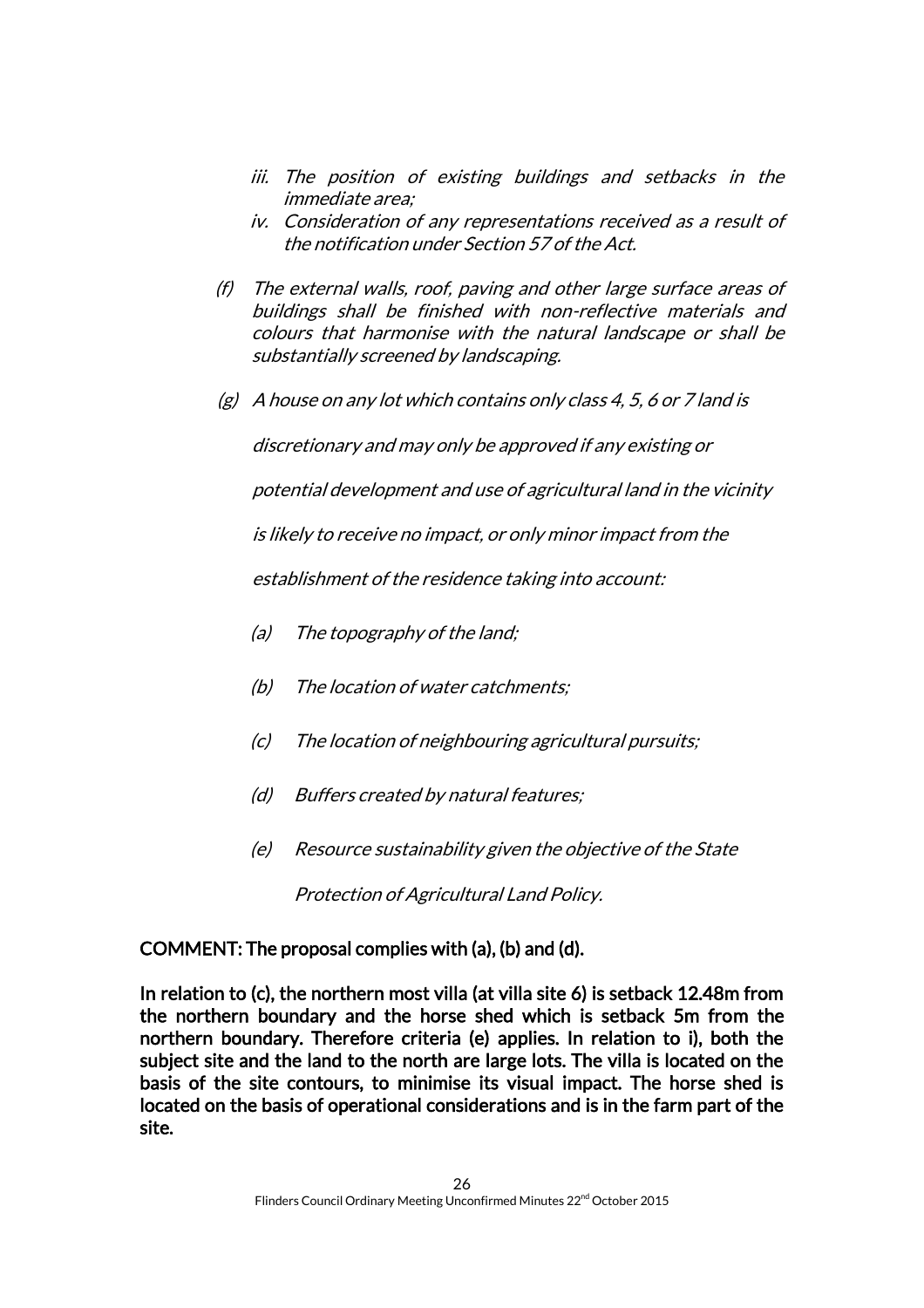- *iii. The position of existing buildings and setbacks in the immediate area;*
- *iv. Consideration of any representations received as a result of the notification under Section 57 of the Act.*

*(f) The external walls, roof, paving and other large surface areas of buildings shall be finished with non-reflective materials and colours that harmonise with the natural landscape or shall be substantially screened by landscaping.*

*(g) A house on any lot which contains only class 4, 5, 6 or 7 land is discretionary and may only be approved if any existing or potential development and use of agricultural land in the vicinity is likely to receive no impact, or only minor impact from the establishment of the residence taking into account:*

- *(a) The topography of the land;*
- *(b) The location of water catchments;*
- *(c) The location of neighbouring agricultural pursuits;*
- *(d) Buffers created by natural features;*
- *(e) Resource sustainability given the objective of the State Protection of Agricultural Land Policy.*

**COMMENT: The proposal complies with (a), (b) and (d).**

**In relation to (c), the northern most villa (at villa site 6) is setback 12.48m from the northern boundary and the horse shed which is setback 5m from the northern boundary. Therefore criteria (e) applies. In relation to i), both the subject site and the land to the north are large lots. The villa is located on the basis of the site contours, to minimise its visual impact. The horse shed is located on the basis of operational considerations and is in the farm part of the site.**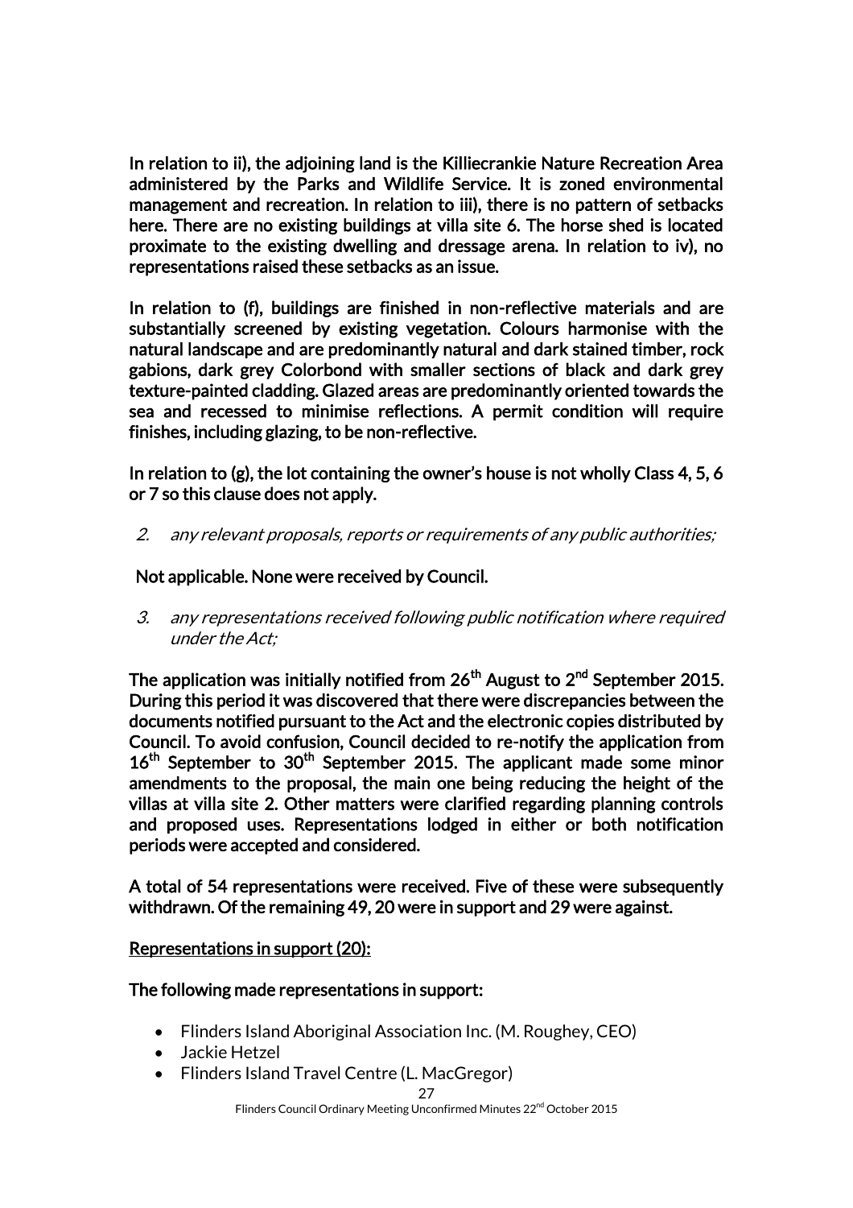In relation to ii), the adjoining land is the Killiecrankie Nature Recreation Area administered by the Parks and Wildlife Service. It is zoned environmental management and recreation. In relation to iii), there is no pattern of setbacks here. There are no existing buildings at villa site 6. The horse shed is located proximate to the existing dwelling and dressage arena. In relation to iv), no representations raised these setbacks as an issue.

In relation to (f), buildings are finished in non-reflective materials and are substantially screened by existing vegetation. Colours harmonise with the natural landscape and are predominantly natural and dark stained timber, rock gabions, dark grey Colorbond with smaller sections of black and dark grey texture-painted cladding. Glazed areas are predominantly oriented towards the sea and recessed to minimise reflections. A permit condition will require finishes, including glazing, to be non-reflective.

In relation to (g), the lot containing the owner's house is not wholly Class 4, 5, 6 or 7 so this clause does not apply.

2. *any relevant proposals, reports or requirements of any public authorities;*

Not applicable. None were received by Council.

3. *any representations received following public notification where required under the Act;*

The application was initially notified from 26th August to 2nd September 2015. During this period it was discovered that there were discrepancies between the documents notified pursuant to the Act and the electronic copies distributed by Council. To avoid confusion, Council decided to re-notify the application from 16th September to 30th September 2015. The applicant made some minor amendments to the proposal, the main one being reducing the height of the villas at villa site 2. Other matters were clarified regarding planning controls and proposed uses. Representations lodged in either or both notification periods were accepted and considered.

A total of 54 representations were received. Five of these were subsequently withdrawn. Of the remaining 49, 20 were in support and 29 were against.

<u>Representations in support (20):</u>

The following made representations in support:

- Flinders Island Aboriginal Association Inc. (M. Roughey, CEO)
- Jackie Hetzel
- Flinders Island Travel Centre (L. MacGregor)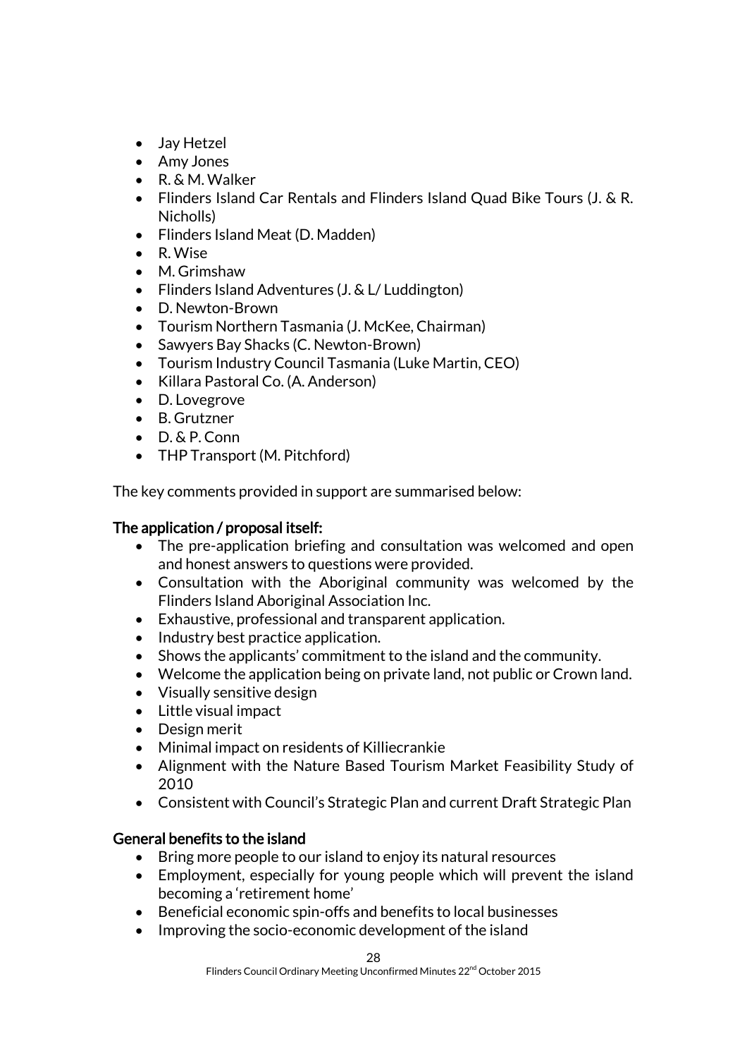- Jay Hetzel
- Amy Jones
- R. & M. Walker
- Flinders Island Car Rentals and Flinders Island Quad Bike Tours (J. & R. Nicholls)
- Flinders Island Meat (D. Madden)
- R. Wise
- M. Grimshaw
- Flinders Island Adventures (J. & L/ Luddington)
- D. Newton-Brown
- Tourism Northern Tasmania (J. McKee, Chairman)
- Sawyers Bay Shacks (C. Newton-Brown)
- Tourism Industry Council Tasmania (Luke Martin, CEO)
- Killara Pastoral Co. (A. Anderson)
- D. Lovegrove
- B. Grutzner
- D. & P. Conn
- THP Transport (M. Pitchford)

The key comments provided in support are summarised below:

**The application / proposal itself:**

- The pre-application briefing and consultation was welcomed and open and honest answers to questions were provided.
- Consultation with the Aboriginal community was welcomed by the Flinders Island Aboriginal Association Inc.
- Exhaustive, professional and transparent application.
- Industry best practice application.
- Shows the applicants' commitment to the island and the community.
- Welcome the application being on private land, not public or Crown land.
- Visually sensitive design
- Little visual impact
- Design merit
- Minimal impact on residents of Killiecrankie
- Alignment with the Nature Based Tourism Market Feasibility Study of 2010
- Consistent with Council's Strategic Plan and current Draft Strategic Plan

**General benefits to the island**

- Bring more people to our island to enjoy its natural resources
- Employment, especially for young people which will prevent the island becoming a 'retirement home'
- Beneficial economic spin-offs and benefits to local businesses
- Improving the socio-economic development of the island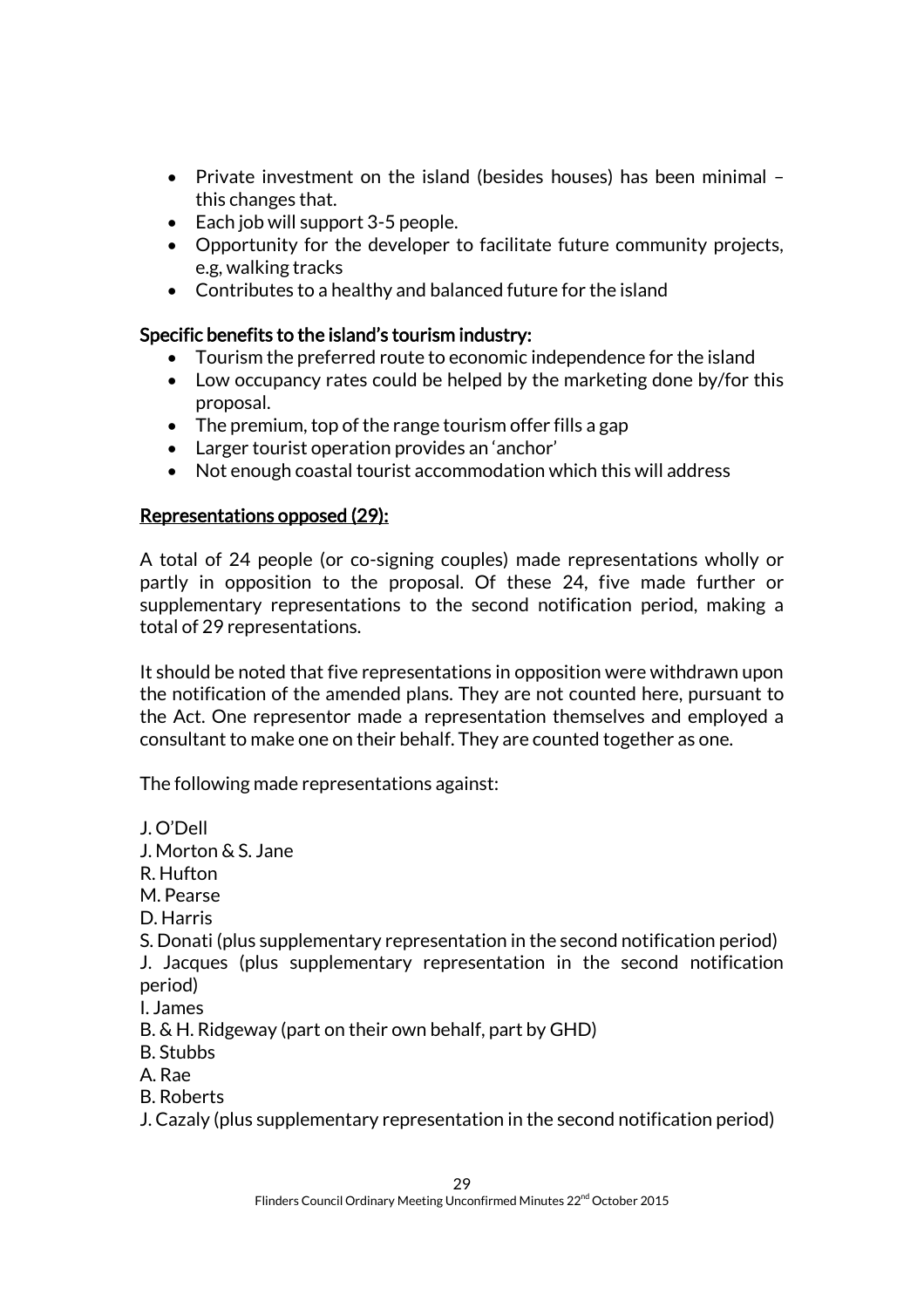- Private investment on the island (besides houses) has been minimal – this changes that.
- Each job will support 3-5 people.
- Opportunity for the developer to facilitate future community projects, e.g, walking tracks
- Contributes to a healthy and balanced future for the island

**Specific benefits to the island's tourism industry:**

- Tourism the preferred route to economic independence for the island
- Low occupancy rates could be helped by the marketing done by/for this proposal.
- The premium, top of the range tourism offer fills a gap
- Larger tourist operation provides an 'anchor'
- Not enough coastal tourist accommodation which this will address

**Representations opposed (29):**

A total of 24 people (or co-signing couples) made representations wholly or partly in opposition to the proposal. Of these 24, five made further or supplementary representations to the second notification period, making a total of 29 representations.

It should be noted that five representations in opposition were withdrawn upon the notification of the amended plans. They are not counted here, pursuant to the Act. One representor made a representation themselves and employed a consultant to make one on their behalf. They are counted together as one.

The following made representations against:

J. O'Dell
J. Morton & S. Jane
R. Hufton
M. Pearse
D. Harris
S. Donati (plus supplementary representation in the second notification period)
J. Jacques (plus supplementary representation in the second notification period)
I. James
B. & H. Ridgeway (part on their own behalf, part by GHD)
B. Stubbs
A. Rae
B. Roberts
J. Cazaly (plus supplementary representation in the second notification period)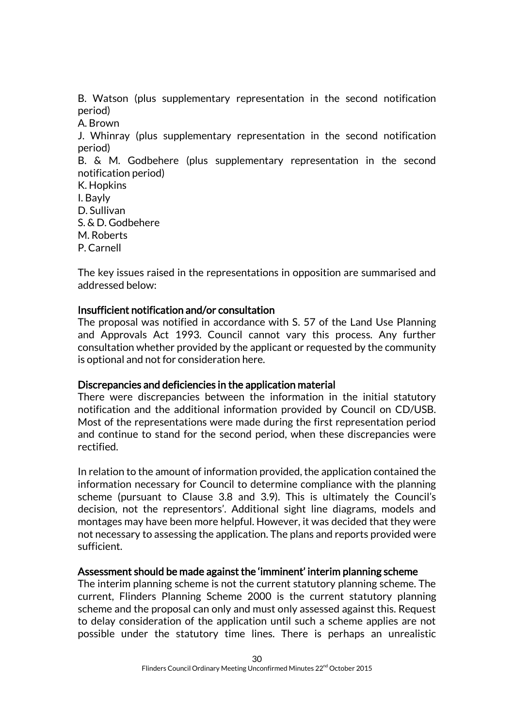B. Watson (plus supplementary representation in the second notification period)  
A. Brown  
J. Whinray (plus supplementary representation in the second notification period)  
B. & M. Godbehere (plus supplementary representation in the second notification period)  
K. Hopkins  
I. Bayly  
D. Sullivan  
S. & D. Godbehere  
M. Roberts  
P. Carnell

The key issues raised in the representations in opposition are summarised and addressed below:

**Insufficient notification and/or consultation**

The proposal was notified in accordance with S. 57 of the Land Use Planning and Approvals Act 1993. Council cannot vary this process. Any further consultation whether provided by the applicant or requested by the community is optional and not for consideration here.

**Discrepancies and deficiencies in the application material**

There were discrepancies between the information in the initial statutory notification and the additional information provided by Council on CD/USB. Most of the representations were made during the first representation period and continue to stand for the second period, when these discrepancies were rectified.

In relation to the amount of information provided, the application contained the information necessary for Council to determine compliance with the planning scheme (pursuant to Clause 3.8 and 3.9). This is ultimately the Council's decision, not the representors'. Additional sight line diagrams, models and montages may have been more helpful. However, it was decided that they were not necessary to assessing the application. The plans and reports provided were sufficient.

**Assessment should be made against the 'imminent' interim planning scheme**

The interim planning scheme is not the current statutory planning scheme. The current, Flinders Planning Scheme 2000 is the current statutory planning scheme and the proposal can only and must only assessed against this. Request to delay consideration of the application until such a scheme applies are not possible under the statutory time lines. There is perhaps an unrealistic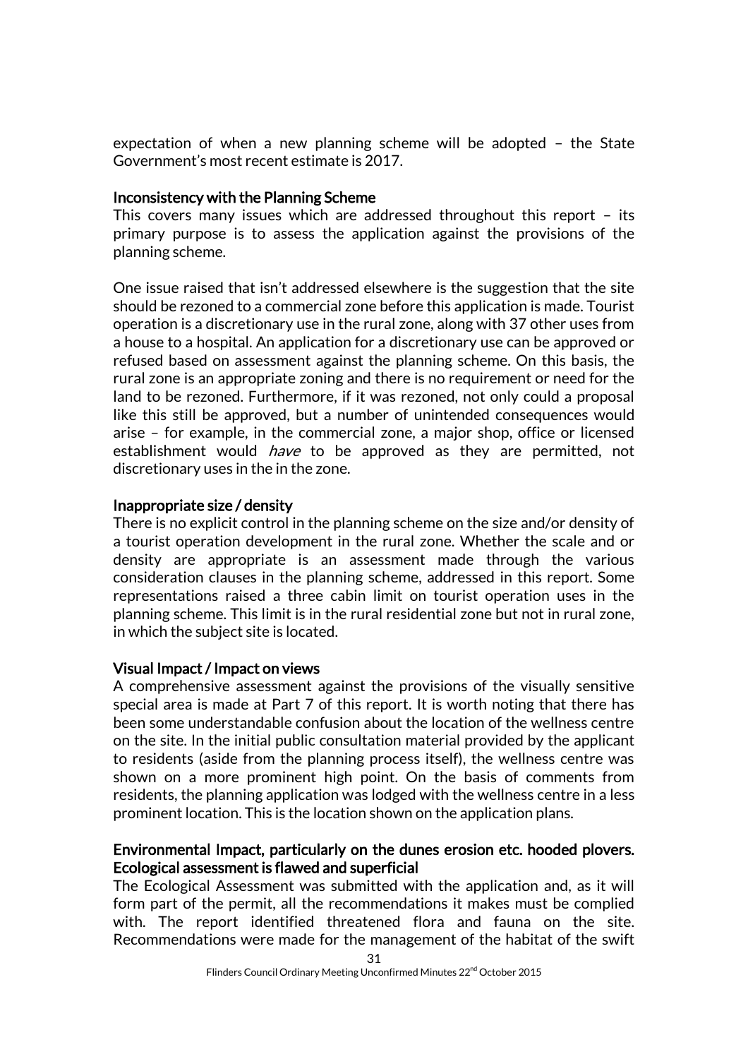expectation of when a new planning scheme will be adopted – the State Government's most recent estimate is 2017.

### Inconsistency with the Planning Scheme

This covers many issues which are addressed throughout this report – its primary purpose is to assess the application against the provisions of the planning scheme.

One issue raised that isn't addressed elsewhere is the suggestion that the site should be rezoned to a commercial zone before this application is made. Tourist operation is a discretionary use in the rural zone, along with 37 other uses from a house to a hospital. An application for a discretionary use can be approved or refused based on assessment against the planning scheme. On this basis, the rural zone is an appropriate zoning and there is no requirement or need for the land to be rezoned. Furthermore, if it was rezoned, not only could a proposal like this still be approved, but a number of unintended consequences would arise – for example, in the commercial zone, a major shop, office or licensed establishment would *have* to be approved as they are permitted, not discretionary uses in the in the zone.

### Inappropriate size / density

There is no explicit control in the planning scheme on the size and/or density of a tourist operation development in the rural zone. Whether the scale and or density are appropriate is an assessment made through the various consideration clauses in the planning scheme, addressed in this report. Some representations raised a three cabin limit on tourist operation uses in the planning scheme. This limit is in the rural residential zone but not in rural zone, in which the subject site is located.

### Visual Impact / Impact on views

A comprehensive assessment against the provisions of the visually sensitive special area is made at Part 7 of this report. It is worth noting that there has been some understandable confusion about the location of the wellness centre on the site. In the initial public consultation material provided by the applicant to residents (aside from the planning process itself), the wellness centre was shown on a more prominent high point. On the basis of comments from residents, the planning application was lodged with the wellness centre in a less prominent location. This is the location shown on the application plans.

### Environmental Impact, particularly on the dunes erosion etc. hooded plovers. Ecological assessment is flawed and superficial

The Ecological Assessment was submitted with the application and, as it will form part of the permit, all the recommendations it makes must be complied with. The report identified threatened flora and fauna on the site. Recommendations were made for the management of the habitat of the swift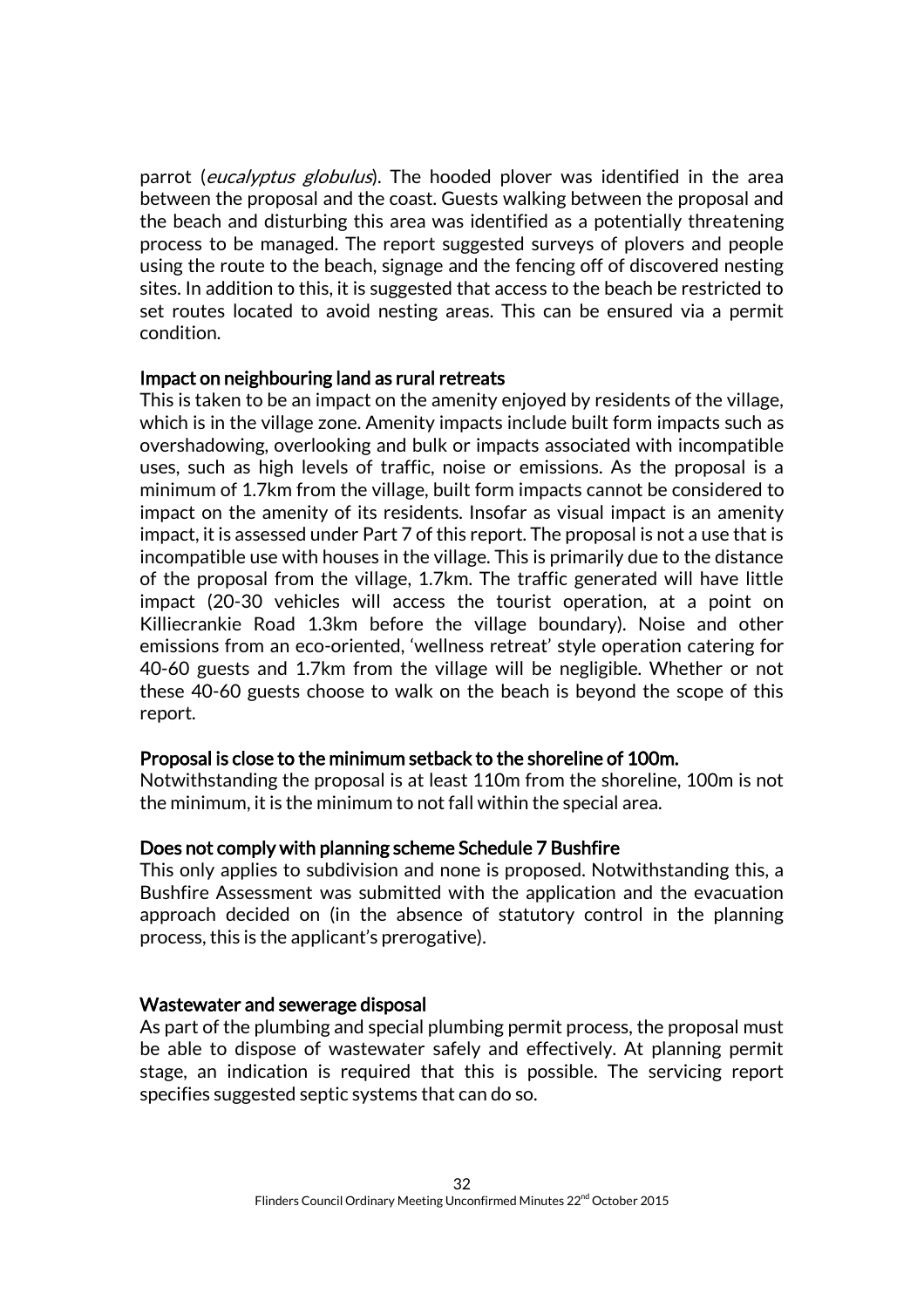parrot (*eucalyptus globulus*). The hooded plover was identified in the area between the proposal and the coast. Guests walking between the proposal and the beach and disturbing this area was identified as a potentially threatening process to be managed. The report suggested surveys of plovers and people using the route to the beach, signage and the fencing off of discovered nesting sites. In addition to this, it is suggested that access to the beach be restricted to set routes located to avoid nesting areas. This can be ensured via a permit condition.

### Impact on neighbouring land as rural retreats

This is taken to be an impact on the amenity enjoyed by residents of the village, which is in the village zone. Amenity impacts include built form impacts such as overshadowing, overlooking and bulk or impacts associated with incompatible uses, such as high levels of traffic, noise or emissions. As the proposal is a minimum of 1.7km from the village, built form impacts cannot be considered to impact on the amenity of its residents. Insofar as visual impact is an amenity impact, it is assessed under Part 7 of this report. The proposal is not a use that is incompatible use with houses in the village. This is primarily due to the distance of the proposal from the village, 1.7km. The traffic generated will have little impact (20-30 vehicles will access the tourist operation, at a point on Killiecrankie Road 1.3km before the village boundary). Noise and other emissions from an eco-oriented, 'wellness retreat' style operation catering for 40-60 guests and 1.7km from the village will be negligible. Whether or not these 40-60 guests choose to walk on the beach is beyond the scope of this report.

### Proposal is close to the minimum setback to the shoreline of 100m.

Notwithstanding the proposal is at least 110m from the shoreline, 100m is not the minimum, it is the minimum to not fall within the special area.

### Does not comply with planning scheme Schedule 7 Bushfire

This only applies to subdivision and none is proposed. Notwithstanding this, a Bushfire Assessment was submitted with the application and the evacuation approach decided on (in the absence of statutory control in the planning process, this is the applicant's prerogative).

### Wastewater and sewerage disposal

As part of the plumbing and special plumbing permit process, the proposal must be able to dispose of wastewater safely and effectively. At planning permit stage, an indication is required that this is possible. The servicing report specifies suggested septic systems that can do so.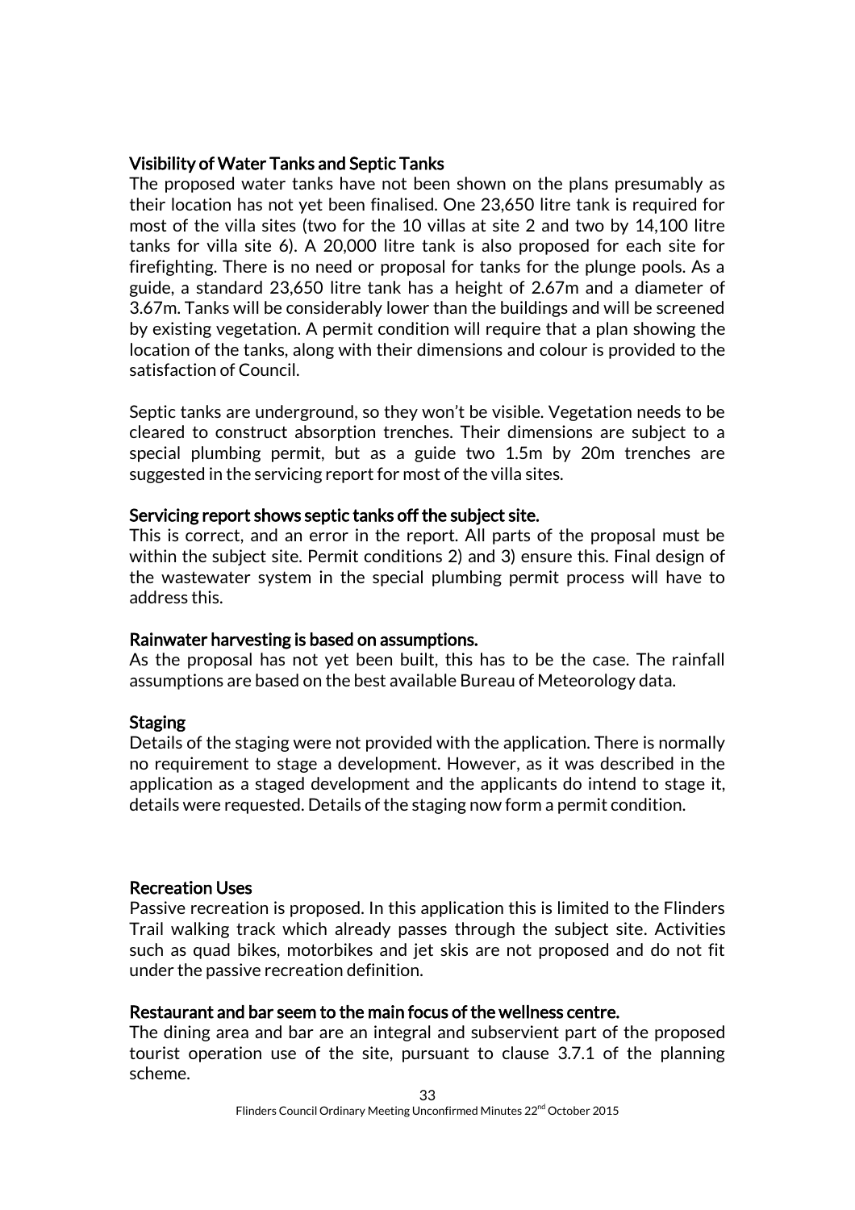### Visibility of Water Tanks and Septic Tanks

The proposed water tanks have not been shown on the plans presumably as their location has not yet been finalised. One 23,650 litre tank is required for most of the villa sites (two for the 10 villas at site 2 and two by 14,100 litre tanks for villa site 6). A 20,000 litre tank is also proposed for each site for firefighting. There is no need or proposal for tanks for the plunge pools. As a guide, a standard 23,650 litre tank has a height of 2.67m and a diameter of 3.67m. Tanks will be considerably lower than the buildings and will be screened by existing vegetation. A permit condition will require that a plan showing the location of the tanks, along with their dimensions and colour is provided to the satisfaction of Council.

Septic tanks are underground, so they won't be visible. Vegetation needs to be cleared to construct absorption trenches. Their dimensions are subject to a special plumbing permit, but as a guide two 1.5m by 20m trenches are suggested in the servicing report for most of the villa sites.

### Servicing report shows septic tanks off the subject site.

This is correct, and an error in the report. All parts of the proposal must be within the subject site. Permit conditions 2) and 3) ensure this. Final design of the wastewater system in the special plumbing permit process will have to address this.

### Rainwater harvesting is based on assumptions.

As the proposal has not yet been built, this has to be the case. The rainfall assumptions are based on the best available Bureau of Meteorology data.

### Staging

Details of the staging were not provided with the application. There is normally no requirement to stage a development. However, as it was described in the application as a staged development and the applicants do intend to stage it, details were requested. Details of the staging now form a permit condition.

### Recreation Uses

Passive recreation is proposed. In this application this is limited to the Flinders Trail walking track which already passes through the subject site. Activities such as quad bikes, motorbikes and jet skis are not proposed and do not fit under the passive recreation definition.

### Restaurant and bar seem to the main focus of the wellness centre.

The dining area and bar are an integral and subservient part of the proposed tourist operation use of the site, pursuant to clause 3.7.1 of the planning scheme.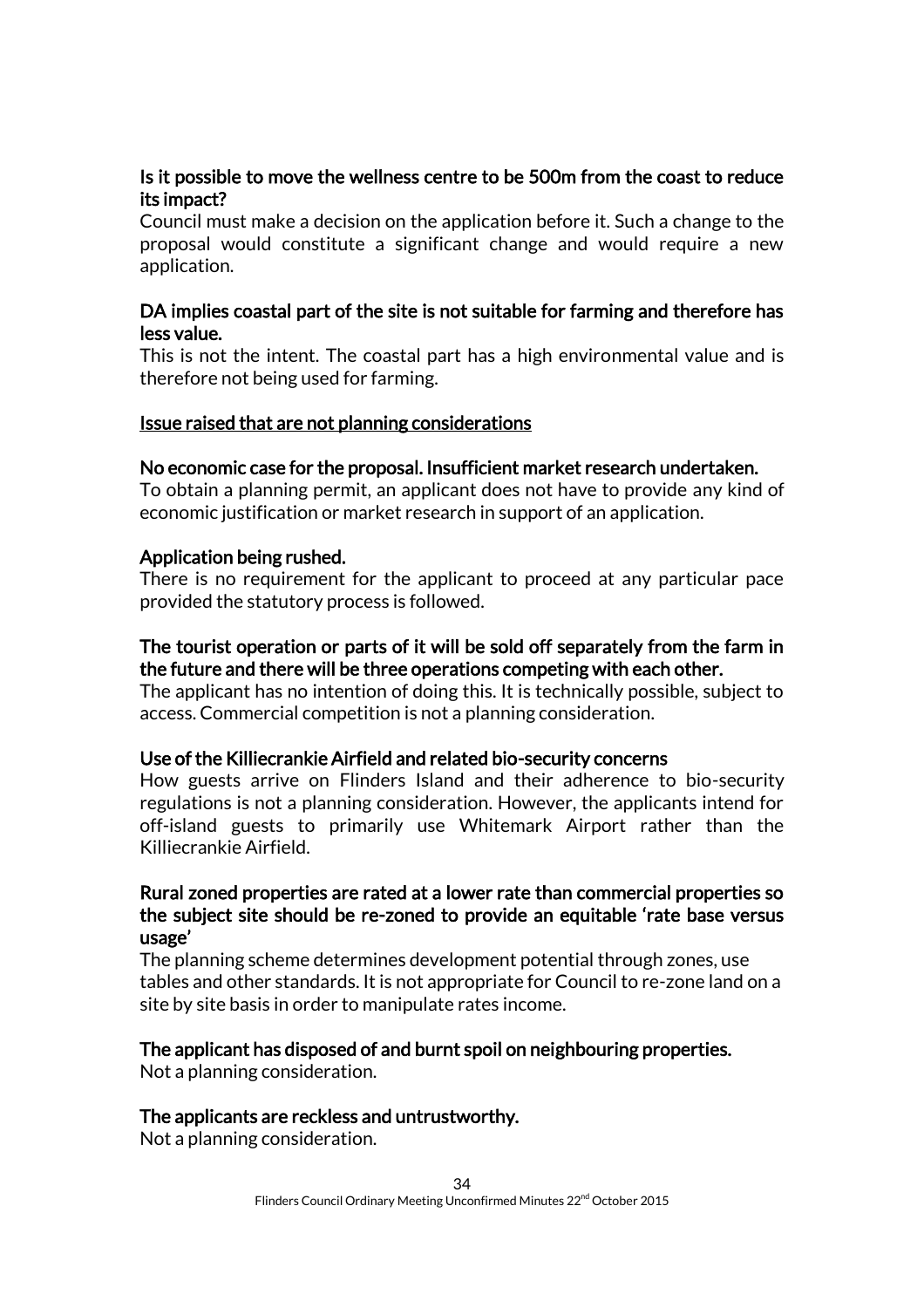**Is it possible to move the wellness centre to be 500m from the coast to reduce its impact?**
Council must make a decision on the application before it. Such a change to the proposal would constitute a significant change and would require a new application.

**DA implies coastal part of the site is not suitable for farming and therefore has less value.**
This is not the intent. The coastal part has a high environmental value and is therefore not being used for farming.

**Issue raised that are not planning considerations**

**No economic case for the proposal. Insufficient market research undertaken.**
To obtain a planning permit, an applicant does not have to provide any kind of economic justification or market research in support of an application.

**Application being rushed.**
There is no requirement for the applicant to proceed at any particular pace provided the statutory process is followed.

**The tourist operation or parts of it will be sold off separately from the farm in the future and there will be three operations competing with each other.**
The applicant has no intention of doing this. It is technically possible, subject to access. Commercial competition is not a planning consideration.

**Use of the Killiecrankie Airfield and related bio-security concerns**
How guests arrive on Flinders Island and their adherence to bio-security regulations is not a planning consideration. However, the applicants intend for off-island guests to primarily use Whitemark Airport rather than the Killiecrankie Airfield.

**Rural zoned properties are rated at a lower rate than commercial properties so the subject site should be re-zoned to provide an equitable 'rate base versus usage'**
The planning scheme determines development potential through zones, use tables and other standards. It is not appropriate for Council to re-zone land on a site by site basis in order to manipulate rates income.

**The applicant has disposed of and burnt spoil on neighbouring properties.**
Not a planning consideration.

**The applicants are reckless and untrustworthy.**
Not a planning consideration.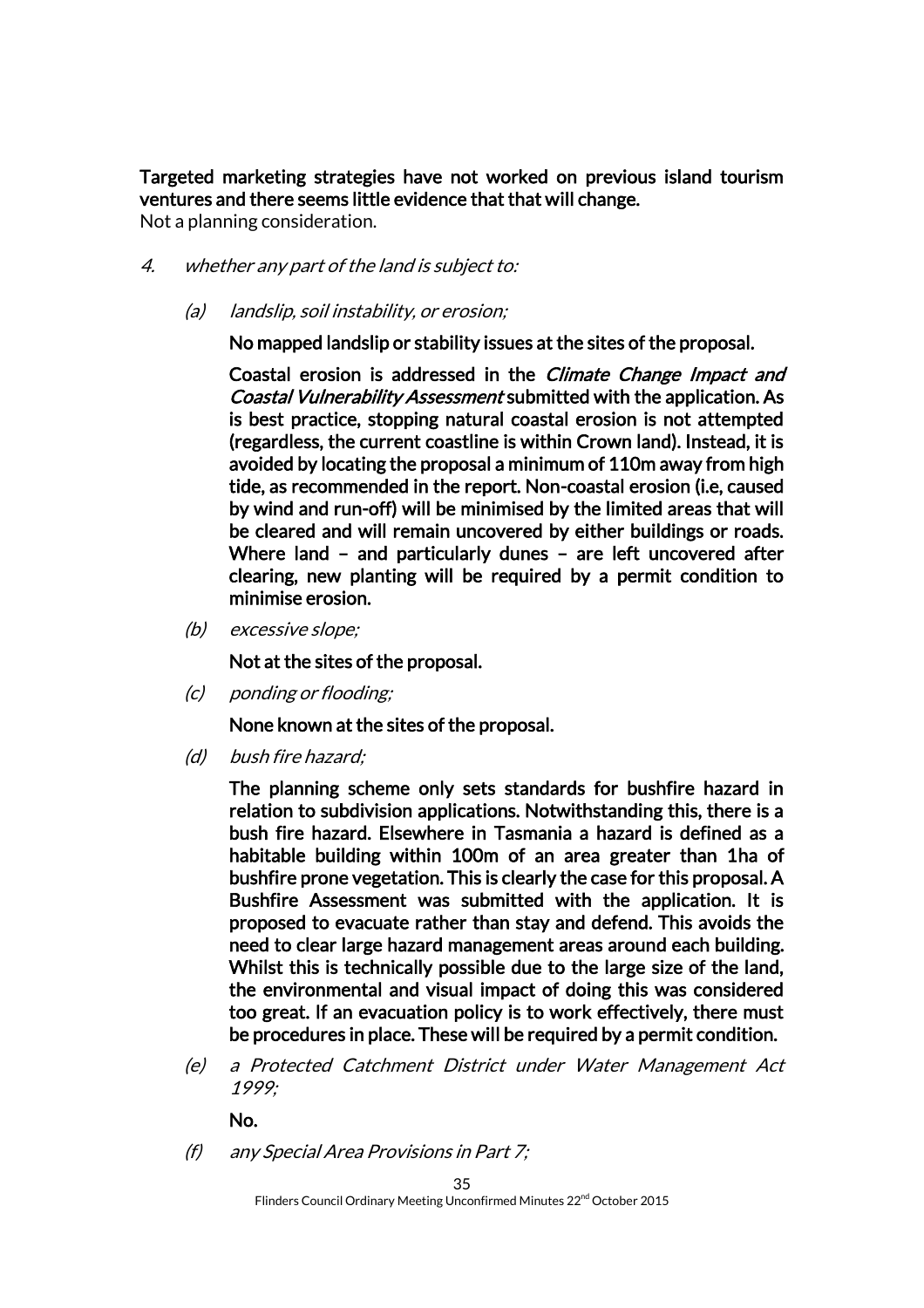**Targeted marketing strategies have not worked on previous island tourism ventures and there seems little evidence that that will change.**
Not a planning consideration.

4. *whether any part of the land is subject to:*

   (a) *landslip, soil instability, or erosion;*

   **No mapped landslip or stability issues at the sites of the proposal.**

   **Coastal erosion is addressed in the *Climate Change Impact and Coastal Vulnerability Assessment* submitted with the application. As is best practice, stopping natural coastal erosion is not attempted (regardless, the current coastline is within Crown land). Instead, it is avoided by locating the proposal a minimum of 110m away from high tide, as recommended in the report. Non-coastal erosion (i.e, caused by wind and run-off) will be minimised by the limited areas that will be cleared and will remain uncovered by either buildings or roads. Where land – and particularly dunes – are left uncovered after clearing, new planting will be required by a permit condition to minimise erosion.**

   (b) *excessive slope;*

   **Not at the sites of the proposal.**

   (c) *ponding or flooding;*

   **None known at the sites of the proposal.**

   (d) *bush fire hazard;*

   **The planning scheme only sets standards for bushfire hazard in relation to subdivision applications. Notwithstanding this, there is a bush fire hazard. Elsewhere in Tasmania a hazard is defined as a habitable building within 100m of an area greater than 1ha of bushfire prone vegetation. This is clearly the case for this proposal. A Bushfire Assessment was submitted with the application. It is proposed to evacuate rather than stay and defend. This avoids the need to clear large hazard management areas around each building. Whilst this is technically possible due to the large size of the land, the environmental and visual impact of doing this was considered too great. If an evacuation policy is to work effectively, there must be procedures in place. These will be required by a permit condition.**

   (e) *a Protected Catchment District under Water Management Act 1999;*

   **No.**

   (f) *any Special Area Provisions in Part 7;*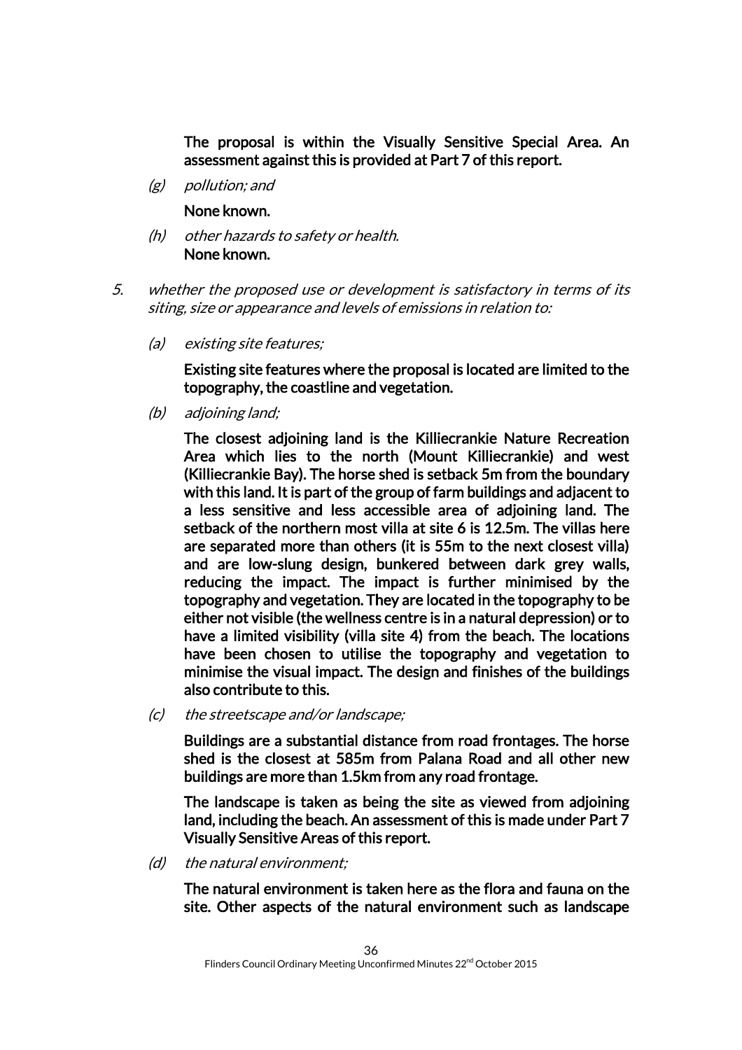**The proposal is within the Visually Sensitive Special Area. An assessment against this is provided at Part 7 of this report.**

*(g) pollution; and*

**None known.**

*(h) other hazards to safety or health.*

**None known.**

*5. whether the proposed use or development is satisfactory in terms of its siting, size or appearance and levels of emissions in relation to:*

*(a) existing site features;*

**Existing site features where the proposal is located are limited to the topography, the coastline and vegetation.**

*(b) adjoining land;*

**The closest adjoining land is the Killiecrankie Nature Recreation Area which lies to the north (Mount Killiecrankie) and west (Killiecrankie Bay). The horse shed is setback 5m from the boundary with this land. It is part of the group of farm buildings and adjacent to a less sensitive and less accessible area of adjoining land. The setback of the northern most villa at site 6 is 12.5m. The villas here are separated more than others (it is 55m to the next closest villa) and are low-slung design, bunkered between dark grey walls, reducing the impact. The impact is further minimised by the topography and vegetation. They are located in the topography to be either not visible (the wellness centre is in a natural depression) or to have a limited visibility (villa site 4) from the beach. The locations have been chosen to utilise the topography and vegetation to minimise the visual impact. The design and finishes of the buildings also contribute to this.**

*(c) the streetscape and/or landscape;*

**Buildings are a substantial distance from road frontages. The horse shed is the closest at 585m from Palana Road and all other new buildings are more than 1.5km from any road frontage.**

**The landscape is taken as being the site as viewed from adjoining land, including the beach. An assessment of this is made under Part 7 Visually Sensitive Areas of this report.**

*(d) the natural environment;*

**The natural environment is taken here as the flora and fauna on the site. Other aspects of the natural environment such as landscape**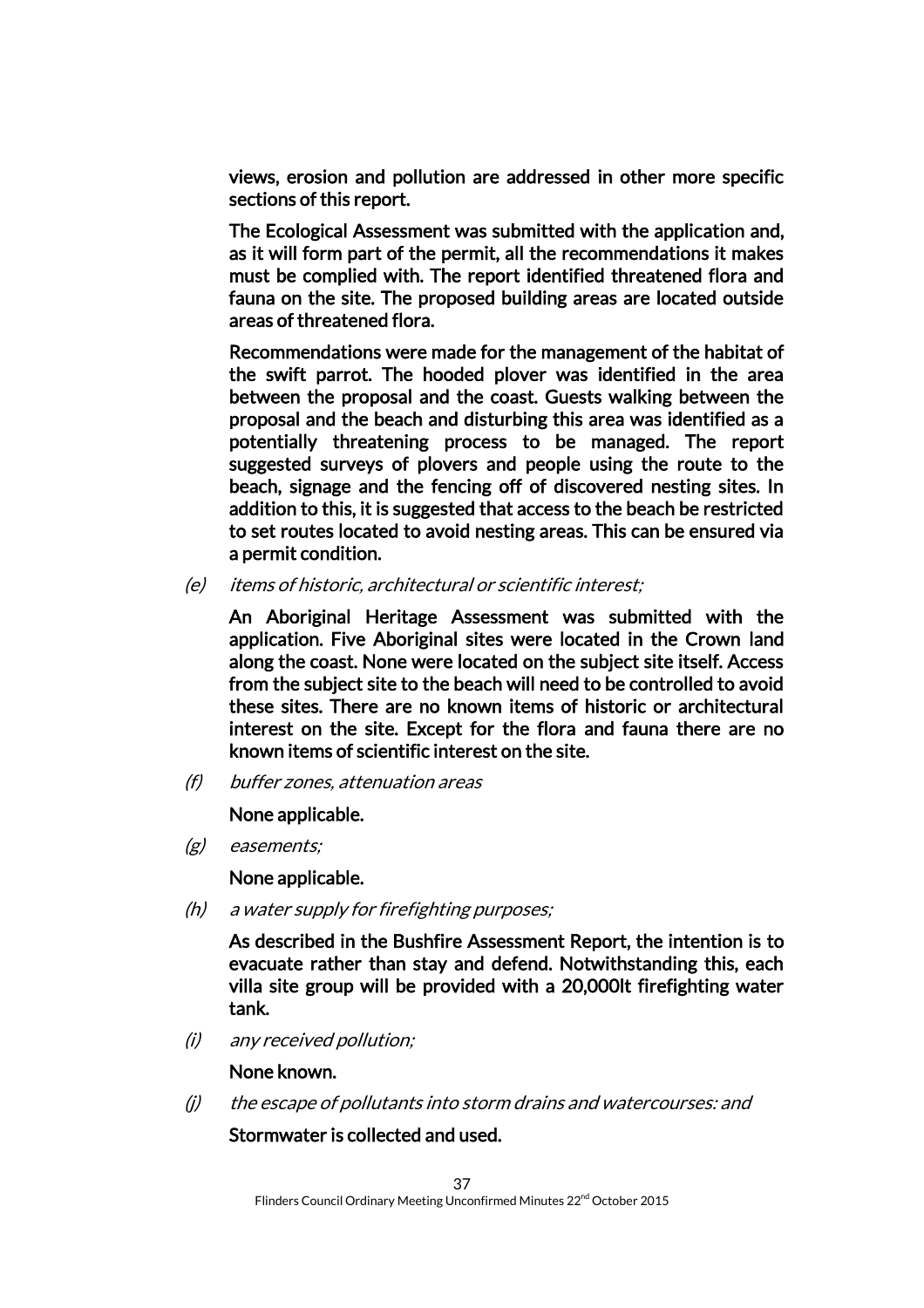views, erosion and pollution are addressed in other more specific sections of this report.

The Ecological Assessment was submitted with the application and, as it will form part of the permit, all the recommendations it makes must be complied with. The report identified threatened flora and fauna on the site. The proposed building areas are located outside areas of threatened flora.

Recommendations were made for the management of the habitat of the swift parrot. The hooded plover was identified in the area between the proposal and the coast. Guests walking between the proposal and the beach and disturbing this area was identified as a potentially threatening process to be managed. The report suggested surveys of plovers and people using the route to the beach, signage and the fencing off of discovered nesting sites. In addition to this, it is suggested that access to the beach be restricted to set routes located to avoid nesting areas. This can be ensured via a permit condition.

(e) *items of historic, architectural or scientific interest;*

An Aboriginal Heritage Assessment was submitted with the application. Five Aboriginal sites were located in the Crown land along the coast. None were located on the subject site itself. Access from the subject site to the beach will need to be controlled to avoid these sites. There are no known items of historic or architectural interest on the site. Except for the flora and fauna there are no known items of scientific interest on the site.

(f) *buffer zones, attenuation areas*

None applicable.

(g) *easements;*

None applicable.

(h) *a water supply for firefighting purposes;*

As described in the Bushfire Assessment Report, the intention is to evacuate rather than stay and defend. Notwithstanding this, each villa site group will be provided with a 20,000lt firefighting water tank.

(i) *any received pollution;*

None known.

(j) *the escape of pollutants into storm drains and watercourses: and*

Stormwater is collected and used.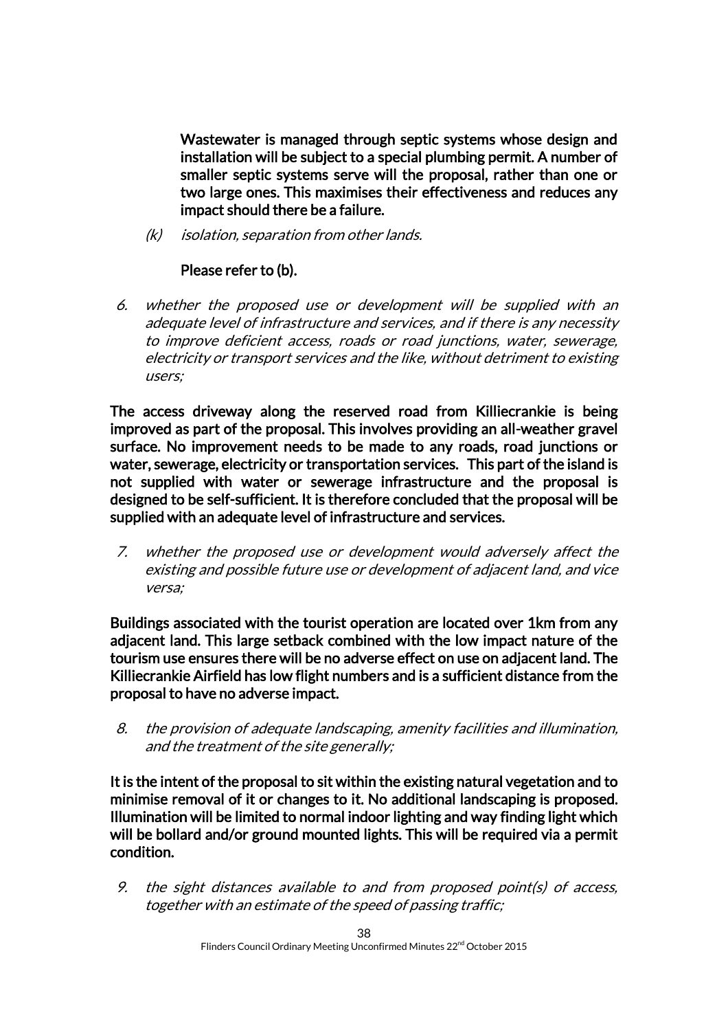**Wastewater is managed through septic systems whose design and installation will be subject to a special plumbing permit. A number of smaller septic systems serve will the proposal, rather than one or two large ones. This maximises their effectiveness and reduces any impact should there be a failure.**

*(k) isolation, separation from other lands.*

**Please refer to (b).**

*6. whether the proposed use or development will be supplied with an adequate level of infrastructure and services, and if there is any necessity to improve deficient access, roads or road junctions, water, sewerage, electricity or transport services and the like, without detriment to existing users;*

**The access driveway along the reserved road from Killiecrankie is being improved as part of the proposal. This involves providing an all-weather gravel surface. No improvement needs to be made to any roads, road junctions or water, sewerage, electricity or transportation services. This part of the island is not supplied with water or sewerage infrastructure and the proposal is designed to be self-sufficient. It is therefore concluded that the proposal will be supplied with an adequate level of infrastructure and services.**

*7. whether the proposed use or development would adversely affect the existing and possible future use or development of adjacent land, and vice versa;*

**Buildings associated with the tourist operation are located over 1km from any adjacent land. This large setback combined with the low impact nature of the tourism use ensures there will be no adverse effect on use on adjacent land. The Killiecrankie Airfield has low flight numbers and is a sufficient distance from the proposal to have no adverse impact.**

*8. the provision of adequate landscaping, amenity facilities and illumination, and the treatment of the site generally;*

**It is the intent of the proposal to sit within the existing natural vegetation and to minimise removal of it or changes to it. No additional landscaping is proposed. Illumination will be limited to normal indoor lighting and way finding light which will be bollard and/or ground mounted lights. This will be required via a permit condition.**

*9. the sight distances available to and from proposed point(s) of access, together with an estimate of the speed of passing traffic;*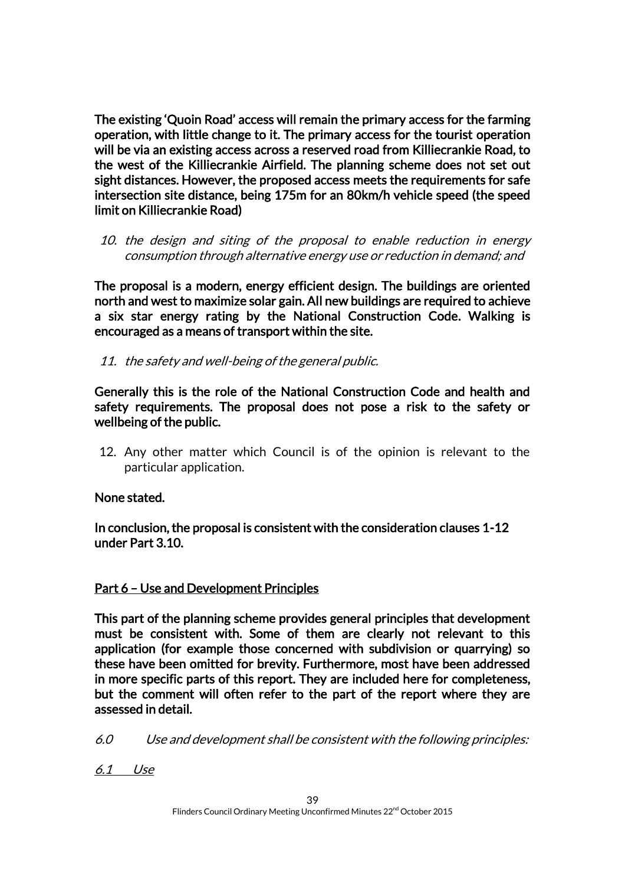**The existing 'Quoin Road' access will remain the primary access for the farming operation, with little change to it. The primary access for the tourist operation will be via an existing access across a reserved road from Killiecrankie Road, to the west of the Killiecrankie Airfield. The planning scheme does not set out sight distances. However, the proposed access meets the requirements for safe intersection site distance, being 175m for an 80km/h vehicle speed (the speed limit on Killiecrankie Road)**

10. *the design and siting of the proposal to enable reduction in energy consumption through alternative energy use or reduction in demand; and*

**The proposal is a modern, energy efficient design. The buildings are oriented north and west to maximize solar gain. All new buildings are required to achieve a six star energy rating by the National Construction Code. Walking is encouraged as a means of transport within the site.**

11. *the safety and well-being of the general public.*

**Generally this is the role of the National Construction Code and health and safety requirements. The proposal does not pose a risk to the safety or wellbeing of the public.**

12. Any other matter which Council is of the opinion is relevant to the particular application.

**None stated.**

**In conclusion, the proposal is consistent with the consideration clauses 1-12 under Part 3.10.**

**<u>Part 6 – Use and Development Principles</u>**

**This part of the planning scheme provides general principles that development must be consistent with. Some of them are clearly not relevant to this application (for example those concerned with subdivision or quarrying) so these have been omitted for brevity. Furthermore, most have been addressed in more specific parts of this report. They are included here for completeness, but the comment will often refer to the part of the report where they are assessed in detail.**

*6.0 Use and development shall be consistent with the following principles:*

*<u>6.1 Use</u>*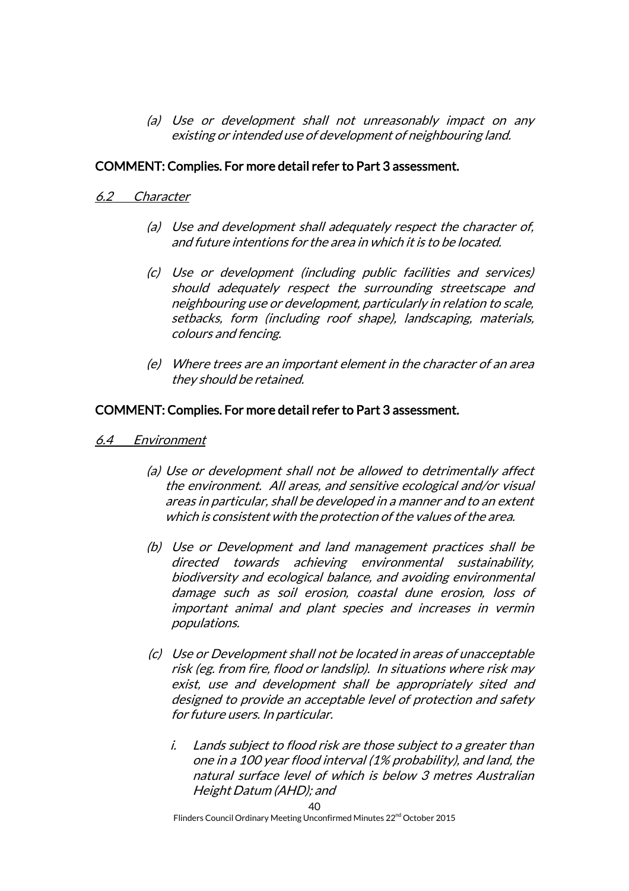*(a) Use or development shall not unreasonably impact on any existing or intended use of development of neighbouring land.*

**COMMENT: Complies. For more detail refer to Part 3 assessment.**

*6.2 Character*

*(a) Use and development shall adequately respect the character of, and future intentions for the area in which it is to be located.*

*(c) Use or development (including public facilities and services) should adequately respect the surrounding streetscape and neighbouring use or development, particularly in relation to scale, setbacks, form (including roof shape), landscaping, materials, colours and fencing.*

*(e) Where trees are an important element in the character of an area they should be retained.*

**COMMENT: Complies. For more detail refer to Part 3 assessment.**

*6.4 Environment*

*(a) Use or development shall not be allowed to detrimentally affect the environment. All areas, and sensitive ecological and/or visual areas in particular, shall be developed in a manner and to an extent which is consistent with the protection of the values of the area.*

*(b) Use or Development and land management practices shall be directed towards achieving environmental sustainability, biodiversity and ecological balance, and avoiding environmental damage such as soil erosion, coastal dune erosion, loss of important animal and plant species and increases in vermin populations.*

*(c) Use or Development shall not be located in areas of unacceptable risk (eg. from fire, flood or landslip). In situations where risk may exist, use and development shall be appropriately sited and designed to provide an acceptable level of protection and safety for future users. In particular.*

*i. Lands subject to flood risk are those subject to a greater than one in a 100 year flood interval (1% probability), and land, the natural surface level of which is below 3 metres Australian Height Datum (AHD); and*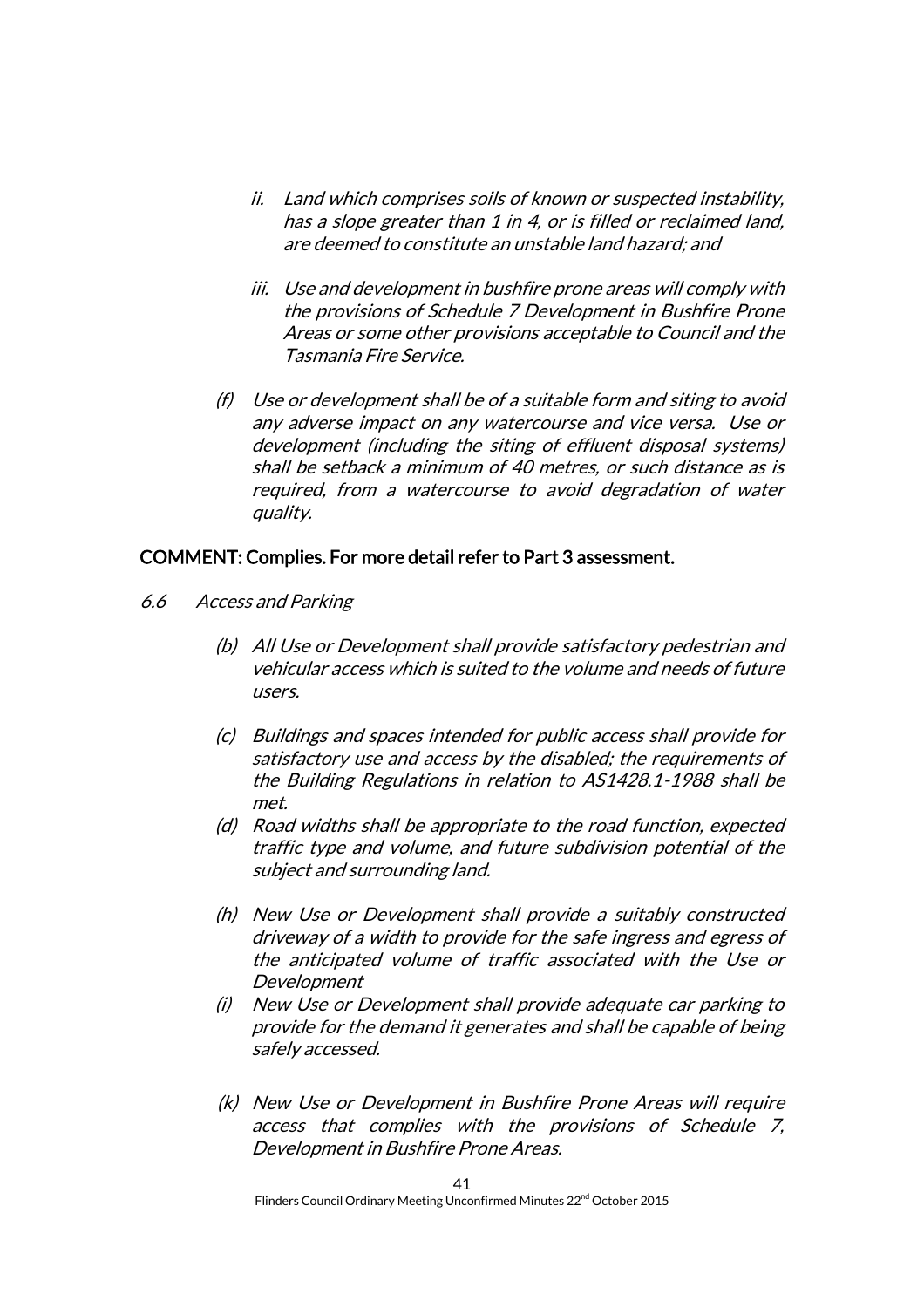*ii. Land which comprises soils of known or suspected instability, has a slope greater than 1 in 4, or is filled or reclaimed land, are deemed to constitute an unstable land hazard; and*

*iii. Use and development in bushfire prone areas will comply with the provisions of Schedule 7 Development in Bushfire Prone Areas or some other provisions acceptable to Council and the Tasmania Fire Service.*

*(f) Use or development shall be of a suitable form and siting to avoid any adverse impact on any watercourse and vice versa. Use or development (including the siting of effluent disposal systems) shall be setback a minimum of 40 metres, or such distance as is required, from a watercourse to avoid degradation of water quality.*

COMMENT: Complies. For more detail refer to Part 3 assessment.

*6.6 Access and Parking*

*(b) All Use or Development shall provide satisfactory pedestrian and vehicular access which is suited to the volume and needs of future users.*

*(c) Buildings and spaces intended for public access shall provide for satisfactory use and access by the disabled; the requirements of the Building Regulations in relation to AS1428.1-1988 shall be met.*

*(d) Road widths shall be appropriate to the road function, expected traffic type and volume, and future subdivision potential of the subject and surrounding land.*

*(h) New Use or Development shall provide a suitably constructed driveway of a width to provide for the safe ingress and egress of the anticipated volume of traffic associated with the Use or Development*

*(i) New Use or Development shall provide adequate car parking to provide for the demand it generates and shall be capable of being safely accessed.*

*(k) New Use or Development in Bushfire Prone Areas will require access that complies with the provisions of Schedule 7, Development in Bushfire Prone Areas.*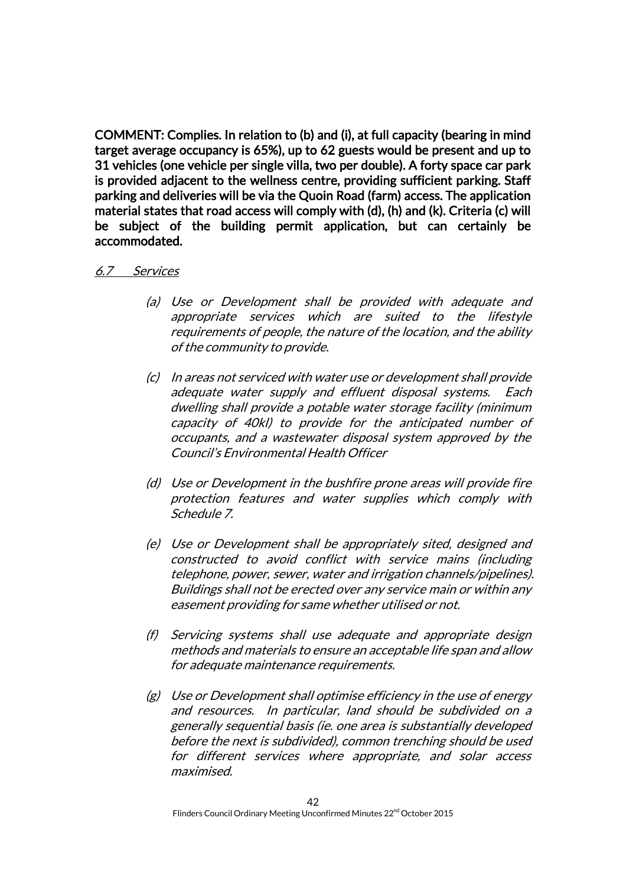**COMMENT: Complies. In relation to (b) and (i), at full capacity (bearing in mind target average occupancy is 65%), up to 62 guests would be present and up to 31 vehicles (one vehicle per single villa, two per double). A forty space car park is provided adjacent to the wellness centre, providing sufficient parking. Staff parking and deliveries will be via the Quoin Road (farm) access. The application material states that road access will comply with (d), (h) and (k). Criteria (c) will be subject of the building permit application, but can certainly be accommodated.**

*6.7 Services*

*(a) Use or Development shall be provided with adequate and appropriate services which are suited to the lifestyle requirements of people, the nature of the location, and the ability of the community to provide.*

*(c) In areas not serviced with water use or development shall provide adequate water supply and effluent disposal systems. Each dwelling shall provide a potable water storage facility (minimum capacity of 40kl) to provide for the anticipated number of occupants, and a wastewater disposal system approved by the Council's Environmental Health Officer*

*(d) Use or Development in the bushfire prone areas will provide fire protection features and water supplies which comply with Schedule 7.*

*(e) Use or Development shall be appropriately sited, designed and constructed to avoid conflict with service mains (including telephone, power, sewer, water and irrigation channels/pipelines). Buildings shall not be erected over any service main or within any easement providing for same whether utilised or not.*

*(f) Servicing systems shall use adequate and appropriate design methods and materials to ensure an acceptable life span and allow for adequate maintenance requirements.*

*(g) Use or Development shall optimise efficiency in the use of energy and resources. In particular, land should be subdivided on a generally sequential basis (ie. one area is substantially developed before the next is subdivided), common trenching should be used for different services where appropriate, and solar access maximised.*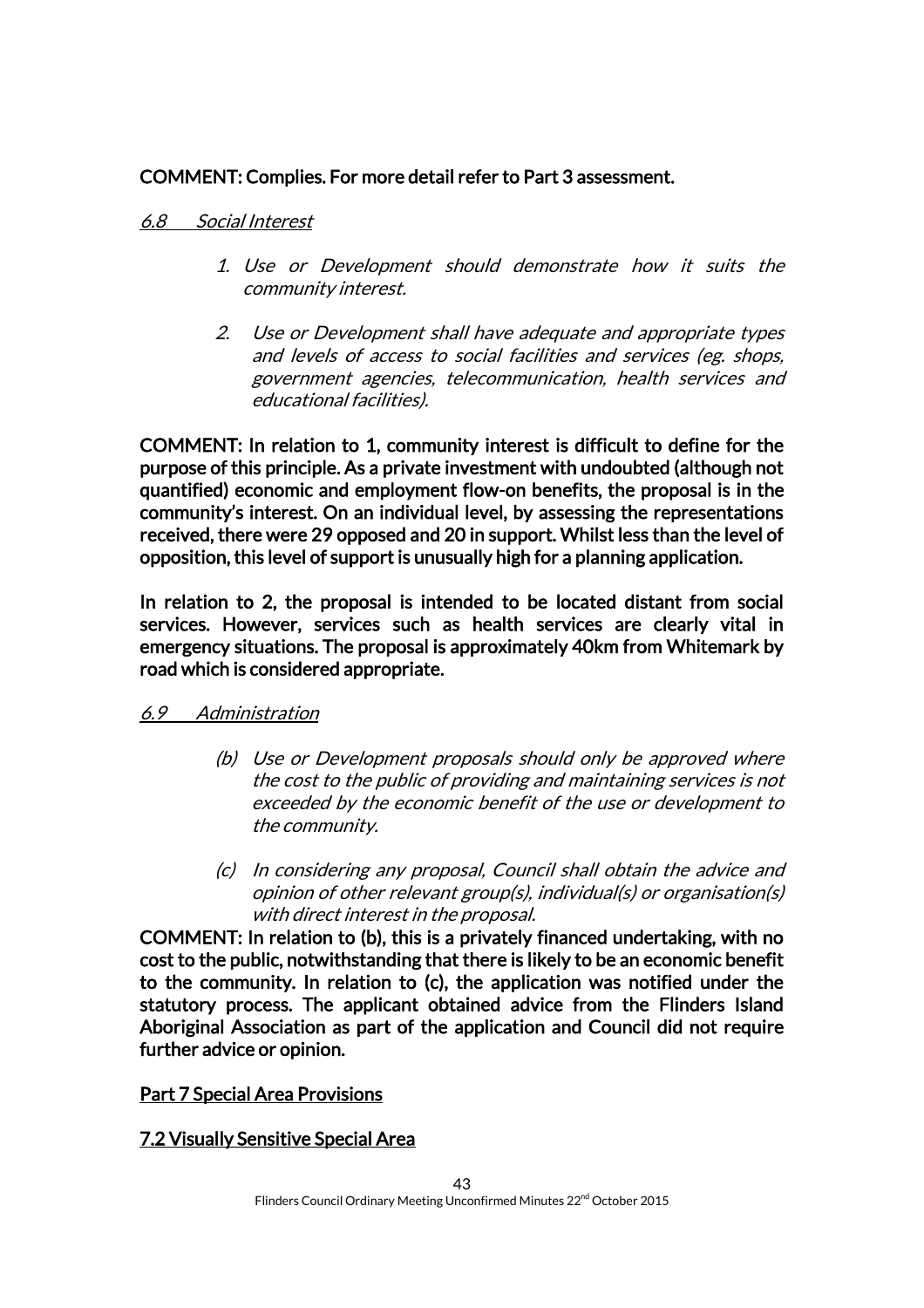**COMMENT: Complies. For more detail refer to Part 3 assessment.**

*6.8 Social Interest*

1. *Use or Development should demonstrate how it suits the community interest.*
2. *Use or Development shall have adequate and appropriate types and levels of access to social facilities and services (eg. shops, government agencies, telecommunication, health services and educational facilities).*

**COMMENT: In relation to 1, community interest is difficult to define for the purpose of this principle. As a private investment with undoubted (although not quantified) economic and employment flow-on benefits, the proposal is in the community's interest. On an individual level, by assessing the representations received, there were 29 opposed and 20 in support. Whilst less than the level of opposition, this level of support is unusually high for a planning application.**

**In relation to 2, the proposal is intended to be located distant from social services. However, services such as health services are clearly vital in emergency situations. The proposal is approximately 40km from Whitemark by road which is considered appropriate.**

*6.9 Administration*

(b) *Use or Development proposals should only be approved where the cost to the public of providing and maintaining services is not exceeded by the economic benefit of the use or development to the community.*

(c) *In considering any proposal, Council shall obtain the advice and opinion of other relevant group(s), individual(s) or organisation(s) with direct interest in the proposal.*

**COMMENT: In relation to (b), this is a privately financed undertaking, with no cost to the public, notwithstanding that there is likely to be an economic benefit to the community. In relation to (c), the application was notified under the statutory process. The applicant obtained advice from the Flinders Island Aboriginal Association as part of the application and Council did not require further advice or opinion.**

**Part 7 Special Area Provisions**

**7.2 Visually Sensitive Special Area**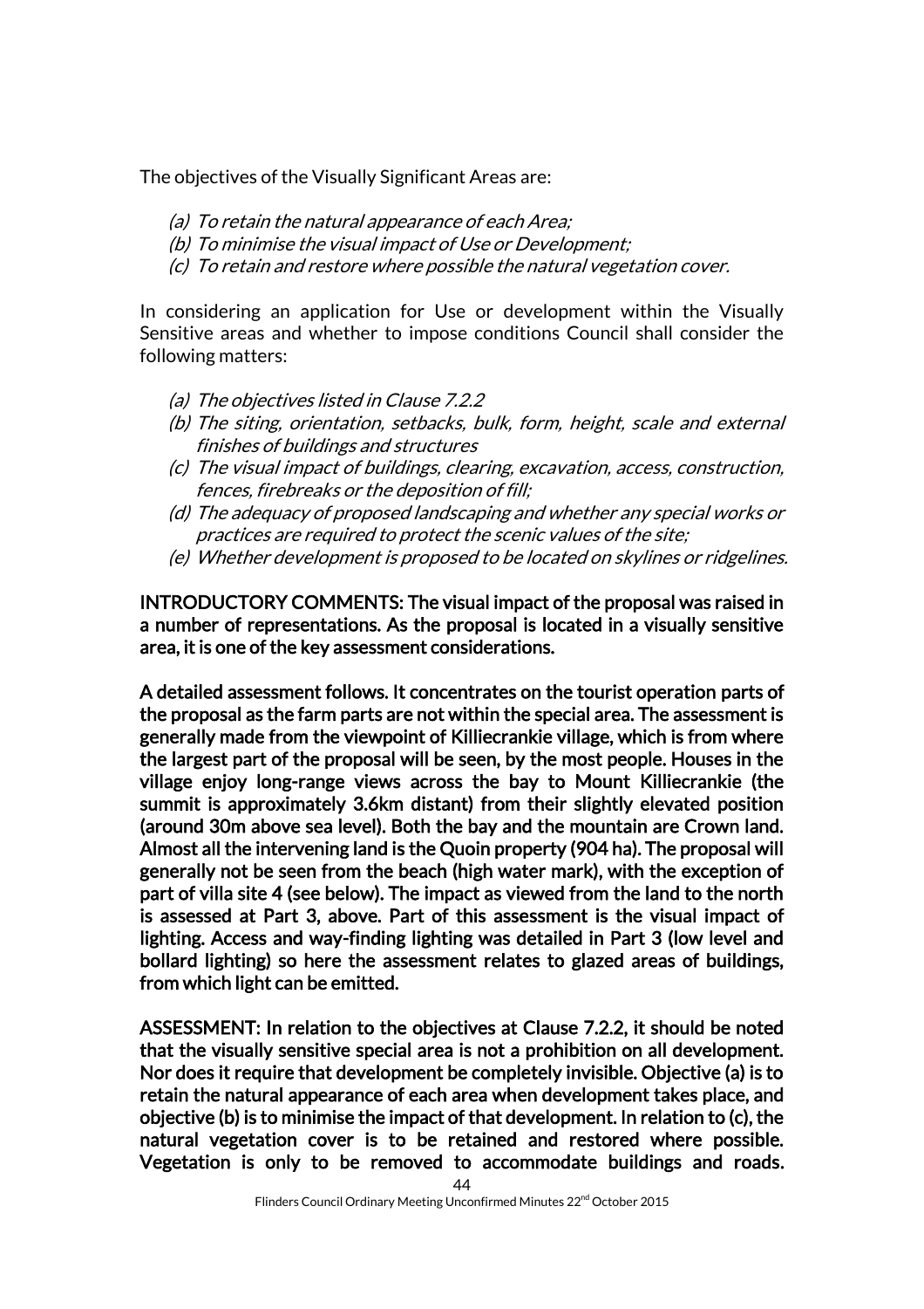The objectives of the Visually Significant Areas are:

*(a) To retain the natural appearance of each Area;*
*(b) To minimise the visual impact of Use or Development;*
*(c) To retain and restore where possible the natural vegetation cover.*

In considering an application for Use or development within the Visually Sensitive areas and whether to impose conditions Council shall consider the following matters:

*(a) The objectives listed in Clause 7.2.2*
*(b) The siting, orientation, setbacks, bulk, form, height, scale and external finishes of buildings and structures*
*(c) The visual impact of buildings, clearing, excavation, access, construction, fences, firebreaks or the deposition of fill;*
*(d) The adequacy of proposed landscaping and whether any special works or practices are required to protect the scenic values of the site;*
*(e) Whether development is proposed to be located on skylines or ridgelines.*

**INTRODUCTORY COMMENTS: The visual impact of the proposal was raised in a number of representations. As the proposal is located in a visually sensitive area, it is one of the key assessment considerations.**

**A detailed assessment follows. It concentrates on the tourist operation parts of the proposal as the farm parts are not within the special area. The assessment is generally made from the viewpoint of Killiecrankie village, which is from where the largest part of the proposal will be seen, by the most people. Houses in the village enjoy long-range views across the bay to Mount Killiecrankie (the summit is approximately 3.6km distant) from their slightly elevated position (around 30m above sea level). Both the bay and the mountain are Crown land. Almost all the intervening land is the Quoin property (904 ha). The proposal will generally not be seen from the beach (high water mark), with the exception of part of villa site 4 (see below). The impact as viewed from the land to the north is assessed at Part 3, above. Part of this assessment is the visual impact of lighting. Access and way-finding lighting was detailed in Part 3 (low level and bollard lighting) so here the assessment relates to glazed areas of buildings, from which light can be emitted.**

**ASSESSMENT: In relation to the objectives at Clause 7.2.2, it should be noted that the visually sensitive special area is not a prohibition on all development. Nor does it require that development be completely invisible. Objective (a) is to retain the natural appearance of each area when development takes place, and objective (b) is to minimise the impact of that development. In relation to (c), the natural vegetation cover is to be retained and restored where possible. Vegetation is only to be removed to accommodate buildings and roads.**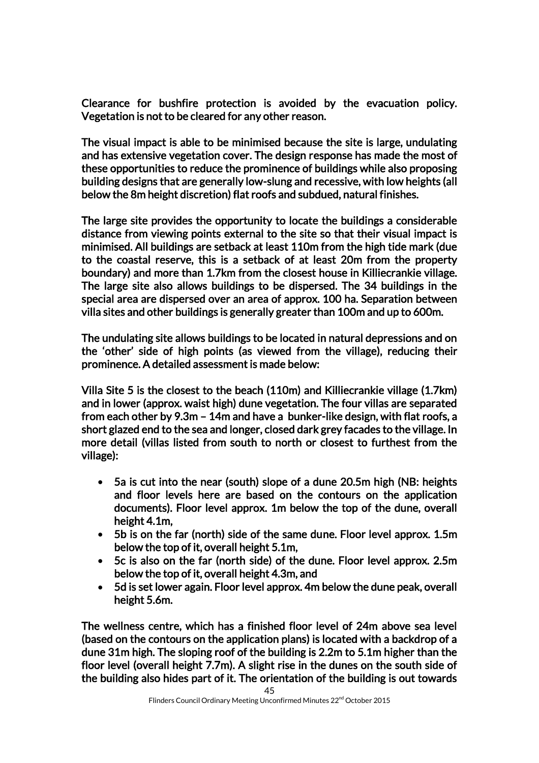Clearance for bushfire protection is avoided by the evacuation policy. Vegetation is not to be cleared for any other reason.

The visual impact is able to be minimised because the site is large, undulating and has extensive vegetation cover. The design response has made the most of these opportunities to reduce the prominence of buildings while also proposing building designs that are generally low-slung and recessive, with low heights (all below the 8m height discretion) flat roofs and subdued, natural finishes.

The large site provides the opportunity to locate the buildings a considerable distance from viewing points external to the site so that their visual impact is minimised. All buildings are setback at least 110m from the high tide mark (due to the coastal reserve, this is a setback of at least 20m from the property boundary) and more than 1.7km from the closest house in Killiecrankie village. The large site also allows buildings to be dispersed. The 34 buildings in the special area are dispersed over an area of approx. 100 ha. Separation between villa sites and other buildings is generally greater than 100m and up to 600m.

The undulating site allows buildings to be located in natural depressions and on the 'other' side of high points (as viewed from the village), reducing their prominence. A detailed assessment is made below:

Villa Site 5 is the closest to the beach (110m) and Killiecrankie village (1.7km) and in lower (approx. waist high) dune vegetation. The four villas are separated from each other by 9.3m – 14m and have a bunker-like design, with flat roofs, a short glazed end to the sea and longer, closed dark grey facades to the village. In more detail (villas listed from south to north or closest to furthest from the village):

- 5a is cut into the near (south) slope of a dune 20.5m high (NB: heights and floor levels here are based on the contours on the application documents). Floor level approx. 1m below the top of the dune, overall height 4.1m,
- 5b is on the far (north) side of the same dune. Floor level approx. 1.5m below the top of it, overall height 5.1m,
- 5c is also on the far (north side) of the dune. Floor level approx. 2.5m below the top of it, overall height 4.3m, and
- 5d is set lower again. Floor level approx. 4m below the dune peak, overall height 5.6m.

The wellness centre, which has a finished floor level of 24m above sea level (based on the contours on the application plans) is located with a backdrop of a dune 31m high. The sloping roof of the building is 2.2m to 5.1m higher than the floor level (overall height 7.7m). A slight rise in the dunes on the south side of the building also hides part of it. The orientation of the building is out towards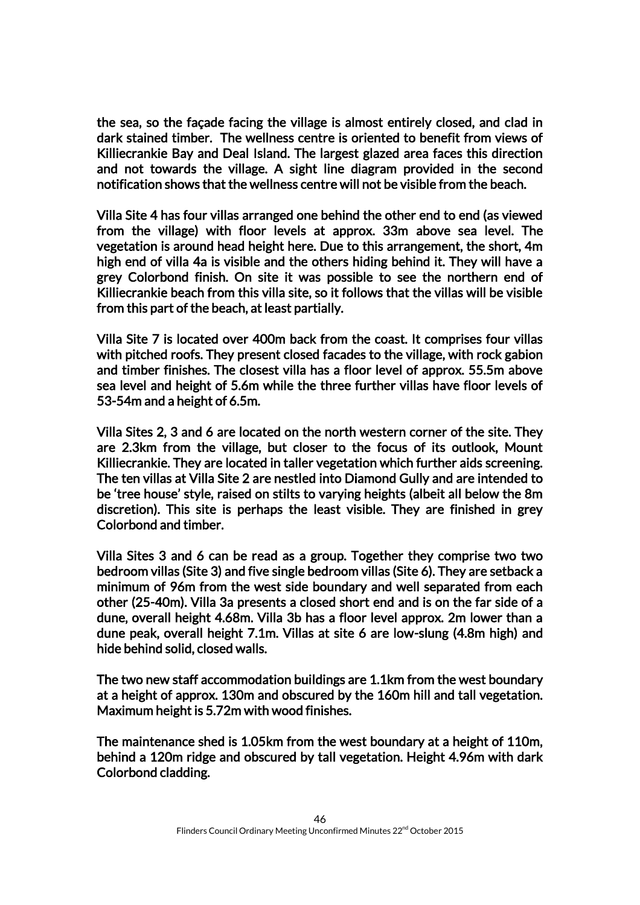the sea, so the façade facing the village is almost entirely closed, and clad in dark stained timber. The wellness centre is oriented to benefit from views of Killiecrankie Bay and Deal Island. The largest glazed area faces this direction and not towards the village. A sight line diagram provided in the second notification shows that the wellness centre will not be visible from the beach.

Villa Site 4 has four villas arranged one behind the other end to end (as viewed from the village) with floor levels at approx. 33m above sea level. The vegetation is around head height here. Due to this arrangement, the short, 4m high end of villa 4a is visible and the others hiding behind it. They will have a grey Colorbond finish. On site it was possible to see the northern end of Killiecrankie beach from this villa site, so it follows that the villas will be visible from this part of the beach, at least partially.

Villa Site 7 is located over 400m back from the coast. It comprises four villas with pitched roofs. They present closed facades to the village, with rock gabion and timber finishes. The closest villa has a floor level of approx. 55.5m above sea level and height of 5.6m while the three further villas have floor levels of 53-54m and a height of 6.5m.

Villa Sites 2, 3 and 6 are located on the north western corner of the site. They are 2.3km from the village, but closer to the focus of its outlook, Mount Killiecrankie. They are located in taller vegetation which further aids screening. The ten villas at Villa Site 2 are nestled into Diamond Gully and are intended to be 'tree house' style, raised on stilts to varying heights (albeit all below the 8m discretion). This site is perhaps the least visible. They are finished in grey Colorbond and timber.

Villa Sites 3 and 6 can be read as a group. Together they comprise two two bedroom villas (Site 3) and five single bedroom villas (Site 6). They are setback a minimum of 96m from the west side boundary and well separated from each other (25-40m). Villa 3a presents a closed short end and is on the far side of a dune, overall height 4.68m. Villa 3b has a floor level approx. 2m lower than a dune peak, overall height 7.1m. Villas at site 6 are low-slung (4.8m high) and hide behind solid, closed walls.

The two new staff accommodation buildings are 1.1km from the west boundary at a height of approx. 130m and obscured by the 160m hill and tall vegetation. Maximum height is 5.72m with wood finishes.

The maintenance shed is 1.05km from the west boundary at a height of 110m, behind a 120m ridge and obscured by tall vegetation. Height 4.96m with dark Colorbond cladding.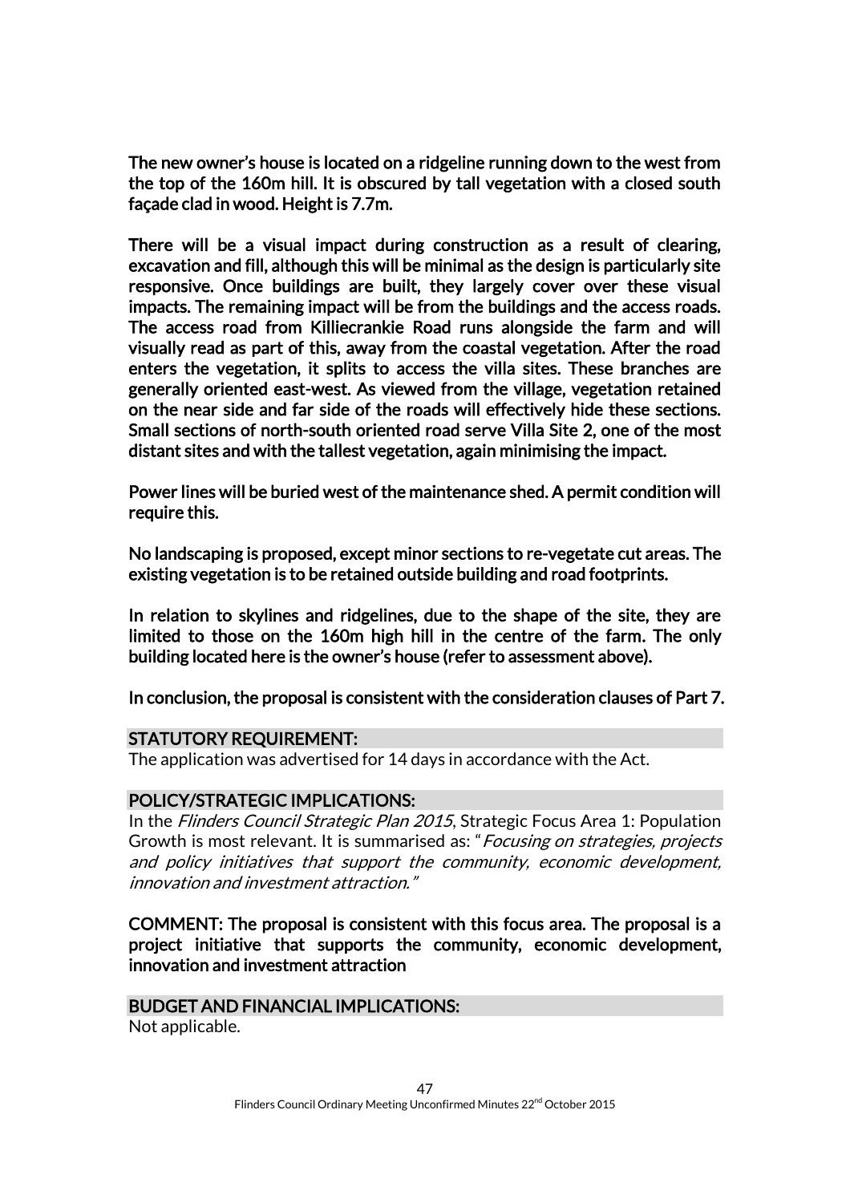The new owner's house is located on a ridgeline running down to the west from the top of the 160m hill. It is obscured by tall vegetation with a closed south façade clad in wood. Height is 7.7m.

There will be a visual impact during construction as a result of clearing, excavation and fill, although this will be minimal as the design is particularly site responsive. Once buildings are built, they largely cover over these visual impacts. The remaining impact will be from the buildings and the access roads. The access road from Killiecrankie Road runs alongside the farm and will visually read as part of this, away from the coastal vegetation. After the road enters the vegetation, it splits to access the villa sites. These branches are generally oriented east-west. As viewed from the village, vegetation retained on the near side and far side of the roads will effectively hide these sections. Small sections of north-south oriented road serve Villa Site 2, one of the most distant sites and with the tallest vegetation, again minimising the impact.

Power lines will be buried west of the maintenance shed. A permit condition will require this.

No landscaping is proposed, except minor sections to re-vegetate cut areas. The existing vegetation is to be retained outside building and road footprints.

In relation to skylines and ridgelines, due to the shape of the site, they are limited to those on the 160m high hill in the centre of the farm. The only building located here is the owner's house (refer to assessment above).

In conclusion, the proposal is consistent with the consideration clauses of Part 7.

## STATUTORY REQUIREMENT:

The application was advertised for 14 days in accordance with the Act.

## POLICY/STRATEGIC IMPLICATIONS:

In the *Flinders Council Strategic Plan 2015*, Strategic Focus Area 1: Population Growth is most relevant. It is summarised as: "*Focusing on strategies, projects and policy initiatives that support the community, economic development, innovation and investment attraction.*"

COMMENT: The proposal is consistent with this focus area. The proposal is a project initiative that supports the community, economic development, innovation and investment attraction

## BUDGET AND FINANCIAL IMPLICATIONS:

Not applicable.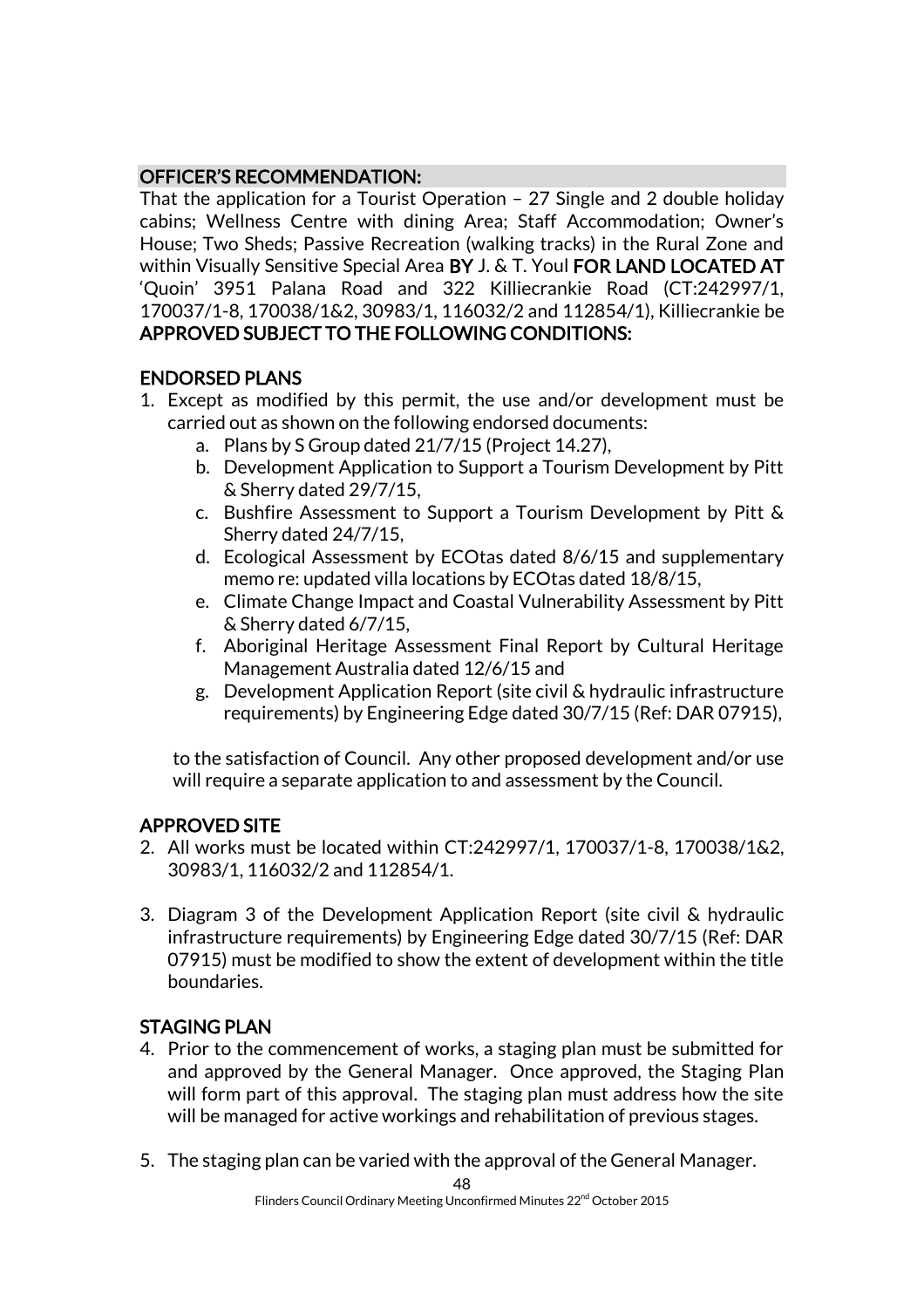## OFFICER'S RECOMMENDATION:

That the application for a Tourist Operation – 27 Single and 2 double holiday cabins; Wellness Centre with dining Area; Staff Accommodation; Owner's House; Two Sheds; Passive Recreation (walking tracks) in the Rural Zone and within Visually Sensitive Special Area **BY** J. & T. Youl **FOR LAND LOCATED AT** 'Quoin' 3951 Palana Road and 322 Killiecrankie Road (CT:242997/1, 170037/1-8, 170038/1&2, 30983/1, 116032/2 and 112854/1), Killiecrankie be **APPROVED SUBJECT TO THE FOLLOWING CONDITIONS:**

### ENDORSED PLANS

1. Except as modified by this permit, the use and/or development must be carried out as shown on the following endorsed documents:
   a. Plans by S Group dated 21/7/15 (Project 14.27),
   b. Development Application to Support a Tourism Development by Pitt & Sherry dated 29/7/15,
   c. Bushfire Assessment to Support a Tourism Development by Pitt & Sherry dated 24/7/15,
   d. Ecological Assessment by ECOtas dated 8/6/15 and supplementary memo re: updated villa locations by ECOtas dated 18/8/15,
   e. Climate Change Impact and Coastal Vulnerability Assessment by Pitt & Sherry dated 6/7/15,
   f. Aboriginal Heritage Assessment Final Report by Cultural Heritage Management Australia dated 12/6/15 and
   g. Development Application Report (site civil & hydraulic infrastructure requirements) by Engineering Edge dated 30/7/15 (Ref: DAR 07915),

   to the satisfaction of Council. Any other proposed development and/or use will require a separate application to and assessment by the Council.

### APPROVED SITE

2. All works must be located within CT:242997/1, 170037/1-8, 170038/1&2, 30983/1, 116032/2 and 112854/1.

3. Diagram 3 of the Development Application Report (site civil & hydraulic infrastructure requirements) by Engineering Edge dated 30/7/15 (Ref: DAR 07915) must be modified to show the extent of development within the title boundaries.

### STAGING PLAN

4. Prior to the commencement of works, a staging plan must be submitted for and approved by the General Manager. Once approved, the Staging Plan will form part of this approval. The staging plan must address how the site will be managed for active workings and rehabilitation of previous stages.

5. The staging plan can be varied with the approval of the General Manager.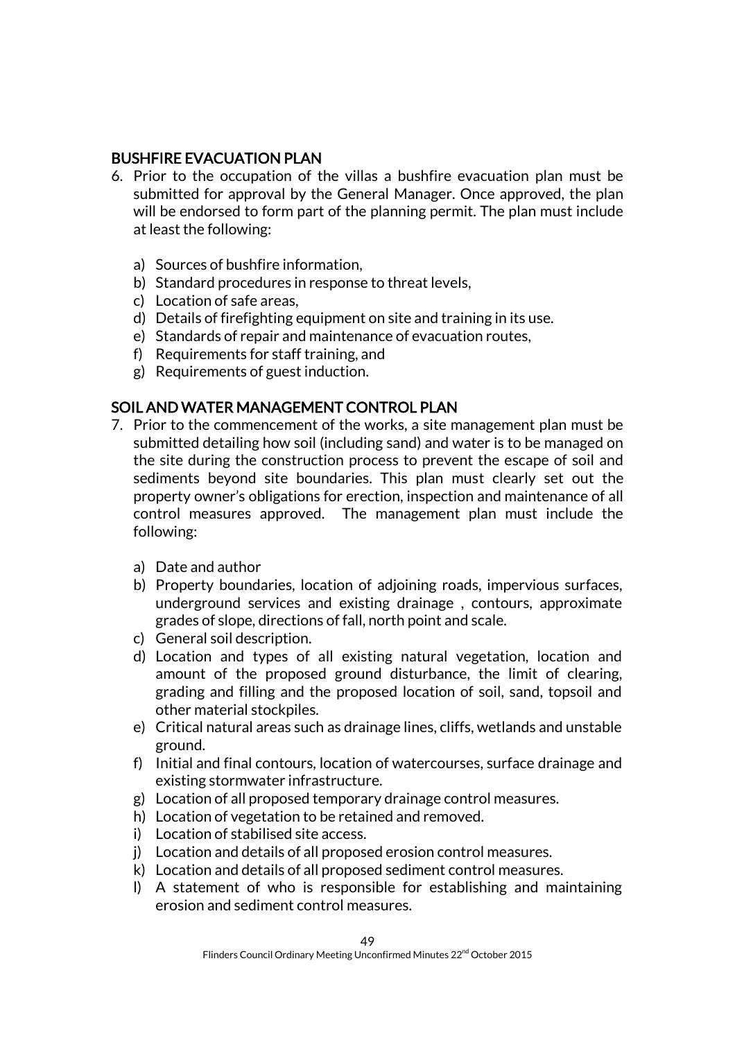## BUSHFIRE EVACUATION PLAN

6. Prior to the occupation of the villas a bushfire evacuation plan must be submitted for approval by the General Manager. Once approved, the plan will be endorsed to form part of the planning permit. The plan must include at least the following:

   a) Sources of bushfire information,
   b) Standard procedures in response to threat levels,
   c) Location of safe areas,
   d) Details of firefighting equipment on site and training in its use.
   e) Standards of repair and maintenance of evacuation routes,
   f) Requirements for staff training, and
   g) Requirements of guest induction.

## SOIL AND WATER MANAGEMENT CONTROL PLAN

7. Prior to the commencement of the works, a site management plan must be submitted detailing how soil (including sand) and water is to be managed on the site during the construction process to prevent the escape of soil and sediments beyond site boundaries. This plan must clearly set out the property owner's obligations for erection, inspection and maintenance of all control measures approved. The management plan must include the following:

   a) Date and author
   b) Property boundaries, location of adjoining roads, impervious surfaces, underground services and existing drainage , contours, approximate grades of slope, directions of fall, north point and scale.
   c) General soil description.
   d) Location and types of all existing natural vegetation, location and amount of the proposed ground disturbance, the limit of clearing, grading and filling and the proposed location of soil, sand, topsoil and other material stockpiles.
   e) Critical natural areas such as drainage lines, cliffs, wetlands and unstable ground.
   f) Initial and final contours, location of watercourses, surface drainage and existing stormwater infrastructure.
   g) Location of all proposed temporary drainage control measures.
   h) Location of vegetation to be retained and removed.
   i) Location of stabilised site access.
   j) Location and details of all proposed erosion control measures.
   k) Location and details of all proposed sediment control measures.
   l) A statement of who is responsible for establishing and maintaining erosion and sediment control measures.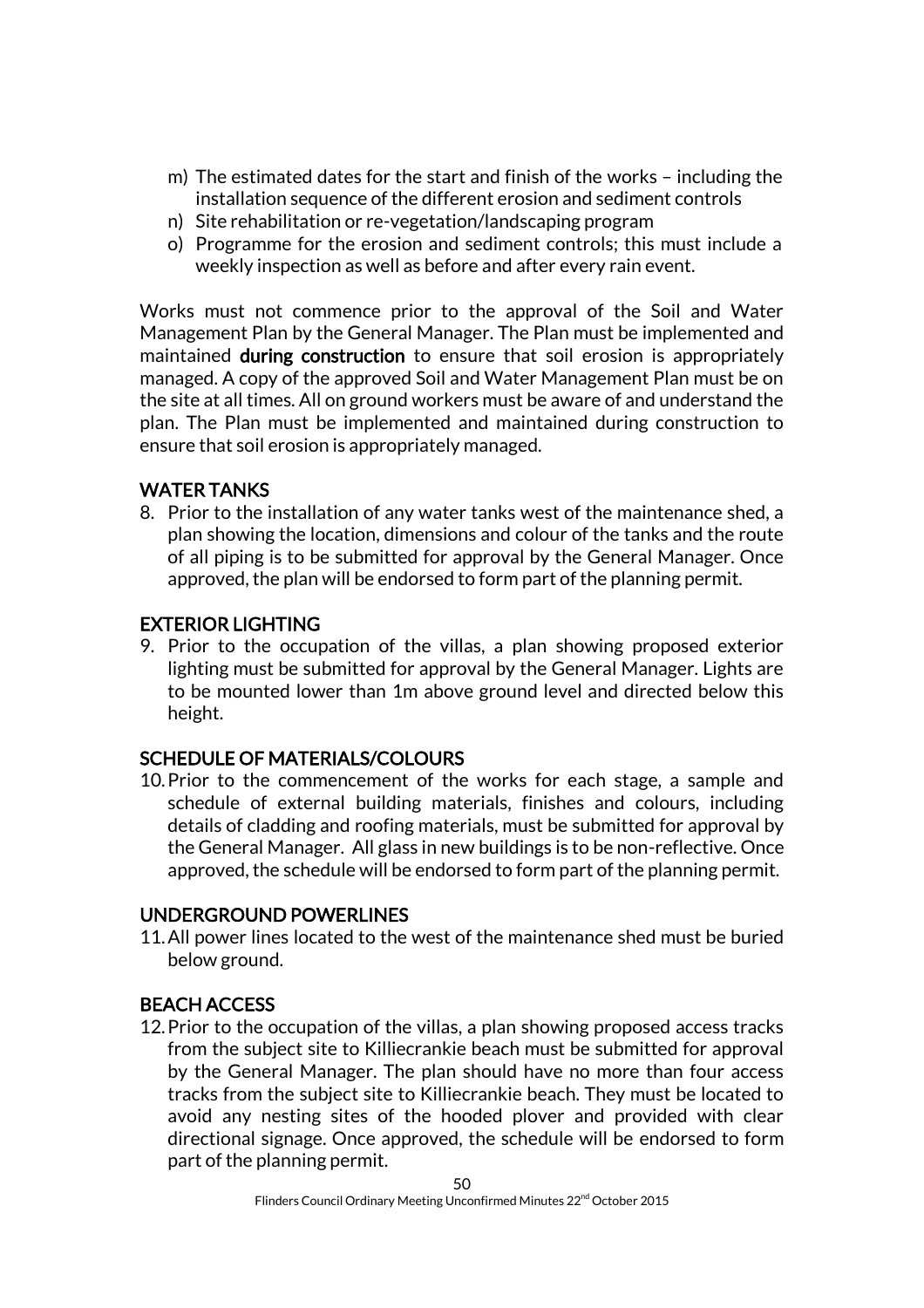m) The estimated dates for the start and finish of the works – including the installation sequence of the different erosion and sediment controls
n) Site rehabilitation or re-vegetation/landscaping program
o) Programme for the erosion and sediment controls; this must include a weekly inspection as well as before and after every rain event.

Works must not commence prior to the approval of the Soil and Water Management Plan by the General Manager. The Plan must be implemented and maintained **during construction** to ensure that soil erosion is appropriately managed. A copy of the approved Soil and Water Management Plan must be on the site at all times. All on ground workers must be aware of and understand the plan. The Plan must be implemented and maintained during construction to ensure that soil erosion is appropriately managed.

## WATER TANKS

8. Prior to the installation of any water tanks west of the maintenance shed, a plan showing the location, dimensions and colour of the tanks and the route of all piping is to be submitted for approval by the General Manager. Once approved, the plan will be endorsed to form part of the planning permit.

## EXTERIOR LIGHTING

9. Prior to the occupation of the villas, a plan showing proposed exterior lighting must be submitted for approval by the General Manager. Lights are to be mounted lower than 1m above ground level and directed below this height.

## SCHEDULE OF MATERIALS/COLOURS

10. Prior to the commencement of the works for each stage, a sample and schedule of external building materials, finishes and colours, including details of cladding and roofing materials, must be submitted for approval by the General Manager. All glass in new buildings is to be non-reflective. Once approved, the schedule will be endorsed to form part of the planning permit.

## UNDERGROUND POWERLINES

11. All power lines located to the west of the maintenance shed must be buried below ground.

## BEACH ACCESS

12. Prior to the occupation of the villas, a plan showing proposed access tracks from the subject site to Killiecrankie beach must be submitted for approval by the General Manager. The plan should have no more than four access tracks from the subject site to Killiecrankie beach. They must be located to avoid any nesting sites of the hooded plover and provided with clear directional signage. Once approved, the schedule will be endorsed to form part of the planning permit.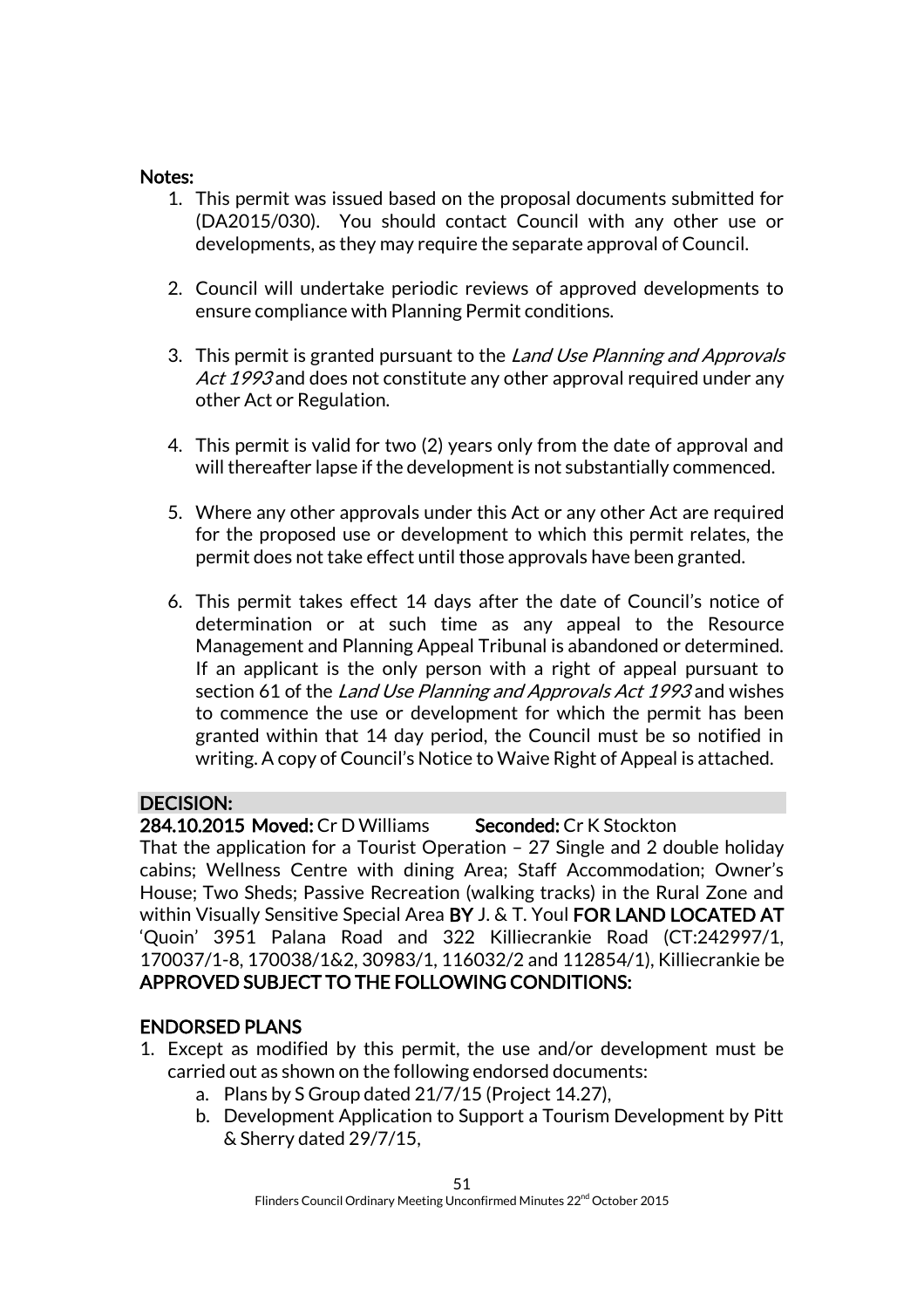**Notes:**

1. This permit was issued based on the proposal documents submitted for (DA2015/030). You should contact Council with any other use or developments, as they may require the separate approval of Council.

2. Council will undertake periodic reviews of approved developments to ensure compliance with Planning Permit conditions.

3. This permit is granted pursuant to the *Land Use Planning and Approvals Act 1993* and does not constitute any other approval required under any other Act or Regulation.

4. This permit is valid for two (2) years only from the date of approval and will thereafter lapse if the development is not substantially commenced.

5. Where any other approvals under this Act or any other Act are required for the proposed use or development to which this permit relates, the permit does not take effect until those approvals have been granted.

6. This permit takes effect 14 days after the date of Council's notice of determination or at such time as any appeal to the Resource Management and Planning Appeal Tribunal is abandoned or determined. If an applicant is the only person with a right of appeal pursuant to section 61 of the *Land Use Planning and Approvals Act 1993* and wishes to commence the use or development for which the permit has been granted within that 14 day period, the Council must be so notified in writing. A copy of Council's Notice to Waive Right of Appeal is attached.

**DECISION:**

**284.10.2015 Moved:** Cr D Williams **Seconded:** Cr K Stockton

That the application for a Tourist Operation – 27 Single and 2 double holiday cabins; Wellness Centre with dining Area; Staff Accommodation; Owner's House; Two Sheds; Passive Recreation (walking tracks) in the Rural Zone and within Visually Sensitive Special Area **BY** J. & T. Youl **FOR LAND LOCATED AT** 'Quoin' 3951 Palana Road and 322 Killiecrankie Road (CT:242997/1, 170037/1-8, 170038/1&2, 30983/1, 116032/2 and 112854/1), Killiecrankie be **APPROVED SUBJECT TO THE FOLLOWING CONDITIONS:**

**ENDORSED PLANS**

1. Except as modified by this permit, the use and/or development must be carried out as shown on the following endorsed documents:
   a. Plans by S Group dated 21/7/15 (Project 14.27),
   b. Development Application to Support a Tourism Development by Pitt & Sherry dated 29/7/15,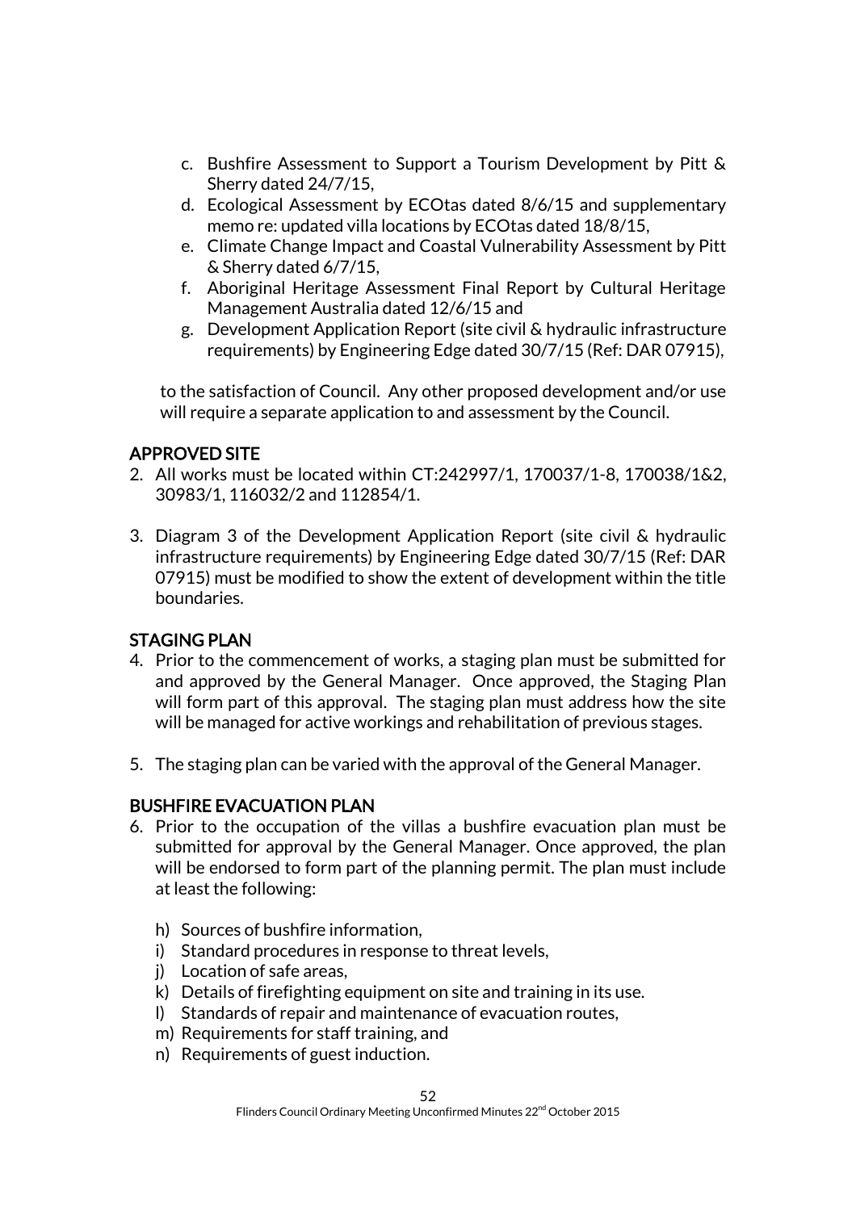c. Bushfire Assessment to Support a Tourism Development by Pitt & Sherry dated 24/7/15,
d. Ecological Assessment by ECOtas dated 8/6/15 and supplementary memo re: updated villa locations by ECOtas dated 18/8/15,
e. Climate Change Impact and Coastal Vulnerability Assessment by Pitt & Sherry dated 6/7/15,
f. Aboriginal Heritage Assessment Final Report by Cultural Heritage Management Australia dated 12/6/15 and
g. Development Application Report (site civil & hydraulic infrastructure requirements) by Engineering Edge dated 30/7/15 (Ref: DAR 07915),

to the satisfaction of Council. Any other proposed development and/or use will require a separate application to and assessment by the Council.

## APPROVED SITE

2. All works must be located within CT:242997/1, 170037/1-8, 170038/1&2, 30983/1, 116032/2 and 112854/1.

3. Diagram 3 of the Development Application Report (site civil & hydraulic infrastructure requirements) by Engineering Edge dated 30/7/15 (Ref: DAR 07915) must be modified to show the extent of development within the title boundaries.

## STAGING PLAN

4. Prior to the commencement of works, a staging plan must be submitted for and approved by the General Manager. Once approved, the Staging Plan will form part of this approval. The staging plan must address how the site will be managed for active workings and rehabilitation of previous stages.

5. The staging plan can be varied with the approval of the General Manager.

## BUSHFIRE EVACUATION PLAN

6. Prior to the occupation of the villas a bushfire evacuation plan must be submitted for approval by the General Manager. Once approved, the plan will be endorsed to form part of the planning permit. The plan must include at least the following:

   h) Sources of bushfire information,
   i) Standard procedures in response to threat levels,
   j) Location of safe areas,
   k) Details of firefighting equipment on site and training in its use.
   l) Standards of repair and maintenance of evacuation routes,
   m) Requirements for staff training, and
   n) Requirements of guest induction.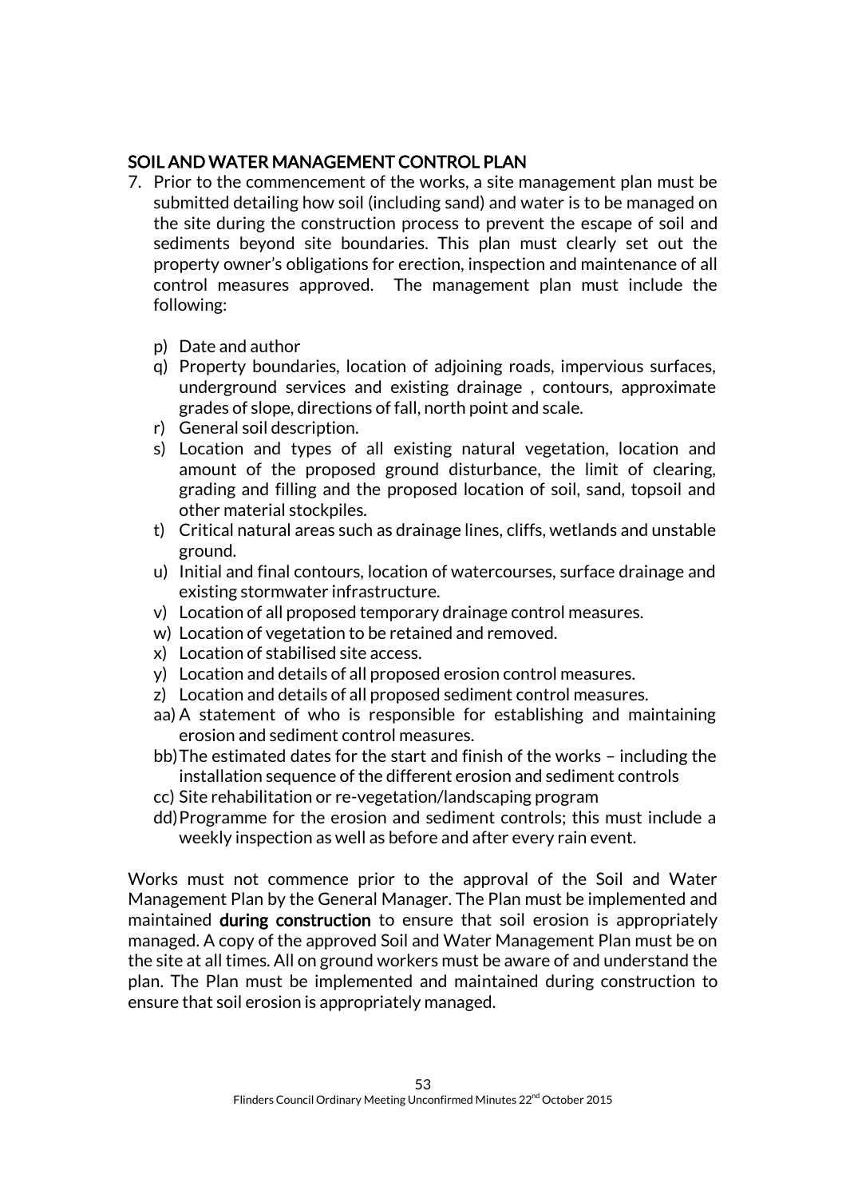## SOIL AND WATER MANAGEMENT CONTROL PLAN

7. Prior to the commencement of the works, a site management plan must be submitted detailing how soil (including sand) and water is to be managed on the site during the construction process to prevent the escape of soil and sediments beyond site boundaries. This plan must clearly set out the property owner's obligations for erection, inspection and maintenance of all control measures approved. The management plan must include the following:

   p) Date and author
   q) Property boundaries, location of adjoining roads, impervious surfaces, underground services and existing drainage , contours, approximate grades of slope, directions of fall, north point and scale.
   r) General soil description.
   s) Location and types of all existing natural vegetation, location and amount of the proposed ground disturbance, the limit of clearing, grading and filling and the proposed location of soil, sand, topsoil and other material stockpiles.
   t) Critical natural areas such as drainage lines, cliffs, wetlands and unstable ground.
   u) Initial and final contours, location of watercourses, surface drainage and existing stormwater infrastructure.
   v) Location of all proposed temporary drainage control measures.
   w) Location of vegetation to be retained and removed.
   x) Location of stabilised site access.
   y) Location and details of all proposed erosion control measures.
   z) Location and details of all proposed sediment control measures.
   aa) A statement of who is responsible for establishing and maintaining erosion and sediment control measures.
   bb) The estimated dates for the start and finish of the works – including the installation sequence of the different erosion and sediment controls
   cc) Site rehabilitation or re-vegetation/landscaping program
   dd) Programme for the erosion and sediment controls; this must include a weekly inspection as well as before and after every rain event.

Works must not commence prior to the approval of the Soil and Water Management Plan by the General Manager. The Plan must be implemented and maintained **during construction** to ensure that soil erosion is appropriately managed. A copy of the approved Soil and Water Management Plan must be on the site at all times. All on ground workers must be aware of and understand the plan. The Plan must be implemented and maintained during construction to ensure that soil erosion is appropriately managed.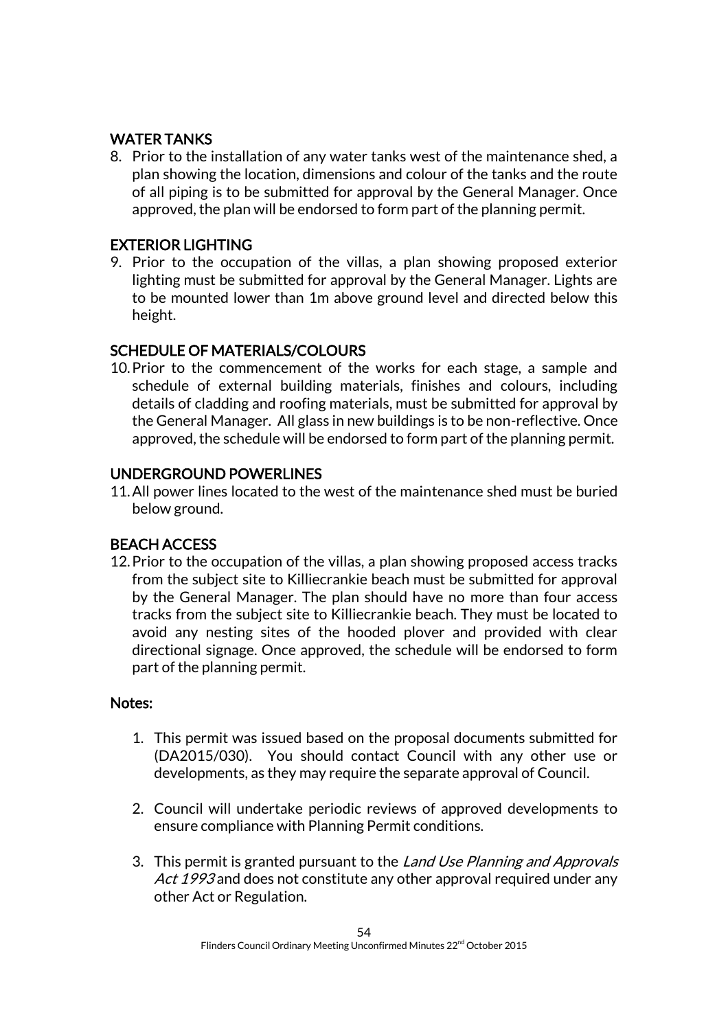**WATER TANKS**

8. Prior to the installation of any water tanks west of the maintenance shed, a plan showing the location, dimensions and colour of the tanks and the route of all piping is to be submitted for approval by the General Manager. Once approved, the plan will be endorsed to form part of the planning permit.

**EXTERIOR LIGHTING**

9. Prior to the occupation of the villas, a plan showing proposed exterior lighting must be submitted for approval by the General Manager. Lights are to be mounted lower than 1m above ground level and directed below this height.

**SCHEDULE OF MATERIALS/COLOURS**

10. Prior to the commencement of the works for each stage, a sample and schedule of external building materials, finishes and colours, including details of cladding and roofing materials, must be submitted for approval by the General Manager. All glass in new buildings is to be non-reflective. Once approved, the schedule will be endorsed to form part of the planning permit.

**UNDERGROUND POWERLINES**

11. All power lines located to the west of the maintenance shed must be buried below ground.

**BEACH ACCESS**

12. Prior to the occupation of the villas, a plan showing proposed access tracks from the subject site to Killiecrankie beach must be submitted for approval by the General Manager. The plan should have no more than four access tracks from the subject site to Killiecrankie beach. They must be located to avoid any nesting sites of the hooded plover and provided with clear directional signage. Once approved, the schedule will be endorsed to form part of the planning permit.

**Notes:**

1. This permit was issued based on the proposal documents submitted for (DA2015/030). You should contact Council with any other use or developments, as they may require the separate approval of Council.

2. Council will undertake periodic reviews of approved developments to ensure compliance with Planning Permit conditions.

3. This permit is granted pursuant to the *Land Use Planning and Approvals Act 1993* and does not constitute any other approval required under any other Act or Regulation.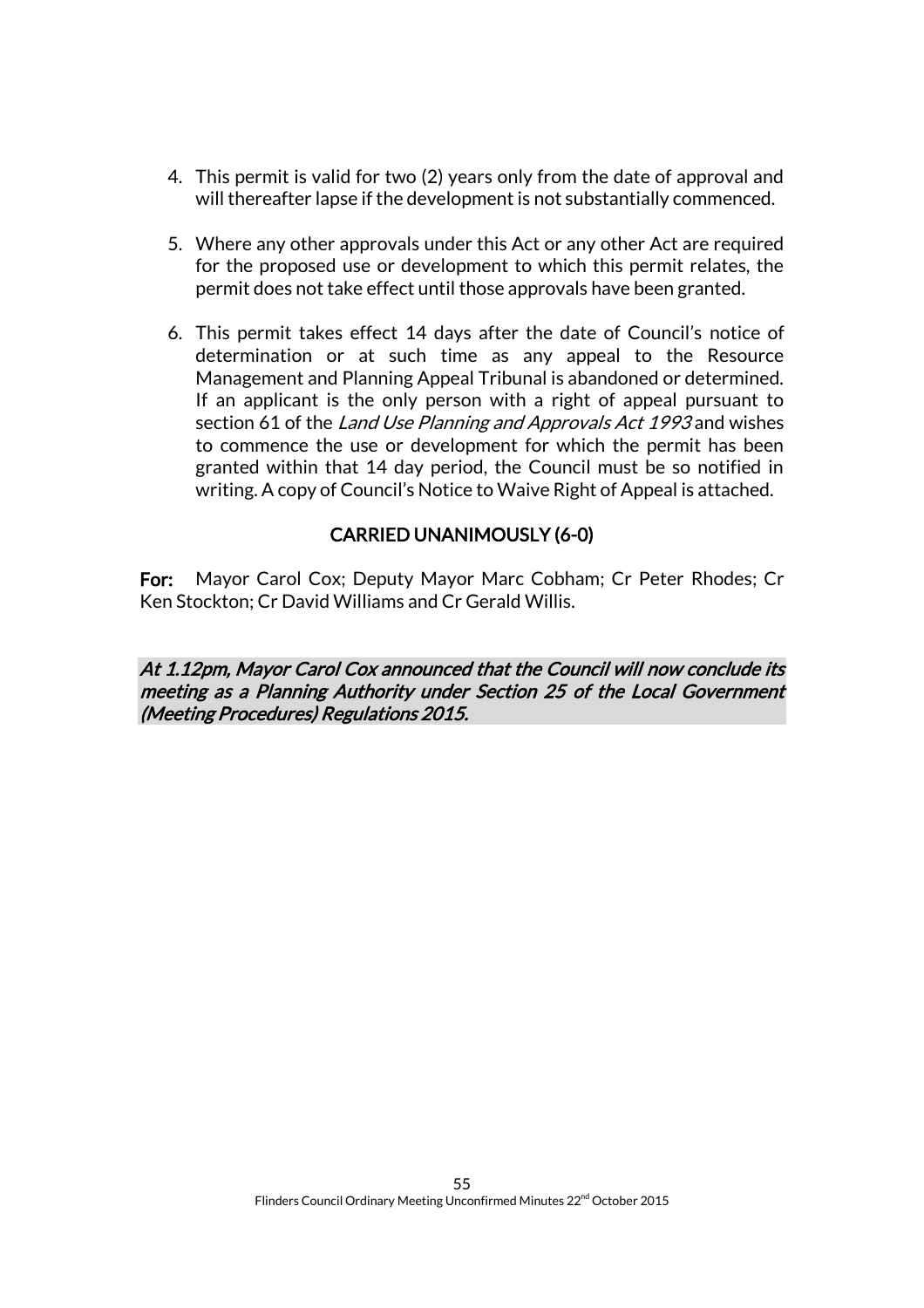4. This permit is valid for two (2) years only from the date of approval and will thereafter lapse if the development is not substantially commenced.

5. Where any other approvals under this Act or any other Act are required for the proposed use or development to which this permit relates, the permit does not take effect until those approvals have been granted.

6. This permit takes effect 14 days after the date of Council's notice of determination or at such time as any appeal to the Resource Management and Planning Appeal Tribunal is abandoned or determined. If an applicant is the only person with a right of appeal pursuant to section 61 of the *Land Use Planning and Approvals Act 1993* and wishes to commence the use or development for which the permit has been granted within that 14 day period, the Council must be so notified in writing. A copy of Council's Notice to Waive Right of Appeal is attached.

**CARRIED UNANIMOUSLY (6-0)**

**For:** Mayor Carol Cox; Deputy Mayor Marc Cobham; Cr Peter Rhodes; Cr Ken Stockton; Cr David Williams and Cr Gerald Willis.

***At 1.12pm, Mayor Carol Cox announced that the Council will now conclude its meeting as a Planning Authority under Section 25 of the Local Government (Meeting Procedures) Regulations 2015.***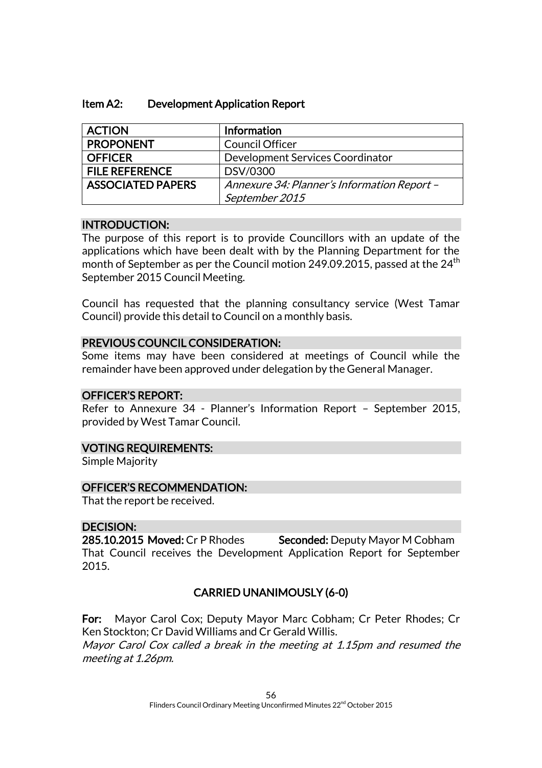## Item A2: Development Application Report

| ACTION | Information |
| --- | --- |
| PROPONENT | Council Officer |
| OFFICER | Development Services Coordinator |
| FILE REFERENCE | DSV/0300 |
| ASSOCIATED PAPERS | *Annexure 34: Planner's Information Report – September 2015* |

### INTRODUCTION:

The purpose of this report is to provide Councillors with an update of the applications which have been dealt with by the Planning Department for the month of September as per the Council motion 249.09.2015, passed at the 24th September 2015 Council Meeting.

Council has requested that the planning consultancy service (West Tamar Council) provide this detail to Council on a monthly basis.

### PREVIOUS COUNCIL CONSIDERATION:

Some items may have been considered at meetings of Council while the remainder have been approved under delegation by the General Manager.

### OFFICER'S REPORT:

Refer to Annexure 34 - Planner's Information Report – September 2015, provided by West Tamar Council.

### VOTING REQUIREMENTS:

Simple Majority

### OFFICER'S RECOMMENDATION:

That the report be received.

### DECISION:

**285.10.2015 Moved:** Cr P Rhodes **Seconded:** Deputy Mayor M Cobham

That Council receives the Development Application Report for September 2015.

**CARRIED UNANIMOUSLY (6-0)**

**For:** Mayor Carol Cox; Deputy Mayor Marc Cobham; Cr Peter Rhodes; Cr Ken Stockton; Cr David Williams and Cr Gerald Willis.

*Mayor Carol Cox called a break in the meeting at 1.15pm and resumed the meeting at 1.26pm.*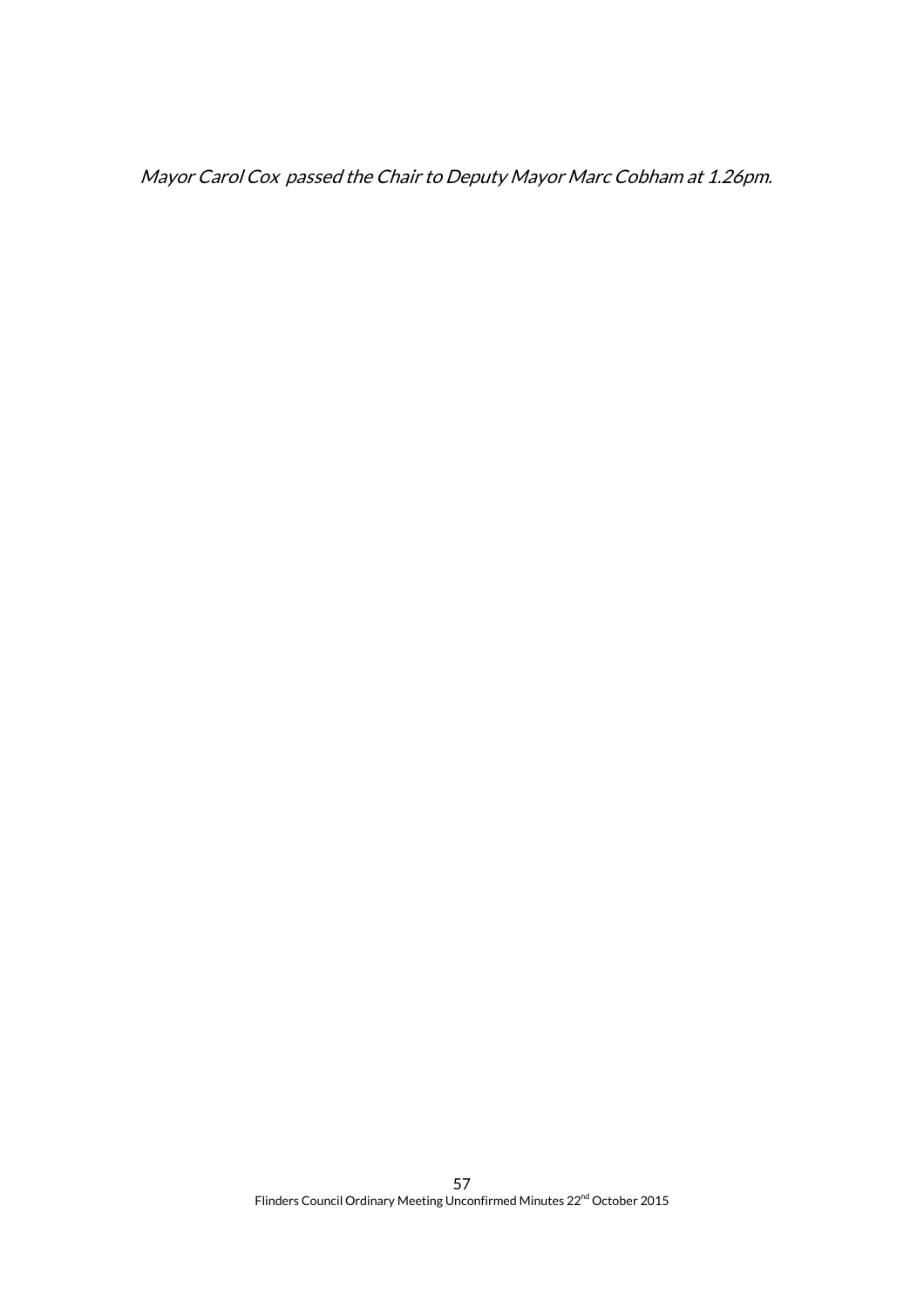*Mayor Carol Cox passed the Chair to Deputy Mayor Marc Cobham at 1.26pm.*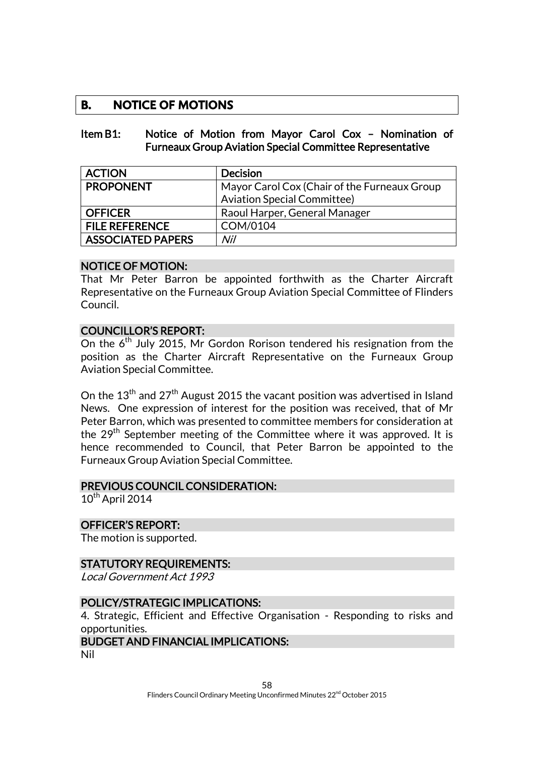## B. NOTICE OF MOTIONS

### Item B1: Notice of Motion from Mayor Carol Cox – Nomination of Furneaux Group Aviation Special Committee Representative

| ACTION | Decision |
|---|---|
| PROPONENT | Mayor Carol Cox (Chair of the Furneaux Group Aviation Special Committee) |
| OFFICER | Raoul Harper, General Manager |
| FILE REFERENCE | COM/0104 |
| ASSOCIATED PAPERS | *Nil* |

**NOTICE OF MOTION:**

That Mr Peter Barron be appointed forthwith as the Charter Aircraft Representative on the Furneaux Group Aviation Special Committee of Flinders Council.

**COUNCILLOR'S REPORT:**

On the 6th July 2015, Mr Gordon Rorison tendered his resignation from the position as the Charter Aircraft Representative on the Furneaux Group Aviation Special Committee.

On the 13th and 27th August 2015 the vacant position was advertised in Island News. One expression of interest for the position was received, that of Mr Peter Barron, which was presented to committee members for consideration at the 29th September meeting of the Committee where it was approved. It is hence recommended to Council, that Peter Barron be appointed to the Furneaux Group Aviation Special Committee.

**PREVIOUS COUNCIL CONSIDERATION:**

10th April 2014

**OFFICER'S REPORT:**

The motion is supported.

**STATUTORY REQUIREMENTS:**

*Local Government Act 1993*

**POLICY/STRATEGIC IMPLICATIONS:**

4. Strategic, Efficient and Effective Organisation - Responding to risks and opportunities.

**BUDGET AND FINANCIAL IMPLICATIONS:**

Nil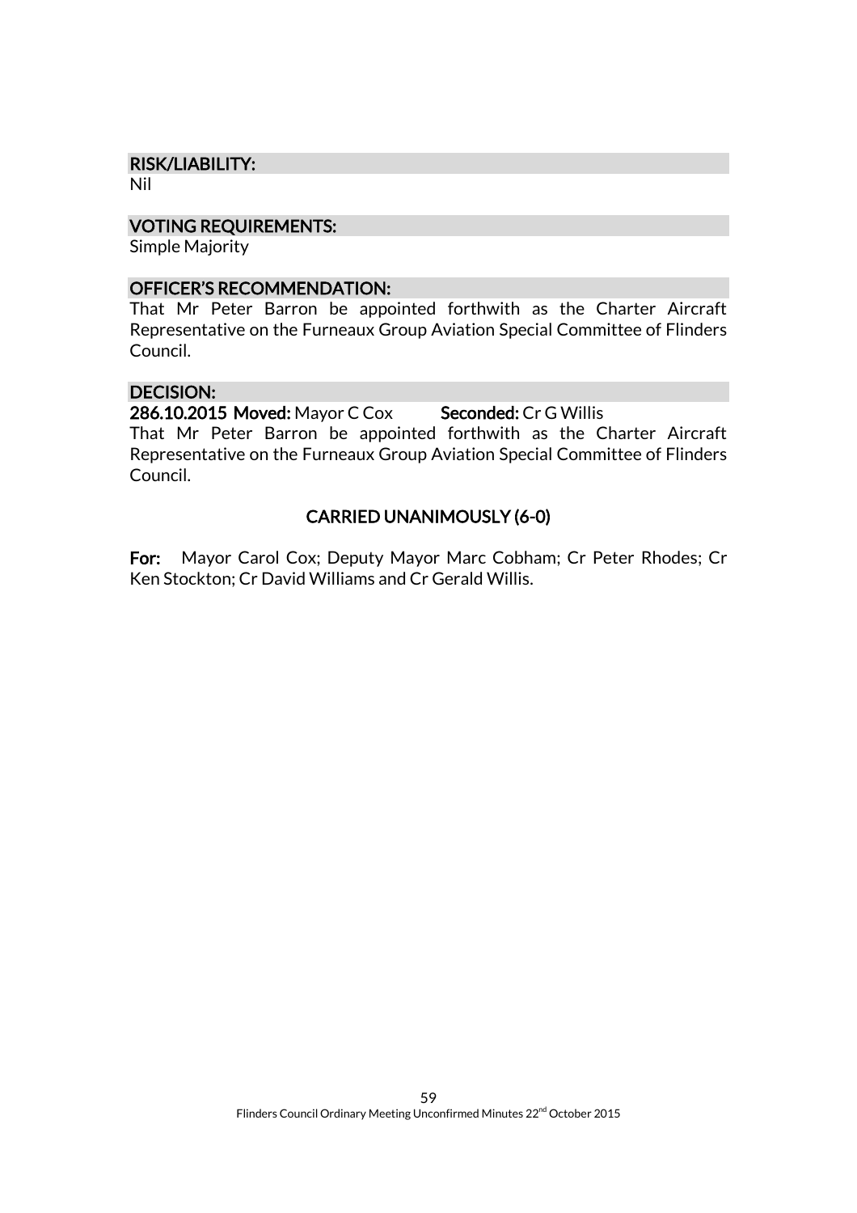**RISK/LIABILITY:**

Nil

**VOTING REQUIREMENTS:**

Simple Majority

**OFFICER'S RECOMMENDATION:**

That Mr Peter Barron be appointed forthwith as the Charter Aircraft Representative on the Furneaux Group Aviation Special Committee of Flinders Council.

**DECISION:**

**286.10.2015 Moved:** Mayor C Cox **Seconded:** Cr G Willis

That Mr Peter Barron be appointed forthwith as the Charter Aircraft Representative on the Furneaux Group Aviation Special Committee of Flinders Council.

**CARRIED UNANIMOUSLY (6-0)**

**For:** Mayor Carol Cox; Deputy Mayor Marc Cobham; Cr Peter Rhodes; Cr Ken Stockton; Cr David Williams and Cr Gerald Willis.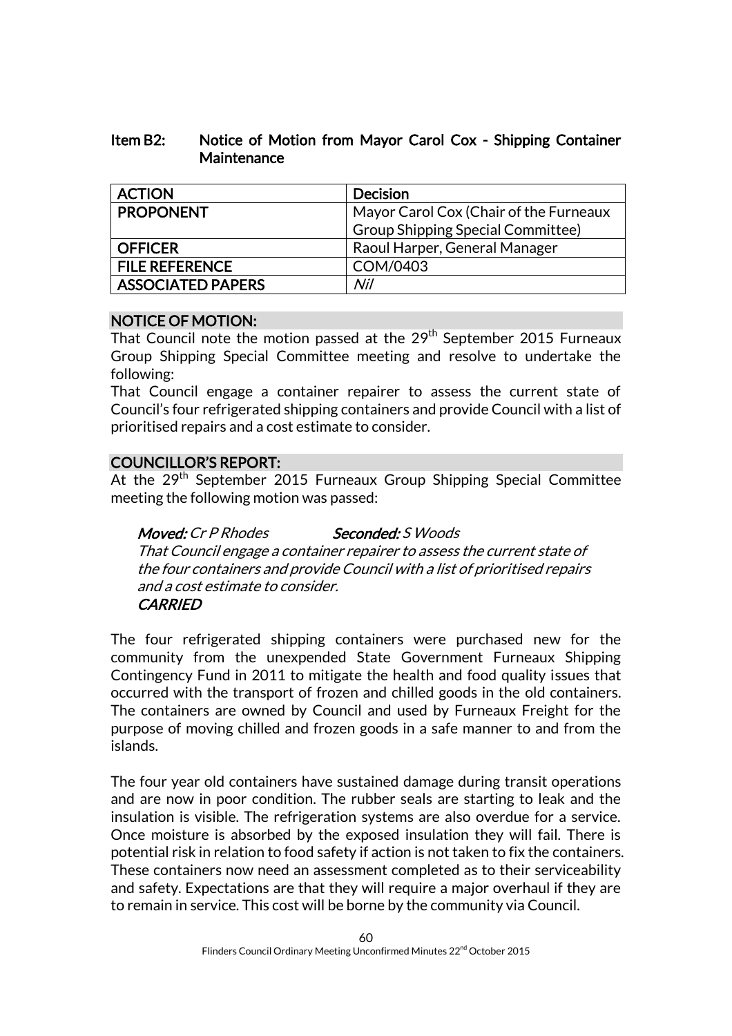## Item B2: Notice of Motion from Mayor Carol Cox - Shipping Container Maintenance

| ACTION | Decision |
|---|---|
| PROPONENT | Mayor Carol Cox (Chair of the Furneaux Group Shipping Special Committee) |
| OFFICER | Raoul Harper, General Manager |
| FILE REFERENCE | COM/0403 |
| ASSOCIATED PAPERS | *Nil* |

### NOTICE OF MOTION:

That Council note the motion passed at the 29th September 2015 Furneaux Group Shipping Special Committee meeting and resolve to undertake the following:

That Council engage a container repairer to assess the current state of Council's four refrigerated shipping containers and provide Council with a list of prioritised repairs and a cost estimate to consider.

### COUNCILLOR'S REPORT:

At the 29th September 2015 Furneaux Group Shipping Special Committee meeting the following motion was passed:

> ***Moved:*** *Cr P Rhodes* ***Seconded:*** *S Woods*
> *That Council engage a container repairer to assess the current state of the four containers and provide Council with a list of prioritised repairs and a cost estimate to consider.*
> ***CARRIED***

The four refrigerated shipping containers were purchased new for the community from the unexpended State Government Furneaux Shipping Contingency Fund in 2011 to mitigate the health and food quality issues that occurred with the transport of frozen and chilled goods in the old containers. The containers are owned by Council and used by Furneaux Freight for the purpose of moving chilled and frozen goods in a safe manner to and from the islands.

The four year old containers have sustained damage during transit operations and are now in poor condition. The rubber seals are starting to leak and the insulation is visible. The refrigeration systems are also overdue for a service. Once moisture is absorbed by the exposed insulation they will fail. There is potential risk in relation to food safety if action is not taken to fix the containers. These containers now need an assessment completed as to their serviceability and safety. Expectations are that they will require a major overhaul if they are to remain in service. This cost will be borne by the community via Council.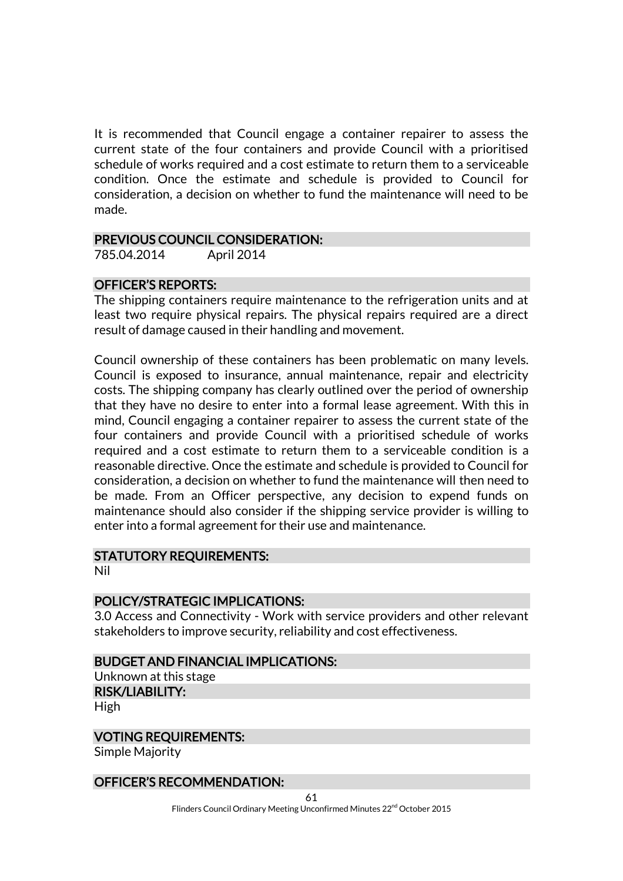It is recommended that Council engage a container repairer to assess the current state of the four containers and provide Council with a prioritised schedule of works required and a cost estimate to return them to a serviceable condition. Once the estimate and schedule is provided to Council for consideration, a decision on whether to fund the maintenance will need to be made.

## PREVIOUS COUNCIL CONSIDERATION:

785.04.2014 April 2014

## OFFICER'S REPORTS:

The shipping containers require maintenance to the refrigeration units and at least two require physical repairs. The physical repairs required are a direct result of damage caused in their handling and movement.

Council ownership of these containers has been problematic on many levels. Council is exposed to insurance, annual maintenance, repair and electricity costs. The shipping company has clearly outlined over the period of ownership that they have no desire to enter into a formal lease agreement. With this in mind, Council engaging a container repairer to assess the current state of the four containers and provide Council with a prioritised schedule of works required and a cost estimate to return them to a serviceable condition is a reasonable directive. Once the estimate and schedule is provided to Council for consideration, a decision on whether to fund the maintenance will then need to be made. From an Officer perspective, any decision to expend funds on maintenance should also consider if the shipping service provider is willing to enter into a formal agreement for their use and maintenance.

## STATUTORY REQUIREMENTS:

Nil

## POLICY/STRATEGIC IMPLICATIONS:

3.0 Access and Connectivity - Work with service providers and other relevant stakeholders to improve security, reliability and cost effectiveness.

## BUDGET AND FINANCIAL IMPLICATIONS:

Unknown at this stage

## RISK/LIABILITY:

High

## VOTING REQUIREMENTS:

Simple Majority

## OFFICER'S RECOMMENDATION: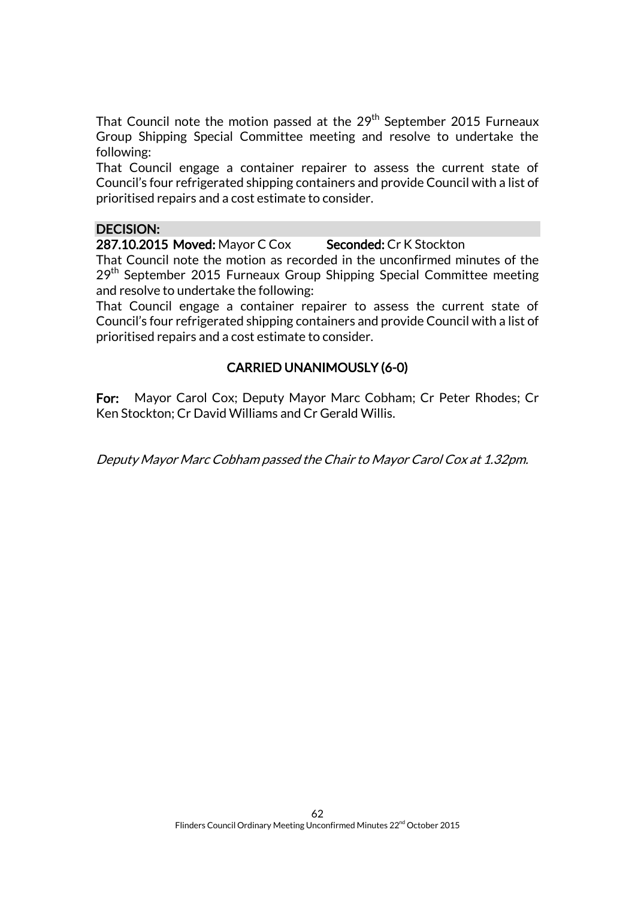That Council note the motion passed at the 29th September 2015 Furneaux Group Shipping Special Committee meeting and resolve to undertake the following:

That Council engage a container repairer to assess the current state of Council's four refrigerated shipping containers and provide Council with a list of prioritised repairs and a cost estimate to consider.

**DECISION:**

**287.10.2015 Moved:** Mayor C Cox **Seconded:** Cr K Stockton

That Council note the motion as recorded in the unconfirmed minutes of the 29th September 2015 Furneaux Group Shipping Special Committee meeting and resolve to undertake the following:

That Council engage a container repairer to assess the current state of Council's four refrigerated shipping containers and provide Council with a list of prioritised repairs and a cost estimate to consider.

**CARRIED UNANIMOUSLY (6-0)**

**For:** Mayor Carol Cox; Deputy Mayor Marc Cobham; Cr Peter Rhodes; Cr Ken Stockton; Cr David Williams and Cr Gerald Willis.

*Deputy Mayor Marc Cobham passed the Chair to Mayor Carol Cox at 1.32pm.*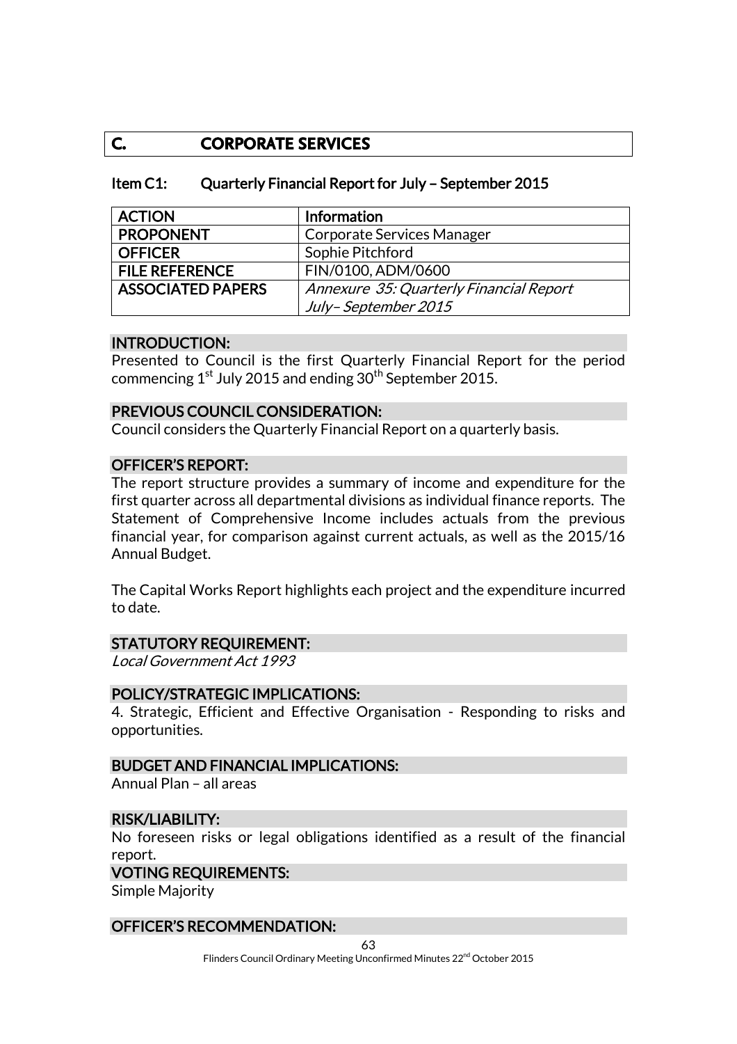## C. CORPORATE SERVICES

### Item C1: Quarterly Financial Report for July – September 2015

| ACTION | Information |
|---|---|
| PROPONENT | Corporate Services Manager |
| OFFICER | Sophie Pitchford |
| FILE REFERENCE | FIN/0100, ADM/0600 |
| ASSOCIATED PAPERS | *Annexure 35: Quarterly Financial Report July– September 2015* |

#### INTRODUCTION:

Presented to Council is the first Quarterly Financial Report for the period commencing 1st July 2015 and ending 30th September 2015.

#### PREVIOUS COUNCIL CONSIDERATION:

Council considers the Quarterly Financial Report on a quarterly basis.

#### OFFICER'S REPORT:

The report structure provides a summary of income and expenditure for the first quarter across all departmental divisions as individual finance reports. The Statement of Comprehensive Income includes actuals from the previous financial year, for comparison against current actuals, as well as the 2015/16 Annual Budget.

The Capital Works Report highlights each project and the expenditure incurred to date.

#### STATUTORY REQUIREMENT:

*Local Government Act 1993*

#### POLICY/STRATEGIC IMPLICATIONS:

4. Strategic, Efficient and Effective Organisation - Responding to risks and opportunities.

#### BUDGET AND FINANCIAL IMPLICATIONS:

Annual Plan – all areas

#### RISK/LIABILITY:

No foreseen risks or legal obligations identified as a result of the financial report.

#### VOTING REQUIREMENTS:

Simple Majority

#### OFFICER'S RECOMMENDATION: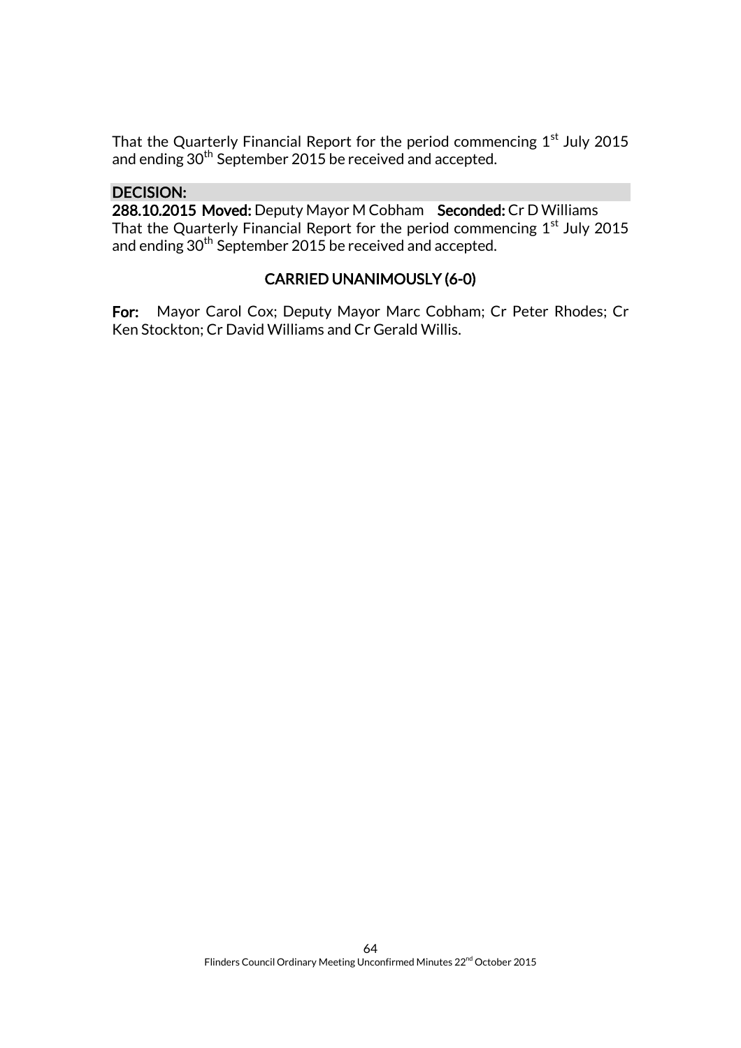That the Quarterly Financial Report for the period commencing 1st July 2015 and ending 30th September 2015 be received and accepted.

**DECISION:**

**288.10.2015 Moved:** Deputy Mayor M Cobham **Seconded:** Cr D Williams

That the Quarterly Financial Report for the period commencing 1st July 2015 and ending 30th September 2015 be received and accepted.

**CARRIED UNANIMOUSLY (6-0)**

**For:** Mayor Carol Cox; Deputy Mayor Marc Cobham; Cr Peter Rhodes; Cr Ken Stockton; Cr David Williams and Cr Gerald Willis.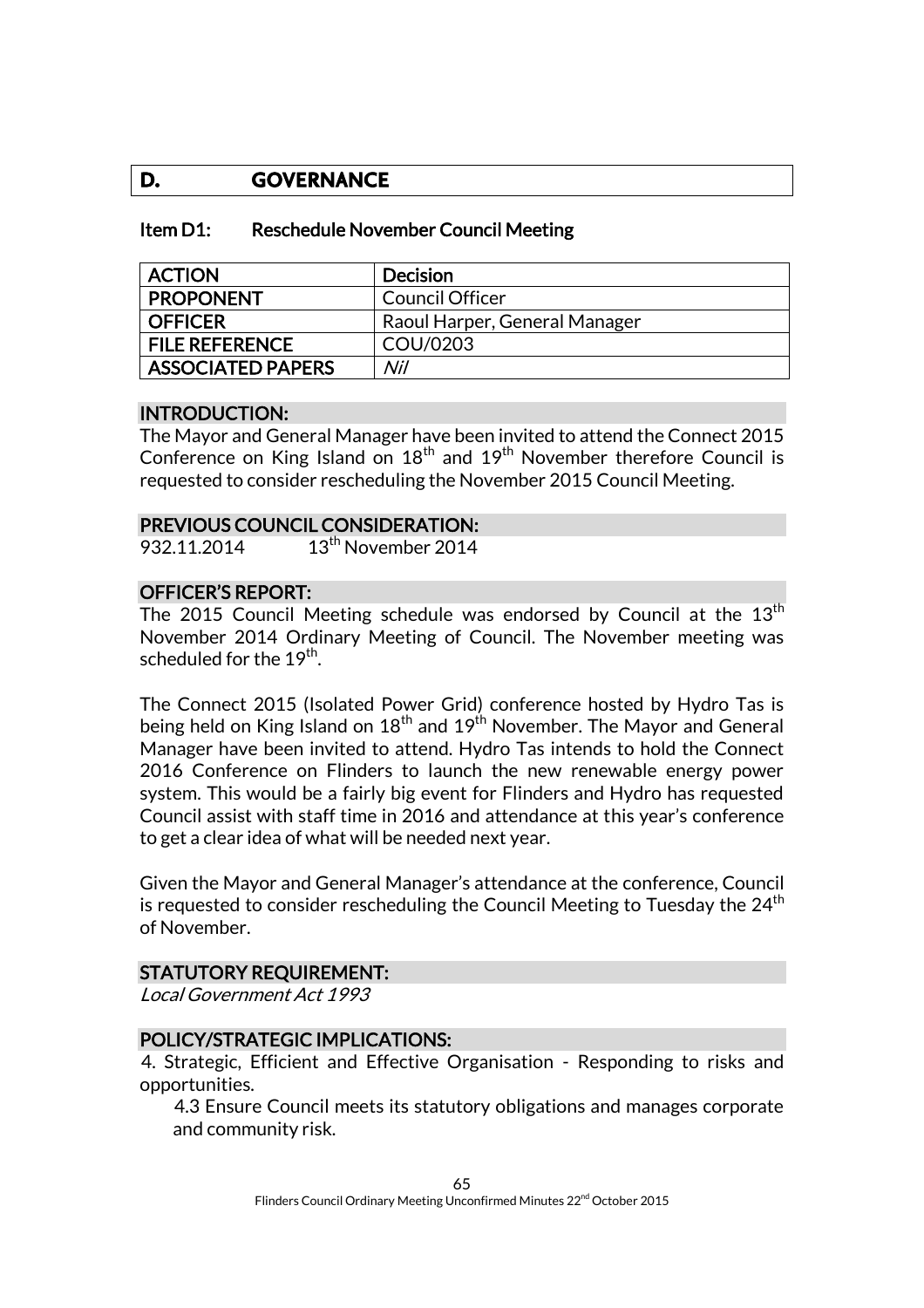## D. GOVERNANCE

### Item D1: Reschedule November Council Meeting

| ACTION | Decision |
|---|---|
| PROPONENT | Council Officer |
| OFFICER | Raoul Harper, General Manager |
| FILE REFERENCE | COU/0203 |
| ASSOCIATED PAPERS | *Nil* |

**INTRODUCTION:**

The Mayor and General Manager have been invited to attend the Connect 2015 Conference on King Island on 18th and 19th November therefore Council is requested to consider rescheduling the November 2015 Council Meeting.

**PREVIOUS COUNCIL CONSIDERATION:**

932.11.2014 13th November 2014

**OFFICER'S REPORT:**

The 2015 Council Meeting schedule was endorsed by Council at the 13th November 2014 Ordinary Meeting of Council. The November meeting was scheduled for the 19th.

The Connect 2015 (Isolated Power Grid) conference hosted by Hydro Tas is being held on King Island on 18th and 19th November. The Mayor and General Manager have been invited to attend. Hydro Tas intends to hold the Connect 2016 Conference on Flinders to launch the new renewable energy power system. This would be a fairly big event for Flinders and Hydro has requested Council assist with staff time in 2016 and attendance at this year's conference to get a clear idea of what will be needed next year.

Given the Mayor and General Manager's attendance at the conference, Council is requested to consider rescheduling the Council Meeting to Tuesday the 24th of November.

**STATUTORY REQUIREMENT:**

*Local Government Act 1993*

**POLICY/STRATEGIC IMPLICATIONS:**

4. Strategic, Efficient and Effective Organisation - Responding to risks and opportunities.

4.3 Ensure Council meets its statutory obligations and manages corporate and community risk.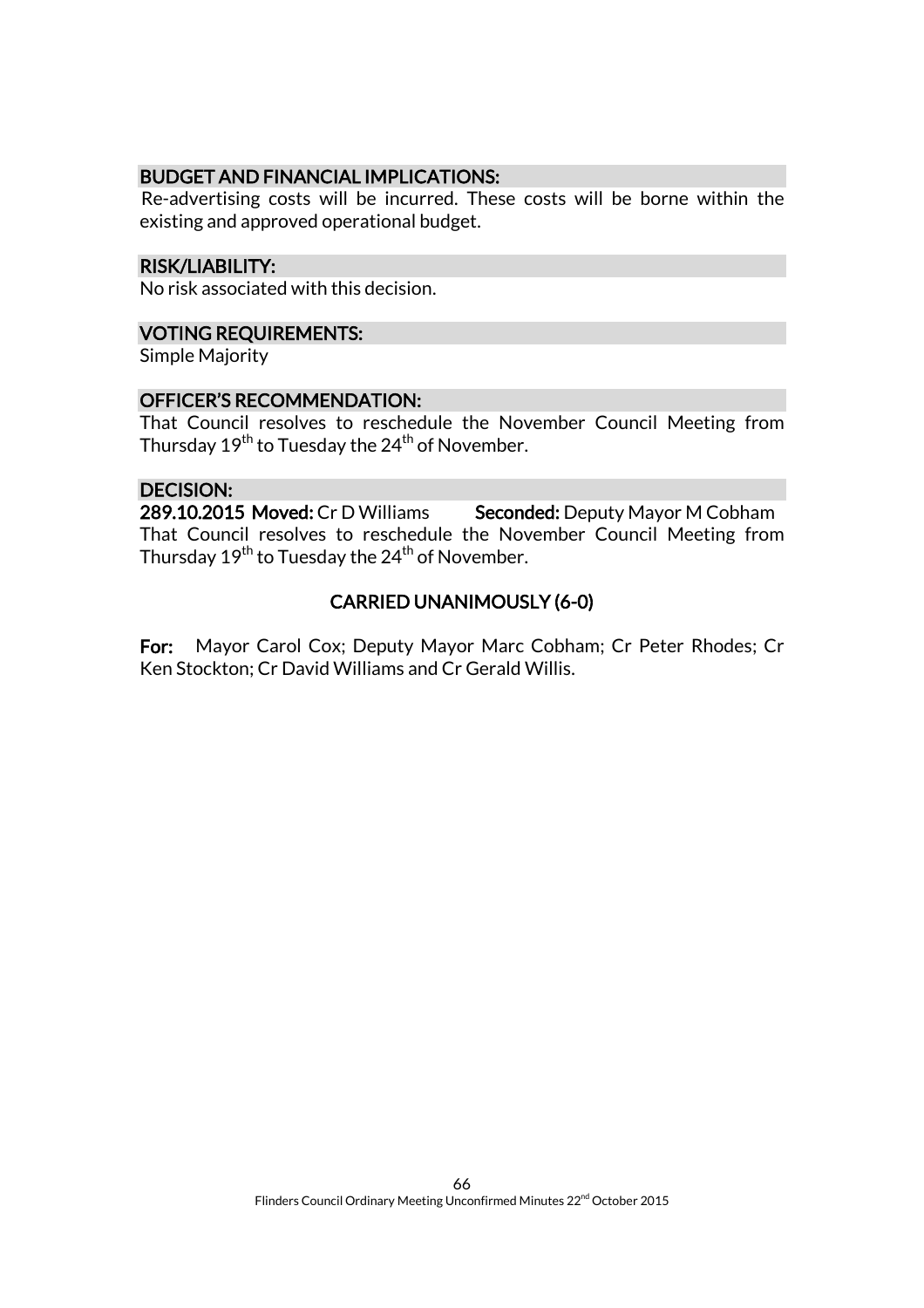## BUDGET AND FINANCIAL IMPLICATIONS:

Re-advertising costs will be incurred. These costs will be borne within the existing and approved operational budget.

## RISK/LIABILITY:

No risk associated with this decision.

## VOTING REQUIREMENTS:

Simple Majority

## OFFICER'S RECOMMENDATION:

That Council resolves to reschedule the November Council Meeting from Thursday 19th to Tuesday the 24th of November.

## DECISION:

**289.10.2015 Moved:** Cr D Williams **Seconded:** Deputy Mayor M Cobham

That Council resolves to reschedule the November Council Meeting from Thursday 19th to Tuesday the 24th of November.

**CARRIED UNANIMOUSLY (6-0)**

**For:** Mayor Carol Cox; Deputy Mayor Marc Cobham; Cr Peter Rhodes; Cr Ken Stockton; Cr David Williams and Cr Gerald Willis.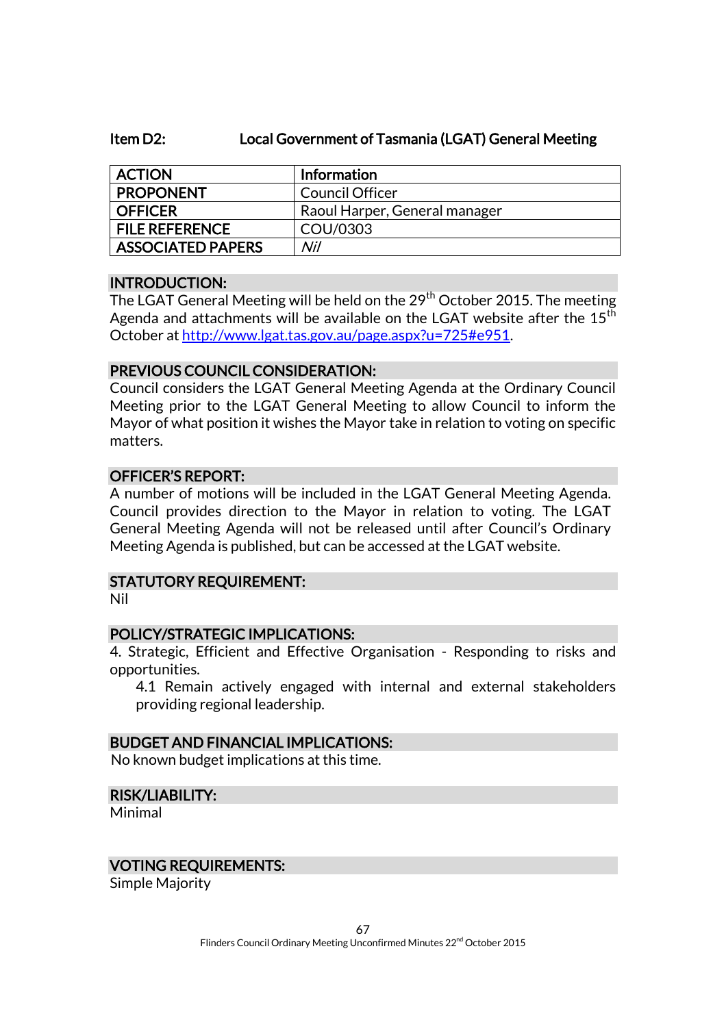## Item D2: Local Government of Tasmania (LGAT) General Meeting

| ACTION | Information |
|---|---|
| PROPONENT | Council Officer |
| OFFICER | Raoul Harper, General manager |
| FILE REFERENCE | COU/0303 |
| ASSOCIATED PAPERS | *Nil* |

### INTRODUCTION:

The LGAT General Meeting will be held on the 29th October 2015. The meeting Agenda and attachments will be available on the LGAT website after the 15th October at http://www.lgat.tas.gov.au/page.aspx?u=725#e951.

### PREVIOUS COUNCIL CONSIDERATION:

Council considers the LGAT General Meeting Agenda at the Ordinary Council Meeting prior to the LGAT General Meeting to allow Council to inform the Mayor of what position it wishes the Mayor take in relation to voting on specific matters.

### OFFICER'S REPORT:

A number of motions will be included in the LGAT General Meeting Agenda. Council provides direction to the Mayor in relation to voting. The LGAT General Meeting Agenda will not be released until after Council's Ordinary Meeting Agenda is published, but can be accessed at the LGAT website.

### STATUTORY REQUIREMENT:

Nil

### POLICY/STRATEGIC IMPLICATIONS:

4. Strategic, Efficient and Effective Organisation - Responding to risks and opportunities.

   4.1 Remain actively engaged with internal and external stakeholders providing regional leadership.

### BUDGET AND FINANCIAL IMPLICATIONS:

No known budget implications at this time.

### RISK/LIABILITY:

Minimal

### VOTING REQUIREMENTS:

Simple Majority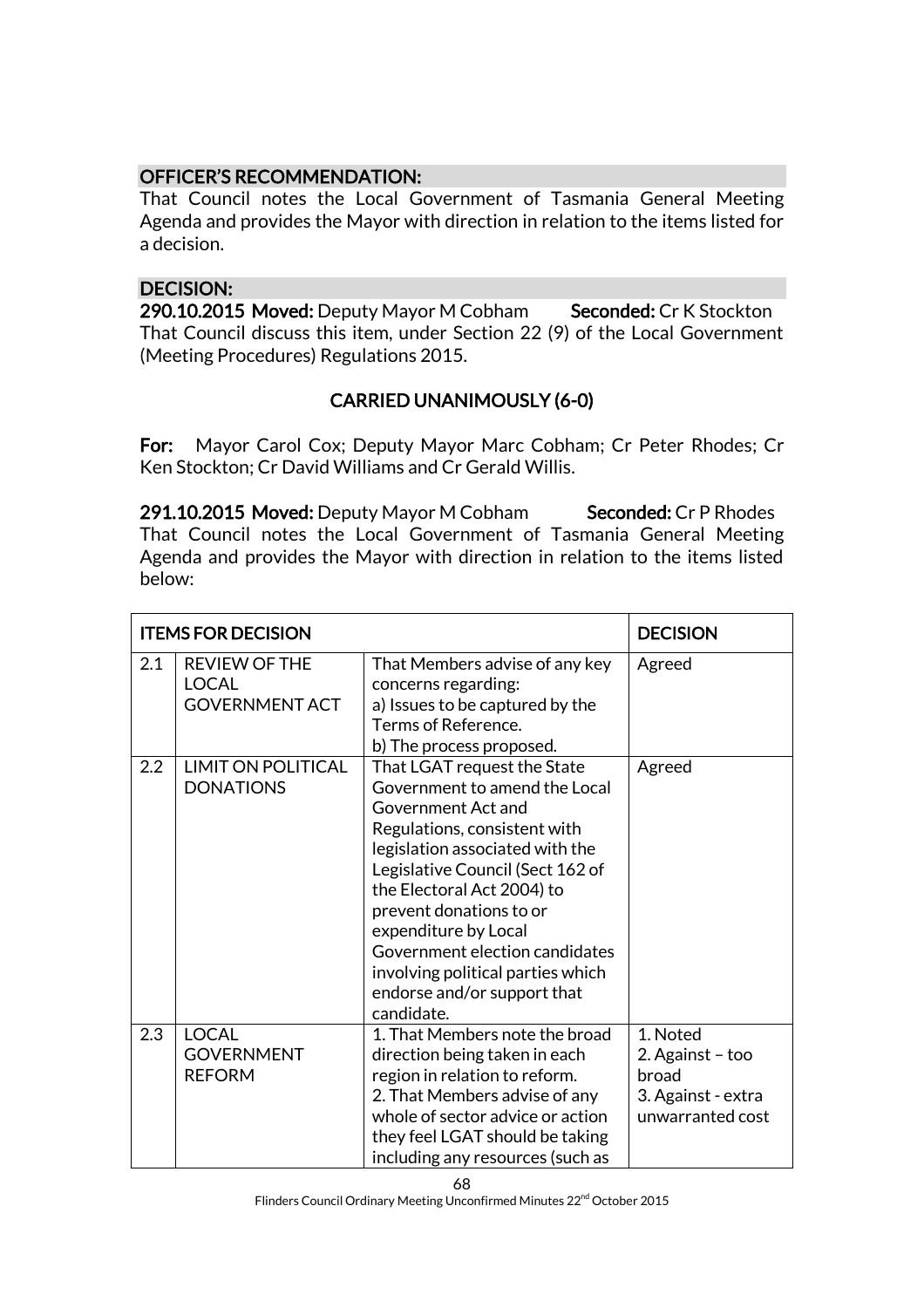### OFFICER'S RECOMMENDATION:

That Council notes the Local Government of Tasmania General Meeting Agenda and provides the Mayor with direction in relation to the items listed for a decision.

### DECISION:

**290.10.2015 Moved:** Deputy Mayor M Cobham **Seconded:** Cr K Stockton

That Council discuss this item, under Section 22 (9) of the Local Government (Meeting Procedures) Regulations 2015.

**CARRIED UNANIMOUSLY (6-0)**

**For:** Mayor Carol Cox; Deputy Mayor Marc Cobham; Cr Peter Rhodes; Cr Ken Stockton; Cr David Williams and Cr Gerald Willis.

**291.10.2015 Moved:** Deputy Mayor M Cobham **Seconded:** Cr P Rhodes

That Council notes the Local Government of Tasmania General Meeting Agenda and provides the Mayor with direction in relation to the items listed below:

| ITEMS FOR DECISION | | | DECISION |
|---|---|---|---|
| 2.1 | REVIEW OF THE LOCAL GOVERNMENT ACT | That Members advise of any key concerns regarding:<br>a) Issues to be captured by the Terms of Reference.<br>b) The process proposed. | Agreed |
| 2.2 | LIMIT ON POLITICAL DONATIONS | That LGAT request the State Government to amend the Local Government Act and Regulations, consistent with legislation associated with the Legislative Council (Sect 162 of the Electoral Act 2004) to prevent donations to or expenditure by Local Government election candidates involving political parties which endorse and/or support that candidate. | Agreed |
| 2.3 | LOCAL GOVERNMENT REFORM | 1. That Members note the broad direction being taken in each region in relation to reform.<br>2. That Members advise of any whole of sector advice or action they feel LGAT should be taking including any resources (such as | 1. Noted<br>2. Against – too broad<br>3. Against - extra unwarranted cost |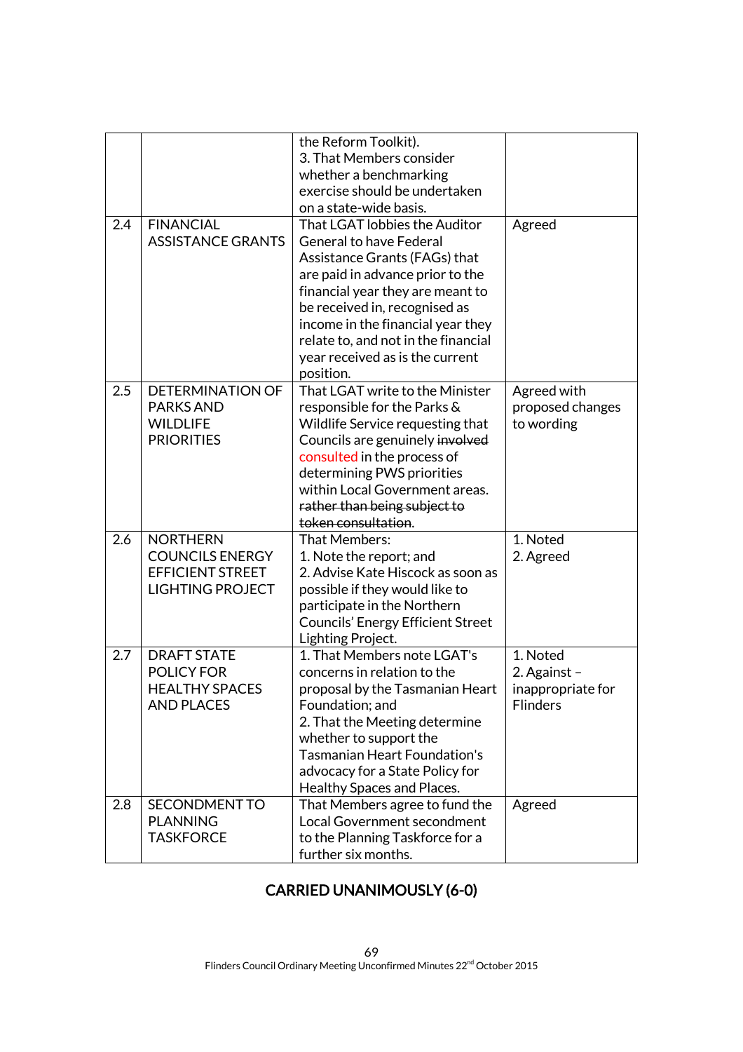| | | | |
|---|---|---|---|
| | | the Reform Toolkit).<br>3. That Members consider whether a benchmarking exercise should be undertaken on a state-wide basis. | |
| 2.4 | FINANCIAL ASSISTANCE GRANTS | That LGAT lobbies the Auditor General to have Federal Assistance Grants (FAGs) that are paid in advance prior to the financial year they are meant to be received in, recognised as income in the financial year they relate to, and not in the financial year received as is the current position. | Agreed |
| 2.5 | DETERMINATION OF PARKS AND WILDLIFE PRIORITIES | That LGAT write to the Minister responsible for the Parks & Wildlife Service requesting that Councils are genuinely ~~involved~~ consulted in the process of determining PWS priorities within Local Government areas. ~~rather than being subject to token consultation~~. | Agreed with proposed changes to wording |
| 2.6 | NORTHERN COUNCILS ENERGY EFFICIENT STREET LIGHTING PROJECT | That Members:<br>1. Note the report; and<br>2. Advise Kate Hiscock as soon as possible if they would like to participate in the Northern Councils' Energy Efficient Street Lighting Project. | 1. Noted<br>2. Agreed |
| 2.7 | DRAFT STATE POLICY FOR HEALTHY SPACES AND PLACES | 1. That Members note LGAT's concerns in relation to the proposal by the Tasmanian Heart Foundation; and<br>2. That the Meeting determine whether to support the Tasmanian Heart Foundation's advocacy for a State Policy for Healthy Spaces and Places. | 1. Noted<br>2. Against – inappropriate for Flinders |
| 2.8 | SECONDMENT TO PLANNING TASKFORCE | That Members agree to fund the Local Government secondment to the Planning Taskforce for a further six months. | Agreed |

**CARRIED UNANIMOUSLY (6-0)**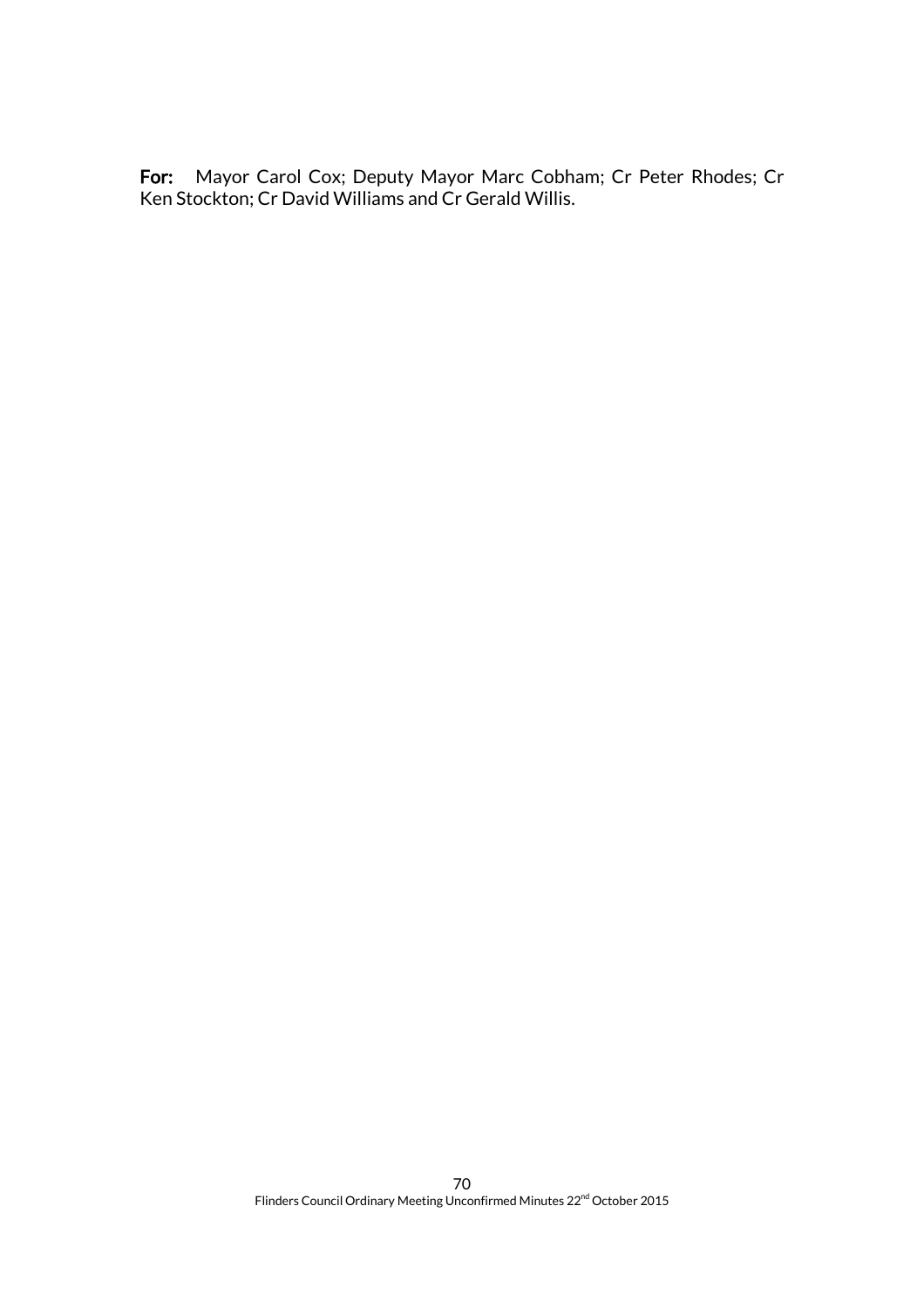**For:** Mayor Carol Cox; Deputy Mayor Marc Cobham; Cr Peter Rhodes; Cr Ken Stockton; Cr David Williams and Cr Gerald Willis.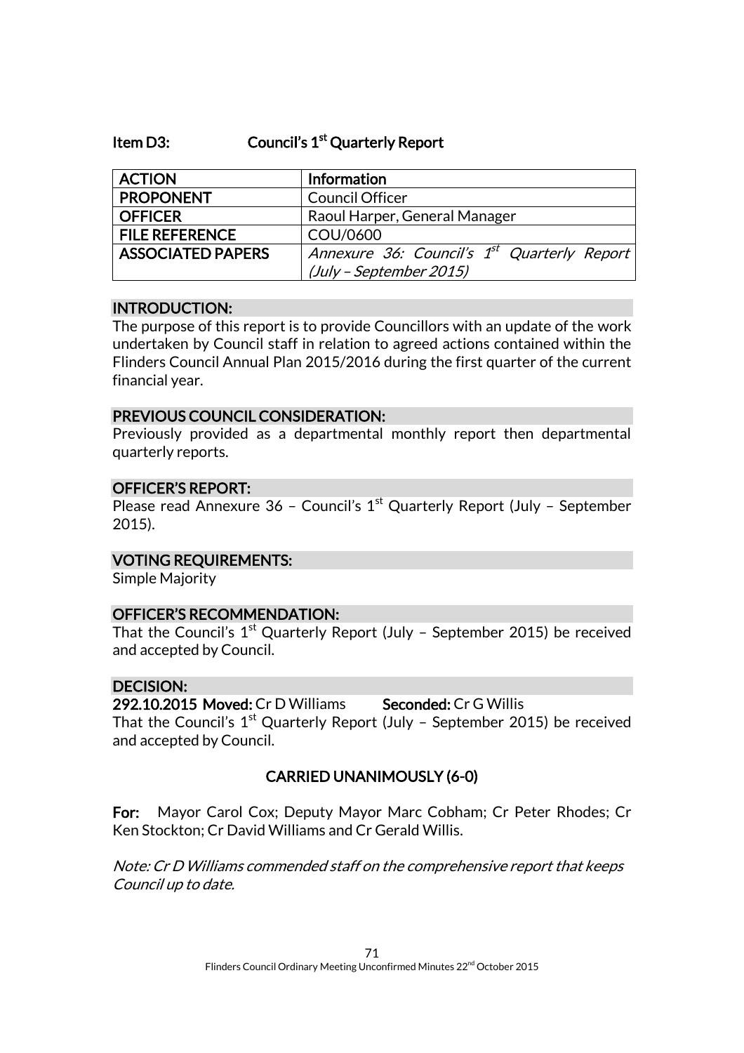## Item D3: Council's 1st Quarterly Report

| ACTION | Information |
|---|---|
| PROPONENT | Council Officer |
| OFFICER | Raoul Harper, General Manager |
| FILE REFERENCE | COU/0600 |
| ASSOCIATED PAPERS | *Annexure 36: Council's 1st Quarterly Report (July – September 2015)* |

### INTRODUCTION:

The purpose of this report is to provide Councillors with an update of the work undertaken by Council staff in relation to agreed actions contained within the Flinders Council Annual Plan 2015/2016 during the first quarter of the current financial year.

### PREVIOUS COUNCIL CONSIDERATION:

Previously provided as a departmental monthly report then departmental quarterly reports.

### OFFICER'S REPORT:

Please read Annexure 36 – Council's 1st Quarterly Report (July – September 2015).

### VOTING REQUIREMENTS:

Simple Majority

### OFFICER'S RECOMMENDATION:

That the Council's 1st Quarterly Report (July – September 2015) be received and accepted by Council.

### DECISION:

**292.10.2015 Moved:** Cr D Williams **Seconded:** Cr G Willis

That the Council's 1st Quarterly Report (July – September 2015) be received and accepted by Council.

**CARRIED UNANIMOUSLY (6-0)**

**For:** Mayor Carol Cox; Deputy Mayor Marc Cobham; Cr Peter Rhodes; Cr Ken Stockton; Cr David Williams and Cr Gerald Willis.

*Note: Cr D Williams commended staff on the comprehensive report that keeps Council up to date.*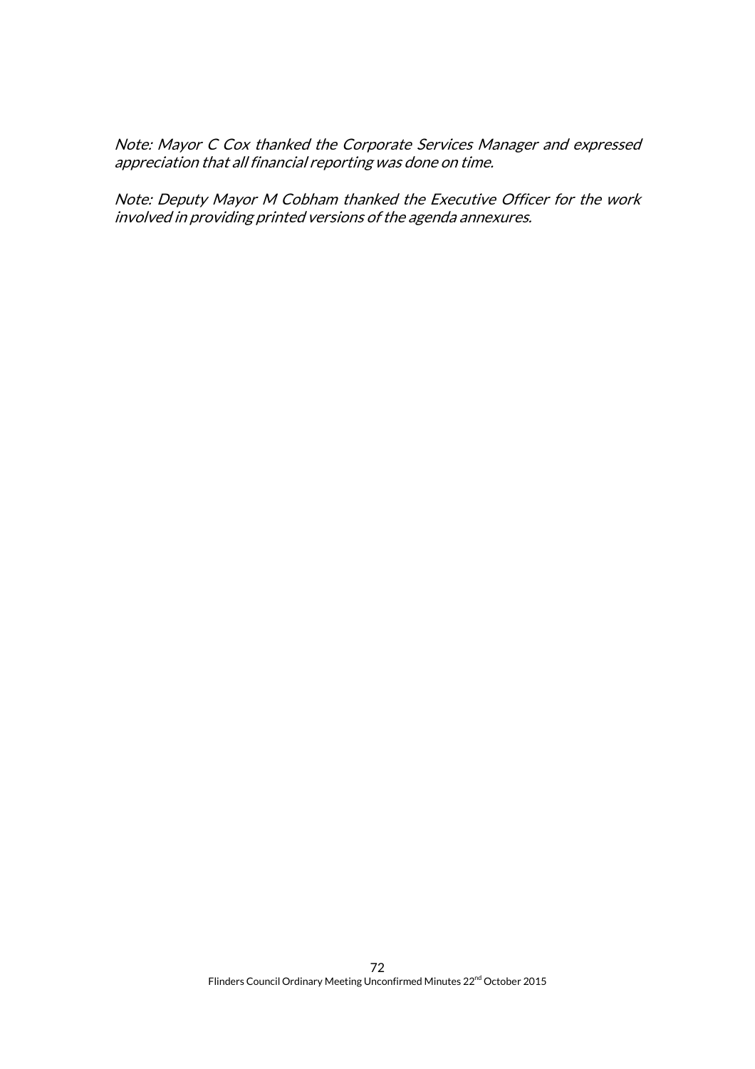*Note: Mayor C Cox thanked the Corporate Services Manager and expressed appreciation that all financial reporting was done on time.*

*Note: Deputy Mayor M Cobham thanked the Executive Officer for the work involved in providing printed versions of the agenda annexures.*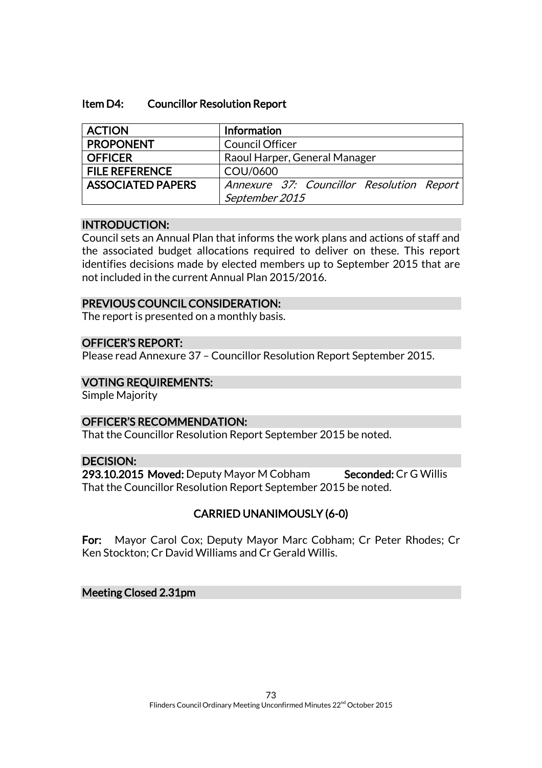### Item D4: Councillor Resolution Report

| | |
|---|---|
| **ACTION** | **Information** |
| **PROPONENT** | Council Officer |
| **OFFICER** | Raoul Harper, General Manager |
| **FILE REFERENCE** | COU/0600 |
| **ASSOCIATED PAPERS** | *Annexure 37: Councillor Resolution Report September 2015* |

**INTRODUCTION:**

Council sets an Annual Plan that informs the work plans and actions of staff and the associated budget allocations required to deliver on these. This report identifies decisions made by elected members up to September 2015 that are not included in the current Annual Plan 2015/2016.

**PREVIOUS COUNCIL CONSIDERATION:**

The report is presented on a monthly basis.

**OFFICER'S REPORT:**

Please read Annexure 37 – Councillor Resolution Report September 2015.

**VOTING REQUIREMENTS:**

Simple Majority

**OFFICER'S RECOMMENDATION:**

That the Councillor Resolution Report September 2015 be noted.

**DECISION:**

**293.10.2015 Moved:** Deputy Mayor M Cobham **Seconded:** Cr G Willis

That the Councillor Resolution Report September 2015 be noted.

**CARRIED UNANIMOUSLY (6-0)**

**For:** Mayor Carol Cox; Deputy Mayor Marc Cobham; Cr Peter Rhodes; Cr Ken Stockton; Cr David Williams and Cr Gerald Willis.

**Meeting Closed 2.31pm**